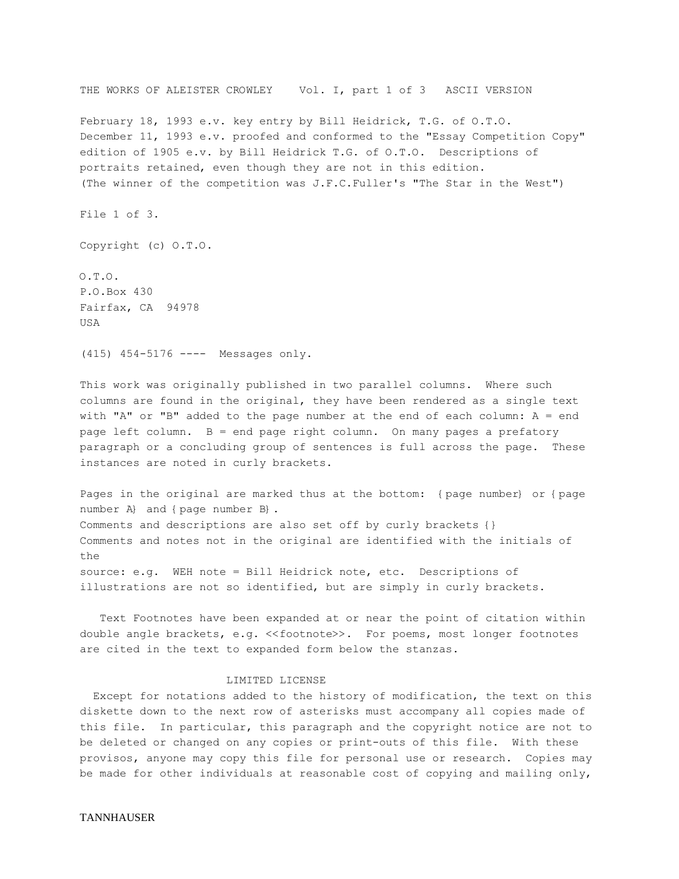THE WORKS OF ALEISTER CROWLEY Vol. I, part 1 of 3 ASCII VERSION

February 18, 1993 e.v. key entry by Bill Heidrick, T.G. of O.T.O.
December 11, 1993 e.v. proofed and conformed to the "Essay Competition Copy" edition of 1905 e.v. by Bill Heidrick T.G. of O.T.O. Descriptions of portraits retained, even though they are not in this edition.
(The winner of the competition was J.F.C.Fuller's "The Star in the West")

File 1 of 3.

Copyright (c) O.T.O.

O.T.O.
P.O.Box 430
Fairfax, CA 94978
USA

(415) 454-5176 ---- Messages only.

This work was originally published in two parallel columns. Where such columns are found in the original, they have been rendered as a single text with "A" or "B" added to the page number at the end of each column: A = end page left column. B = end page right column. On many pages a prefatory paragraph or a concluding group of sentences is full across the page. These instances are noted in curly brackets.

Pages in the original are marked thus at the bottom: {page number} or {page number A} and {page number B}.
Comments and descriptions are also set off by curly brackets {}
Comments and notes not in the original are identified with the initials of the
source: e.g. WEH note = Bill Heidrick note, etc. Descriptions of illustrations are not so identified, but are simply in curly brackets.

Text Footnotes have been expanded at or near the point of citation within double angle brackets, e.g. <<footnote>>. For poems, most longer footnotes are cited in the text to expanded form below the stanzas.

LIMITED LICENSE

Except for notations added to the history of modification, the text on this diskette down to the next row of asterisks must accompany all copies made of this file. In particular, this paragraph and the copyright notice are not to be deleted or changed on any copies or print-outs of this file. With these provisos, anyone may copy this file for personal use or research. Copies may be made for other individuals at reasonable cost of copying and mailing only,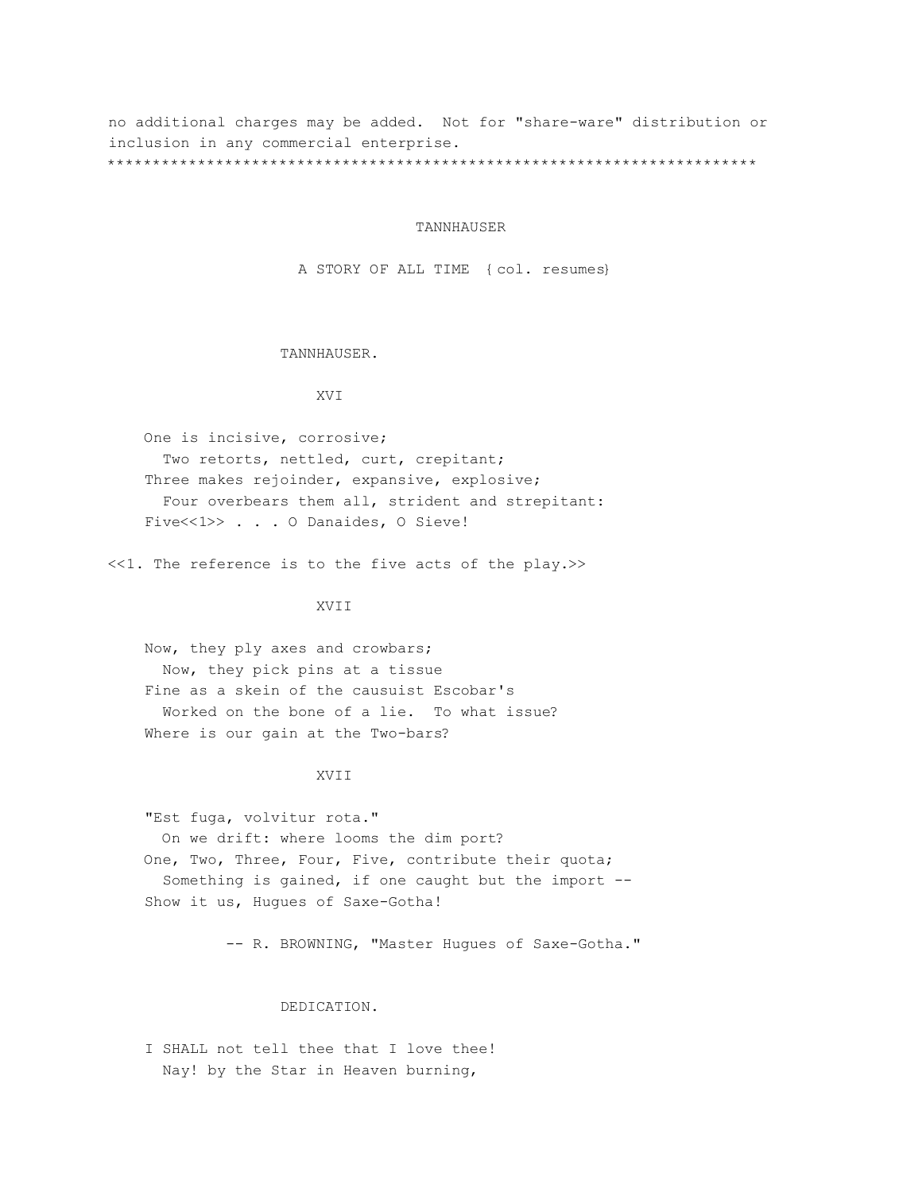no additional charges may be added. Not for "share-ware" distribution or inclusion in any commercial enterprise.
**********************************************************************

# TANNHAUSER

## A STORY OF ALL TIME {col. resumes}

### TANNHAUSER.

XVI

One is incisive, corrosive;
  Two retorts, nettled, curt, crepitant;
Three makes rejoinder, expansive, explosive;
  Four overbears them all, strident and strepitant:
Five<<1>> . . . O Danaides, O Sieve!

<<1. The reference is to the five acts of the play.>>

XVII

Now, they ply axes and crowbars;
  Now, they pick pins at a tissue
Fine as a skein of the causuist Escobar's
  Worked on the bone of a lie. To what issue?
Where is our gain at the Two-bars?

XVII

"Est fuga, volvitur rota."
  On we drift: where looms the dim port?
One, Two, Three, Four, Five, contribute their quota;
  Something is gained, if one caught but the import --
Show it us, Hugues of Saxe-Gotha!

-- R. BROWNING, "Master Hugues of Saxe-Gotha."

### DEDICATION.

I SHALL not tell thee that I love thee!
  Nay! by the Star in Heaven burning,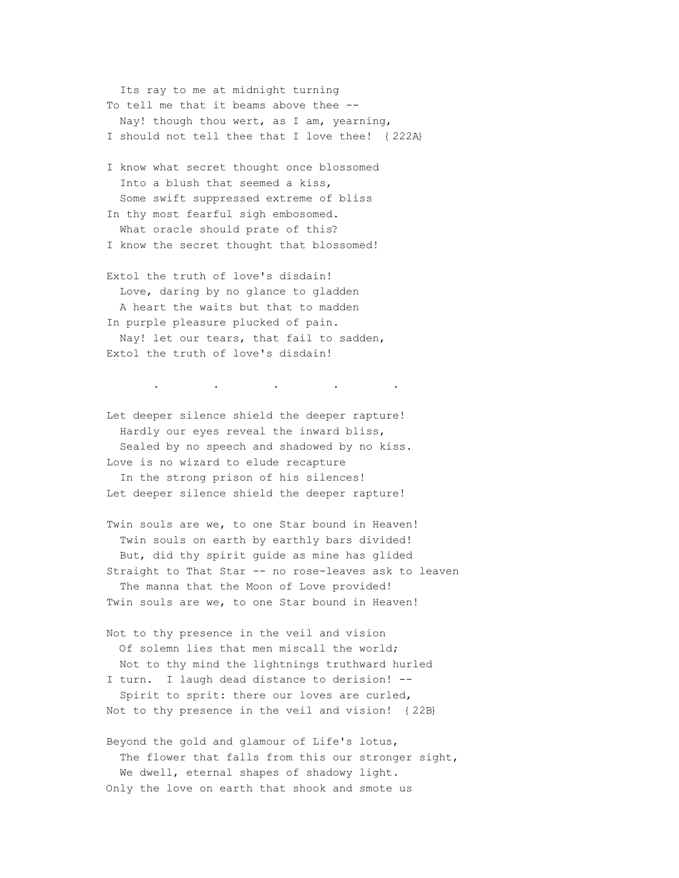Its ray to me at midnight turning  
To tell me that it beams above thee --  
Nay! though thou wert, as I am, yearning,  
I should not tell thee that I love thee! {222A}

I know what secret thought once blossomed  
Into a blush that seemed a kiss,  
Some swift suppressed extreme of bliss  
In thy most fearful sigh embosomed.  
What oracle should prate of this?  
I know the secret thought that blossomed!

Extol the truth of love's disdain!  
Love, daring by no glance to gladden  
A heart the waits but that to madden  
In purple pleasure plucked of pain.  
Nay! let our tears, that fail to sadden,  
Extol the truth of love's disdain!

. . . . .

Let deeper silence shield the deeper rapture!  
Hardly our eyes reveal the inward bliss,  
Sealed by no speech and shadowed by no kiss.  
Love is no wizard to elude recapture  
In the strong prison of his silences!  
Let deeper silence shield the deeper rapture!

Twin souls are we, to one Star bound in Heaven!  
Twin souls on earth by earthly bars divided!  
But, did thy spirit guide as mine has glided  
Straight to That Star -- no rose-leaves ask to leaven  
The manna that the Moon of Love provided!  
Twin souls are we, to one Star bound in Heaven!

Not to thy presence in the veil and vision  
Of solemn lies that men miscall the world;  
Not to thy mind the lightnings truthward hurled  
I turn. I laugh dead distance to derision! --  
Spirit to sprit: there our loves are curled,  
Not to thy presence in the veil and vision! {22B}

Beyond the gold and glamour of Life's lotus,  
The flower that falls from this our stronger sight,  
We dwell, eternal shapes of shadowy light.  
Only the love on earth that shook and smote us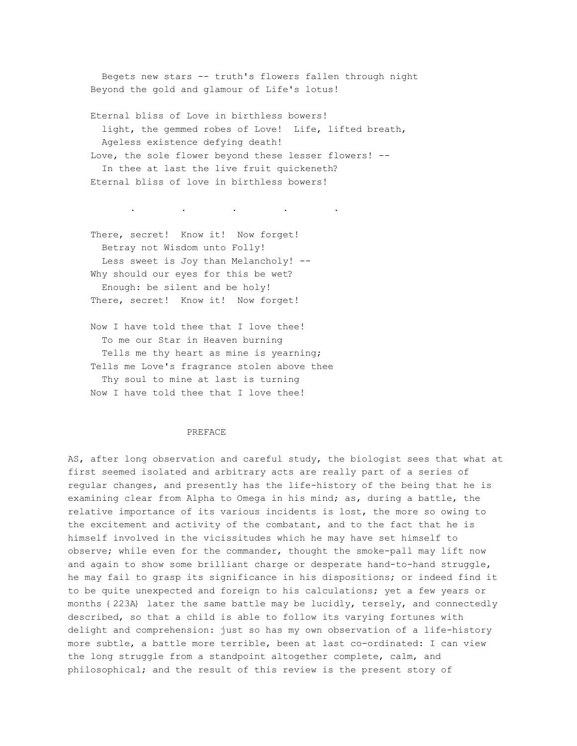Begets new stars -- truth's flowers fallen through night
Beyond the gold and glamour of Life's lotus!

Eternal bliss of Love in birthless bowers!
light, the gemmed robes of Love! Life, lifted breath,
Ageless existence defying death!
Love, the sole flower beyond these lesser flowers! --
In thee at last the live fruit quickeneth?
Eternal bliss of love in birthless bowers!

. . . . .

There, secret! Know it! Now forget!
Betray not Wisdom unto Folly!
Less sweet is Joy than Melancholy! --
Why should our eyes for this be wet?
Enough: be silent and be holy!
There, secret! Know it! Now forget!

Now I have told thee that I love thee!
To me our Star in Heaven burning
Tells me thy heart as mine is yearning;
Tells me Love's fragrance stolen above thee
Thy soul to mine at last is turning
Now I have told thee that I love thee!

## PREFACE

AS, after long observation and careful study, the biologist sees that what at first seemed isolated and arbitrary acts are really part of a series of regular changes, and presently has the life-history of the being that he is examining clear from Alpha to Omega in his mind; as, during a battle, the relative importance of its various incidents is lost, the more so owing to the excitement and activity of the combatant, and to the fact that he is himself involved in the vicissitudes which he may have set himself to observe; while even for the commander, thought the smoke-pall may lift now and again to show some brilliant charge or desperate hand-to-hand struggle, he may fail to grasp its significance in his dispositions; or indeed find it to be quite unexpected and foreign to his calculations; yet a few years or months {223A} later the same battle may be lucidly, tersely, and connectedly described, so that a child is able to follow its varying fortunes with delight and comprehension: just so has my own observation of a life-history more subtle, a battle more terrible, been at last co-ordinated: I can view the long struggle from a standpoint altogether complete, calm, and philosophical; and the result of this review is the present story of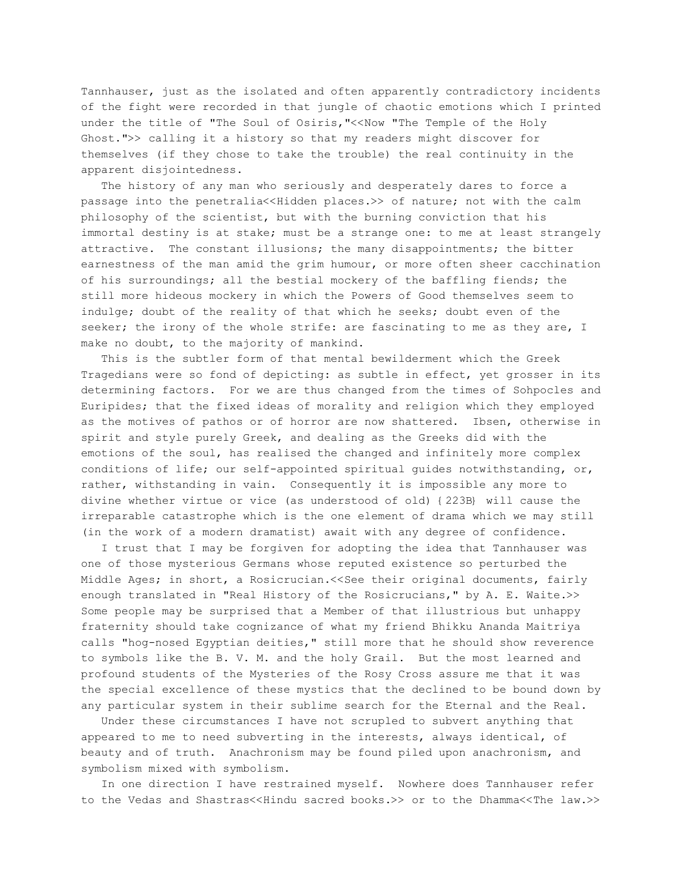Tannhauser, just as the isolated and often apparently contradictory incidents of the fight were recorded in that jungle of chaotic emotions which I printed under the title of "The Soul of Osiris,"<<Now "The Temple of the Holy Ghost.">> calling it a history so that my readers might discover for themselves (if they chose to take the trouble) the real continuity in the apparent disjointedness.

The history of any man who seriously and desperately dares to force a passage into the penetralia<<Hidden places.>> of nature; not with the calm philosophy of the scientist, but with the burning conviction that his immortal destiny is at stake; must be a strange one: to me at least strangely attractive. The constant illusions; the many disappointments; the bitter earnestness of the man amid the grim humour, or more often sheer cacchination of his surroundings; all the bestial mockery of the baffling fiends; the still more hideous mockery in which the Powers of Good themselves seem to indulge; doubt of the reality of that which he seeks; doubt even of the seeker; the irony of the whole strife: are fascinating to me as they are, I make no doubt, to the majority of mankind.

This is the subtler form of that mental bewilderment which the Greek Tragedians were so fond of depicting: as subtle in effect, yet grosser in its determining factors. For we are thus changed from the times of Sohpocles and Euripides; that the fixed ideas of morality and religion which they employed as the motives of pathos or of horror are now shattered. Ibsen, otherwise in spirit and style purely Greek, and dealing as the Greeks did with the emotions of the soul, has realised the changed and infinitely more complex conditions of life; our self-appointed spiritual guides notwithstanding, or, rather, withstanding in vain. Consequently it is impossible any more to divine whether virtue or vice (as understood of old) {223B} will cause the irreparable catastrophe which is the one element of drama which we may still (in the work of a modern dramatist) await with any degree of confidence.

I trust that I may be forgiven for adopting the idea that Tannhauser was one of those mysterious Germans whose reputed existence so perturbed the Middle Ages; in short, a Rosicrucian.<<See their original documents, fairly enough translated in "Real History of the Rosicrucians," by A. E. Waite.>> Some people may be surprised that a Member of that illustrious but unhappy fraternity should take cognizance of what my friend Bhikku Ananda Maitriya calls "hog-nosed Egyptian deities," still more that he should show reverence to symbols like the B. V. M. and the holy Grail. But the most learned and profound students of the Mysteries of the Rosy Cross assure me that it was the special excellence of these mystics that the declined to be bound down by any particular system in their sublime search for the Eternal and the Real.

Under these circumstances I have not scrupled to subvert anything that appeared to me to need subverting in the interests, always identical, of beauty and of truth. Anachronism may be found piled upon anachronism, and symbolism mixed with symbolism.

In one direction I have restrained myself. Nowhere does Tannhauser refer to the Vedas and Shastras<<Hindu sacred books.>> or to the Dhamma<<The law.>>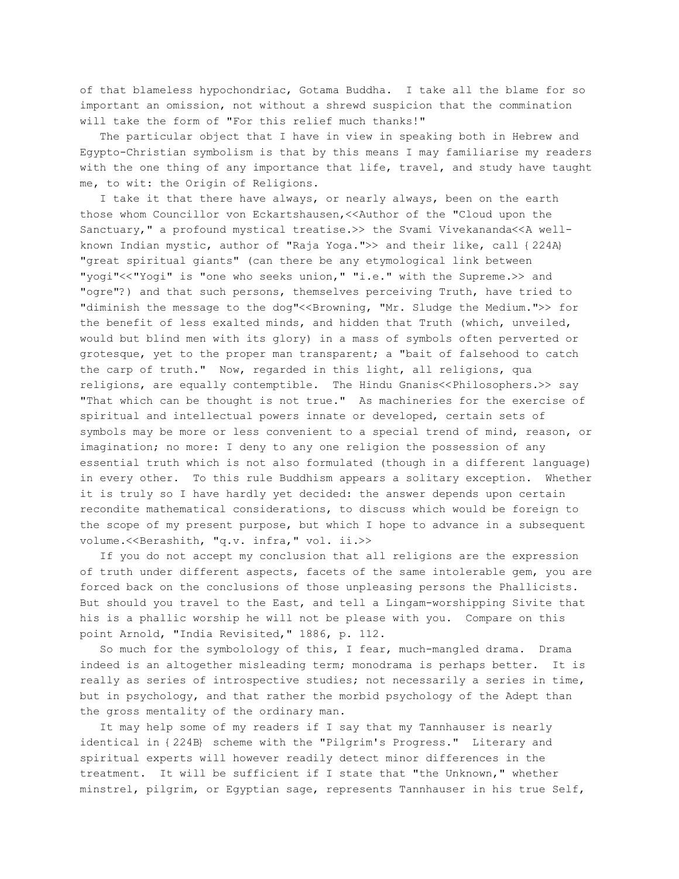of that blameless hypochondriac, Gotama Buddha. I take all the blame for so important an omission, not without a shrewd suspicion that the commination will take the form of "For this relief much thanks!"

The particular object that I have in view in speaking both in Hebrew and Egypto-Christian symbolism is that by this means I may familiarise my readers with the one thing of any importance that life, travel, and study have taught me, to wit: the Origin of Religions.

I take it that there have always, or nearly always, been on the earth those whom Councillor von Eckartshausen,<<Author of the "Cloud upon the Sanctuary," a profound mystical treatise.>> the Svami Vivekananda<<A well-known Indian mystic, author of "Raja Yoga.">> and their like, call {224A} "great spiritual giants" (can there be any etymological link between "yogi"<<"Yogi" is "one who seeks union," "i.e." with the Supreme.>> and "ogre"?) and that such persons, themselves perceiving Truth, have tried to "diminish the message to the dog"<<Browning, "Mr. Sludge the Medium.">> for the benefit of less exalted minds, and hidden that Truth (which, unveiled, would but blind men with its glory) in a mass of symbols often perverted or grotesque, yet to the proper man transparent; a "bait of falsehood to catch the carp of truth." Now, regarded in this light, all religions, qua religions, are equally contemptible. The Hindu Gnanis<<Philosophers.>> say "That which can be thought is not true." As machineries for the exercise of spiritual and intellectual powers innate or developed, certain sets of symbols may be more or less convenient to a special trend of mind, reason, or imagination; no more: I deny to any one religion the possession of any essential truth which is not also formulated (though in a different language) in every other. To this rule Buddhism appears a solitary exception. Whether it is truly so I have hardly yet decided: the answer depends upon certain recondite mathematical considerations, to discuss which would be foreign to the scope of my present purpose, but which I hope to advance in a subsequent volume.<<Berashith, "q.v. infra," vol. ii.>>

If you do not accept my conclusion that all religions are the expression of truth under different aspects, facets of the same intolerable gem, you are forced back on the conclusions of those unpleasing persons the Phallicists. But should you travel to the East, and tell a Lingam-worshipping Sivite that his is a phallic worship he will not be please with you. Compare on this point Arnold, "India Revisited," 1886, p. 112.

So much for the symbolology of this, I fear, much-mangled drama. Drama indeed is an altogether misleading term; monodrama is perhaps better. It is really as series of introspective studies; not necessarily a series in time, but in psychology, and that rather the morbid psychology of the Adept than the gross mentality of the ordinary man.

It may help some of my readers if I say that my Tannhauser is nearly identical in {224B} scheme with the "Pilgrim's Progress." Literary and spiritual experts will however readily detect minor differences in the treatment. It will be sufficient if I state that "the Unknown," whether minstrel, pilgrim, or Egyptian sage, represents Tannhauser in his true Self,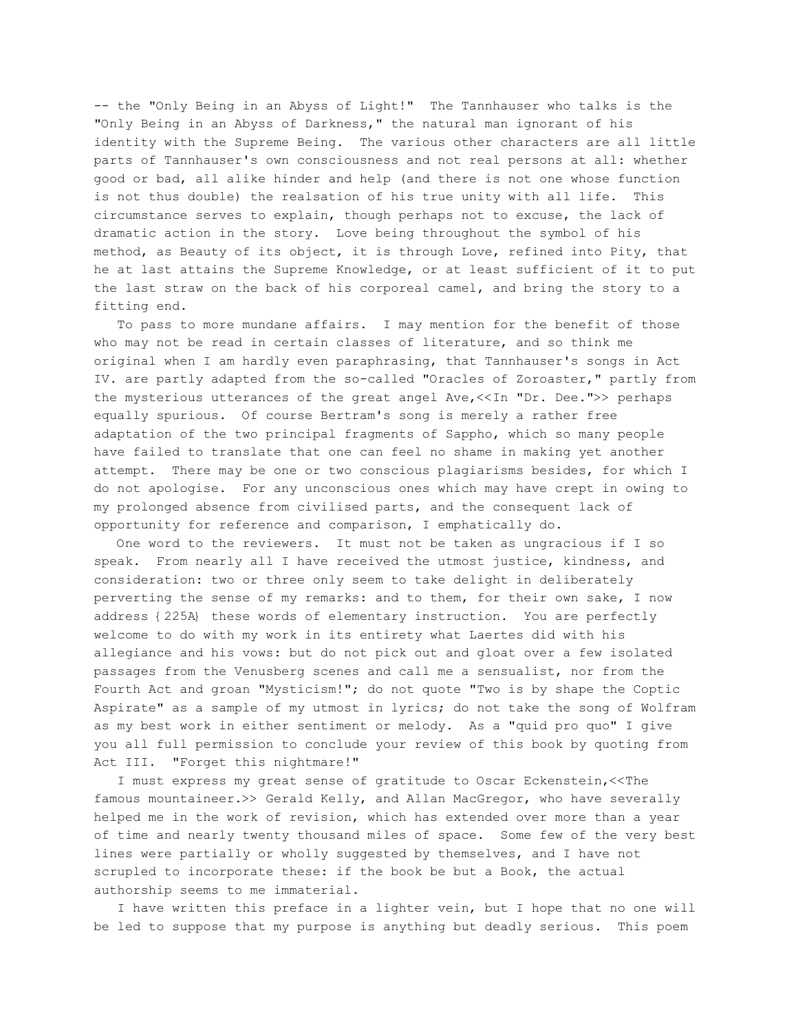-- the "Only Being in an Abyss of Light!" The Tannhauser who talks is the "Only Being in an Abyss of Darkness," the natural man ignorant of his identity with the Supreme Being. The various other characters are all little parts of Tannhauser's own consciousness and not real persons at all: whether good or bad, all alike hinder and help (and there is not one whose function is not thus double) the realsation of his true unity with all life. This circumstance serves to explain, though perhaps not to excuse, the lack of dramatic action in the story. Love being throughout the symbol of his method, as Beauty of its object, it is through Love, refined into Pity, that he at last attains the Supreme Knowledge, or at least sufficient of it to put the last straw on the back of his corporeal camel, and bring the story to a fitting end.

To pass to more mundane affairs. I may mention for the benefit of those who may not be read in certain classes of literature, and so think me original when I am hardly even paraphrasing, that Tannhauser's songs in Act IV. are partly adapted from the so-called "Oracles of Zoroaster," partly from the mysterious utterances of the great angel Ave,<<In "Dr. Dee.">> perhaps equally spurious. Of course Bertram's song is merely a rather free adaptation of the two principal fragments of Sappho, which so many people have failed to translate that one can feel no shame in making yet another attempt. There may be one or two conscious plagiarisms besides, for which I do not apologise. For any unconscious ones which may have crept in owing to my prolonged absence from civilised parts, and the consequent lack of opportunity for reference and comparison, I emphatically do.

One word to the reviewers. It must not be taken as ungracious if I so speak. From nearly all I have received the utmost justice, kindness, and consideration: two or three only seem to take delight in deliberately perverting the sense of my remarks: and to them, for their own sake, I now address {225A} these words of elementary instruction. You are perfectly welcome to do with my work in its entirety what Laertes did with his allegiance and his vows: but do not pick out and gloat over a few isolated passages from the Venusberg scenes and call me a sensualist, nor from the Fourth Act and groan "Mysticism!"; do not quote "Two is by shape the Coptic Aspirate" as a sample of my utmost in lyrics; do not take the song of Wolfram as my best work in either sentiment or melody. As a "quid pro quo" I give you all full permission to conclude your review of this book by quoting from Act III. "Forget this nightmare!"

I must express my great sense of gratitude to Oscar Eckenstein,<<The famous mountaineer.>> Gerald Kelly, and Allan MacGregor, who have severally helped me in the work of revision, which has extended over more than a year of time and nearly twenty thousand miles of space. Some few of the very best lines were partially or wholly suggested by themselves, and I have not scrupled to incorporate these: if the book be but a Book, the actual authorship seems to me immaterial.

I have written this preface in a lighter vein, but I hope that no one will be led to suppose that my purpose is anything but deadly serious. This poem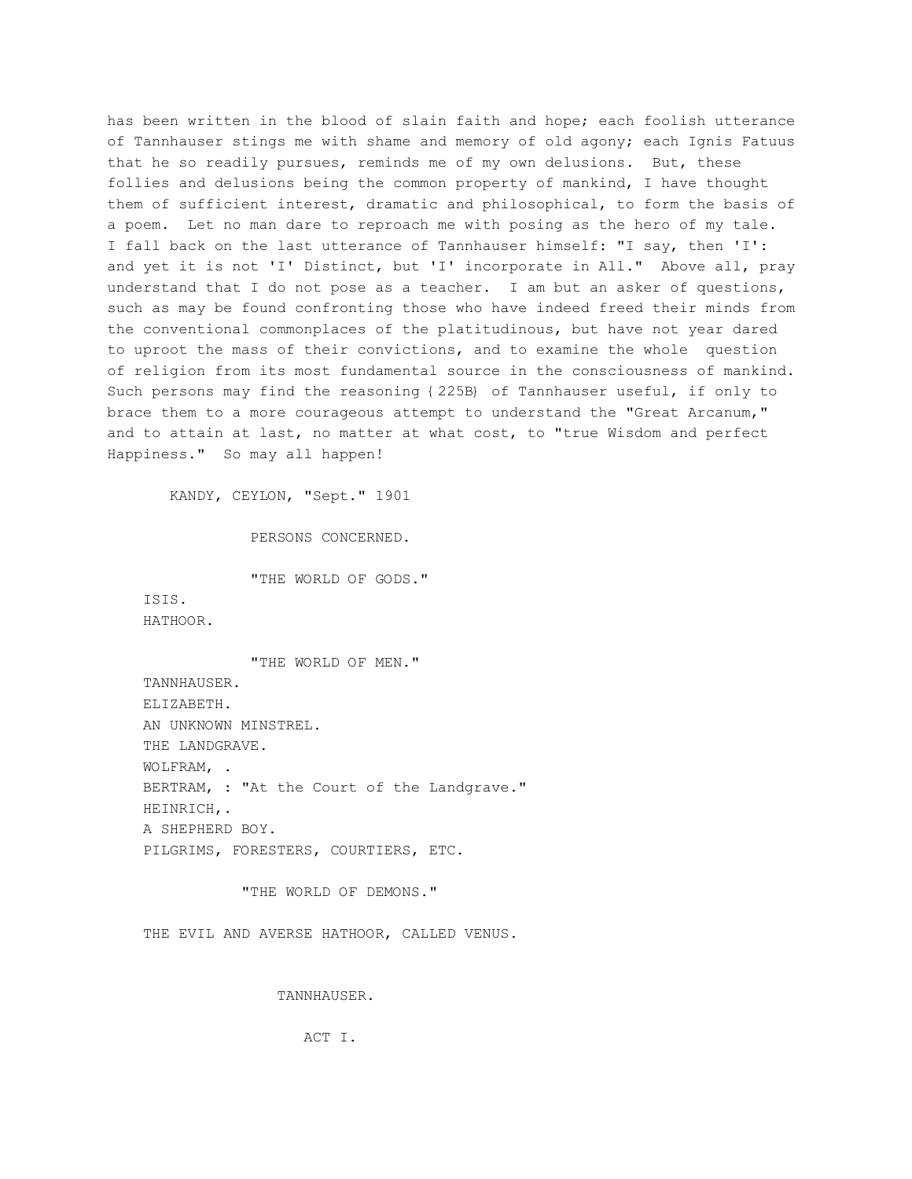has been written in the blood of slain faith and hope; each foolish utterance of Tannhauser stings me with shame and memory of old agony; each Ignis Fatuus that he so readily pursues, reminds me of my own delusions. But, these follies and delusions being the common property of mankind, I have thought them of sufficient interest, dramatic and philosophical, to form the basis of a poem. Let no man dare to reproach me with posing as the hero of my tale. I fall back on the last utterance of Tannhauser himself: "I say, then 'I': and yet it is not 'I' Distinct, but 'I' incorporate in All." Above all, pray understand that I do not pose as a teacher. I am but an asker of questions, such as may be found confronting those who have indeed freed their minds from the conventional commonplaces of the platitudinous, but have not year dared to uproot the mass of their convictions, and to examine the whole question of religion from its most fundamental source in the consciousness of mankind. Such persons may find the reasoning {225B} of Tannhauser useful, if only to brace them to a more courageous attempt to understand the "Great Arcanum," and to attain at last, no matter at what cost, to "true Wisdom and perfect Happiness." So may all happen!

KANDY, CEYLON, "Sept." 1901

PERSONS CONCERNED.

"THE WORLD OF GODS."

ISIS.
HATHOOR.

"THE WORLD OF MEN."

TANNHAUSER.
ELIZABETH.
AN UNKNOWN MINSTREL.
THE LANDGRAVE.
WOLFRAM, .
BERTRAM, : "At the Court of the Landgrave."
HEINRICH,.
A SHEPHERD BOY.
PILGRIMS, FORESTERS, COURTIERS, ETC.

"THE WORLD OF DEMONS."

THE EVIL AND AVERSE HATHOOR, CALLED VENUS.

## TANNHAUSER.

### ACT I.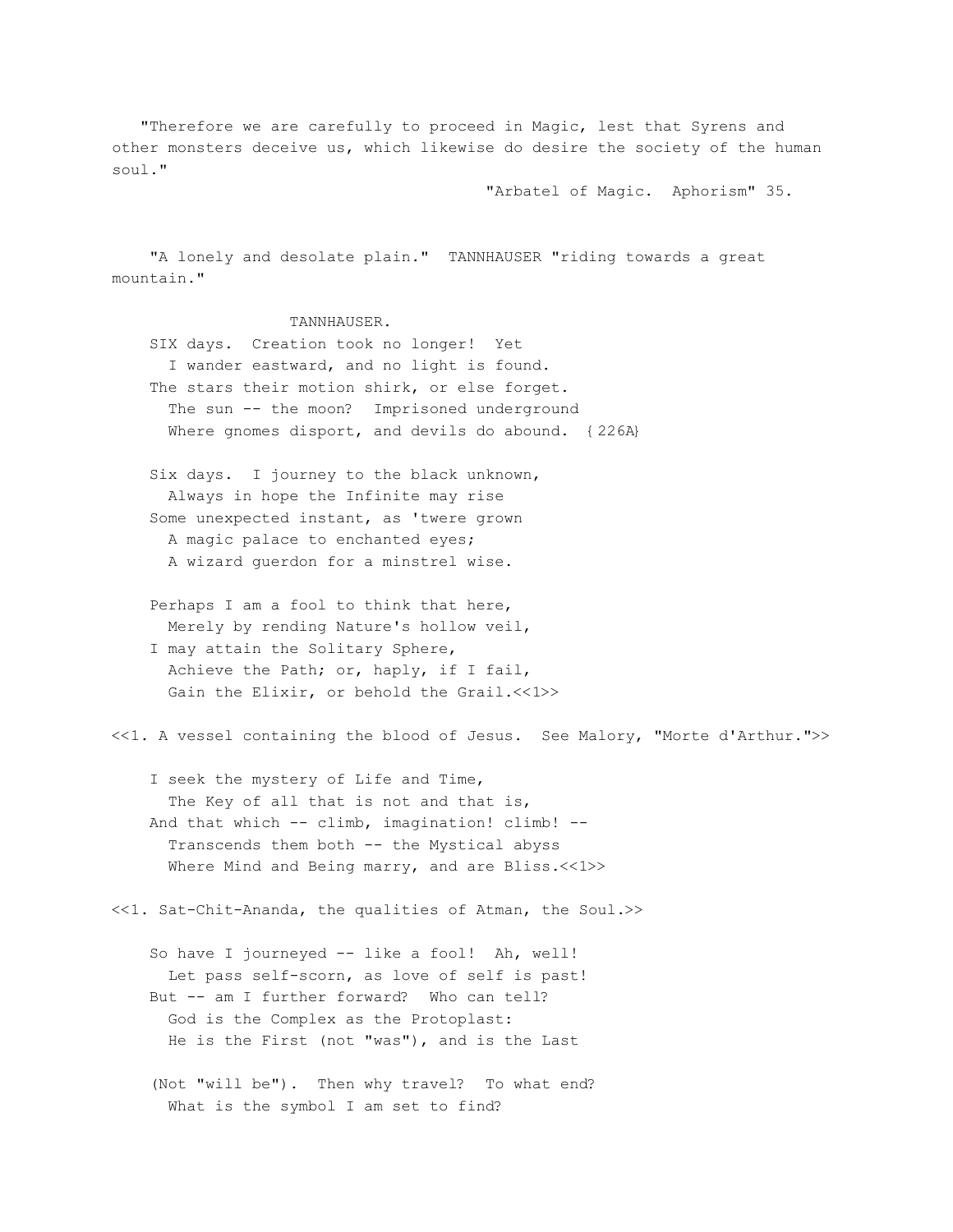"Therefore we are carefully to proceed in Magic, lest that Syrens and other monsters deceive us, which likewise do desire the society of the human soul."

"Arbatel of Magic. Aphorism" 35.

"A lonely and desolate plain." TANNHAUSER "riding towards a great mountain."

TANNHAUSER.

SIX days. Creation took no longer! Yet
  I wander eastward, and no light is found.
The stars their motion shirk, or else forget.
  The sun -- the moon? Imprisoned underground
  Where gnomes disport, and devils do abound. {226A}

Six days. I journey to the black unknown,
  Always in hope the Infinite may rise
Some unexpected instant, as 'twere grown
  A magic palace to enchanted eyes;
  A wizard guerdon for a minstrel wise.

Perhaps I am a fool to think that here,
  Merely by rending Nature's hollow veil,
I may attain the Solitary Sphere,
  Achieve the Path; or, haply, if I fail,
  Gain the Elixir, or behold the Grail.<<1>>

<<1. A vessel containing the blood of Jesus. See Malory, "Morte d'Arthur.">>

I seek the mystery of Life and Time,
  The Key of all that is not and that is,
And that which -- climb, imagination! climb! --
  Transcends them both -- the Mystical abyss
  Where Mind and Being marry, and are Bliss.<<1>>

<<1. Sat-Chit-Ananda, the qualities of Atman, the Soul.>>

So have I journeyed -- like a fool! Ah, well!
  Let pass self-scorn, as love of self is past!
But -- am I further forward? Who can tell?
  God is the Complex as the Protoplast:
  He is the First (not "was"), and is the Last

(Not "will be"). Then why travel? To what end?
  What is the symbol I am set to find?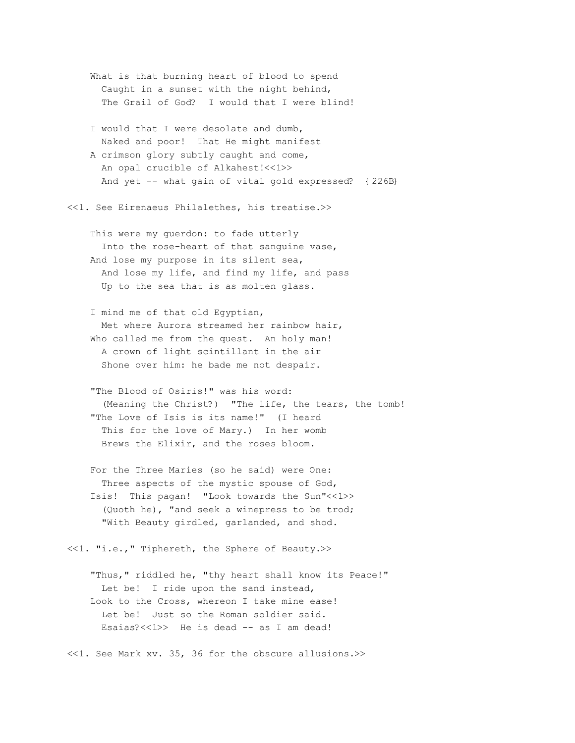What is that burning heart of blood to spend  
  Caught in a sunset with the night behind,  
  The Grail of God?  I would that I were blind!

I would that I were desolate and dumb,  
  Naked and poor!  That He might manifest  
A crimson glory subtly caught and come,  
  An opal crucible of Alkahest![1]  
  And yet -- what gain of vital gold expressed?  {226B}

[1]. See Eirenaeus Philalethes, his treatise.

This were my guerdon: to fade utterly  
  Into the rose-heart of that sanguine vase,  
And lose my purpose in its silent sea,  
  And lose my life, and find my life, and pass  
  Up to the sea that is as molten glass.

I mind me of that old Egyptian,  
  Met where Aurora streamed her rainbow hair,  
Who called me from the quest.  An holy man!  
  A crown of light scintillant in the air  
  Shone over him: he bade me not despair.

"The Blood of Osiris!" was his word:  
  (Meaning the Christ?)  "The life, the tears, the tomb!  
"The Love of Isis is its name!"  (I heard  
  This for the love of Mary.)  In her womb  
  Brews the Elixir, and the roses bloom.

For the Three Maries (so he said) were One:  
  Three aspects of the mystic spouse of God,  
Isis!  This pagan!  "Look towards the Sun"[1]  
  (Quoth he), "and seek a winepress to be trod;  
  "With Beauty girdled, garlanded, and shod.

[1]. "i.e.," Tiphereth, the Sphere of Beauty.

"Thus," riddled he, "thy heart shall know its Peace!"  
  Let be!  I ride upon the sand instead,  
Look to the Cross, whereon I take mine ease!  
  Let be!  Just so the Roman soldier said.  
  Esaias?[1]  He is dead -- as I am dead!

[1]. See Mark xv. 35, 36 for the obscure allusions.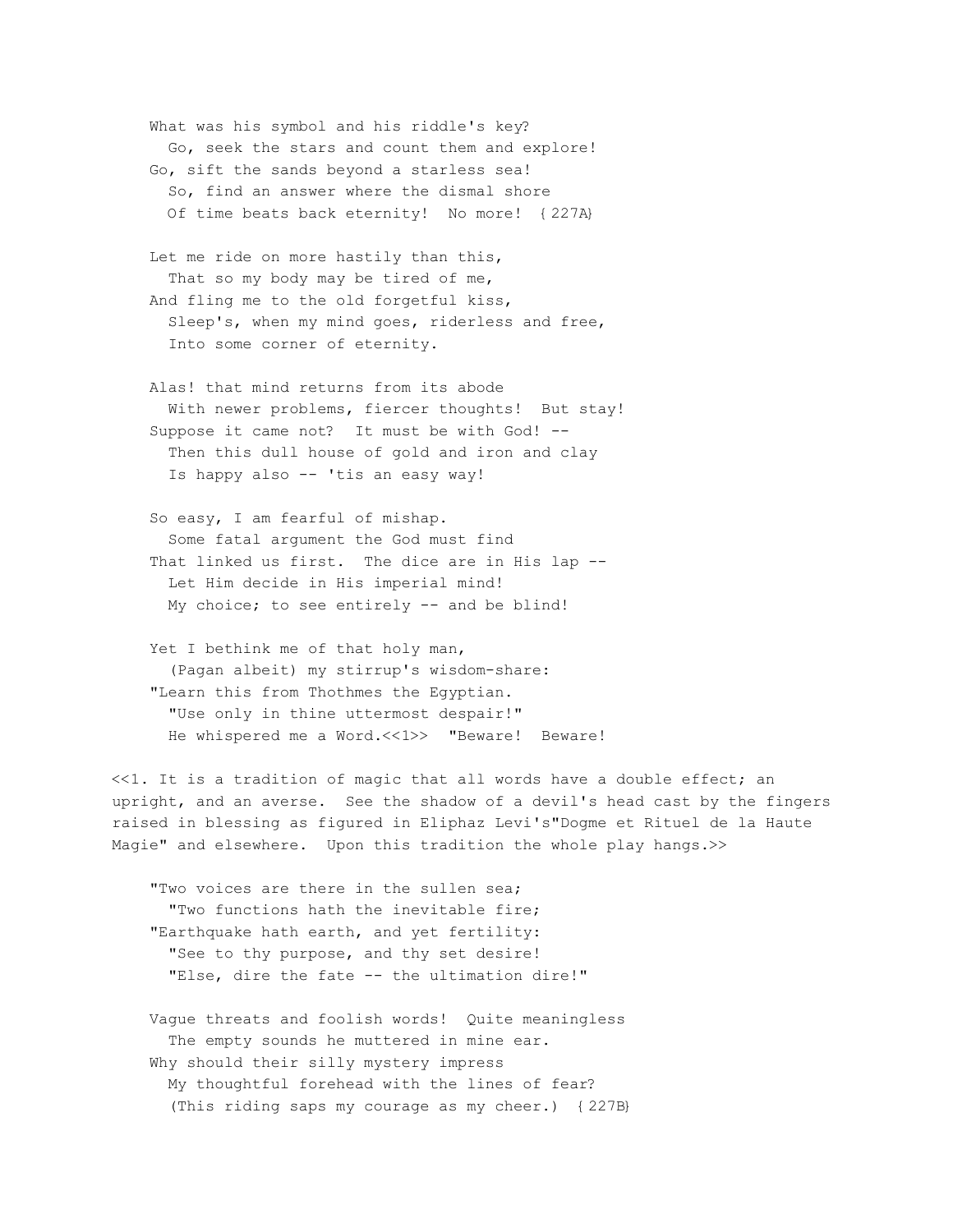What was his symbol and his riddle's key?  
  Go, seek the stars and count them and explore!  
Go, sift the sands beyond a starless sea!  
  So, find an answer where the dismal shore  
  Of time beats back eternity!  No more!  {227A}

Let me ride on more hastily than this,  
  That so my body may be tired of me,  
And fling me to the old forgetful kiss,  
  Sleep's, when my mind goes, riderless and free,  
  Into some corner of eternity.

Alas! that mind returns from its abode  
  With newer problems, fiercer thoughts!  But stay!  
Suppose it came not?  It must be with God! --  
  Then this dull house of gold and iron and clay  
  Is happy also -- 'tis an easy way!

So easy, I am fearful of mishap.  
  Some fatal argument the God must find  
That linked us first.  The dice are in His lap --  
  Let Him decide in His imperial mind!  
  My choice; to see entirely -- and be blind!

Yet I bethink me of that holy man,  
  (Pagan albeit) my stirrup's wisdom-share:  
"Learn this from Thothmes the Egyptian.  
  "Use only in thine uttermost despair!"  
  He whispered me a Word.<<1>>  "Beware!  Beware!

<<1. It is a tradition of magic that all words have a double effect; an upright, and an averse.  See the shadow of a devil's head cast by the fingers raised in blessing as figured in Eliphaz Levi's"Dogme et Rituel de la Haute Magie" and elsewhere.  Upon this tradition the whole play hangs.>>

"Two voices are there in the sullen sea;  
  "Two functions hath the inevitable fire;  
"Earthquake hath earth, and yet fertility:  
  "See to thy purpose, and thy set desire!  
  "Else, dire the fate -- the ultimation dire!"

Vague threats and foolish words!  Quite meaningless  
  The empty sounds he muttered in mine ear.  
Why should their silly mystery impress  
  My thoughtful forehead with the lines of fear?  
  (This riding saps my courage as my cheer.)  {227B}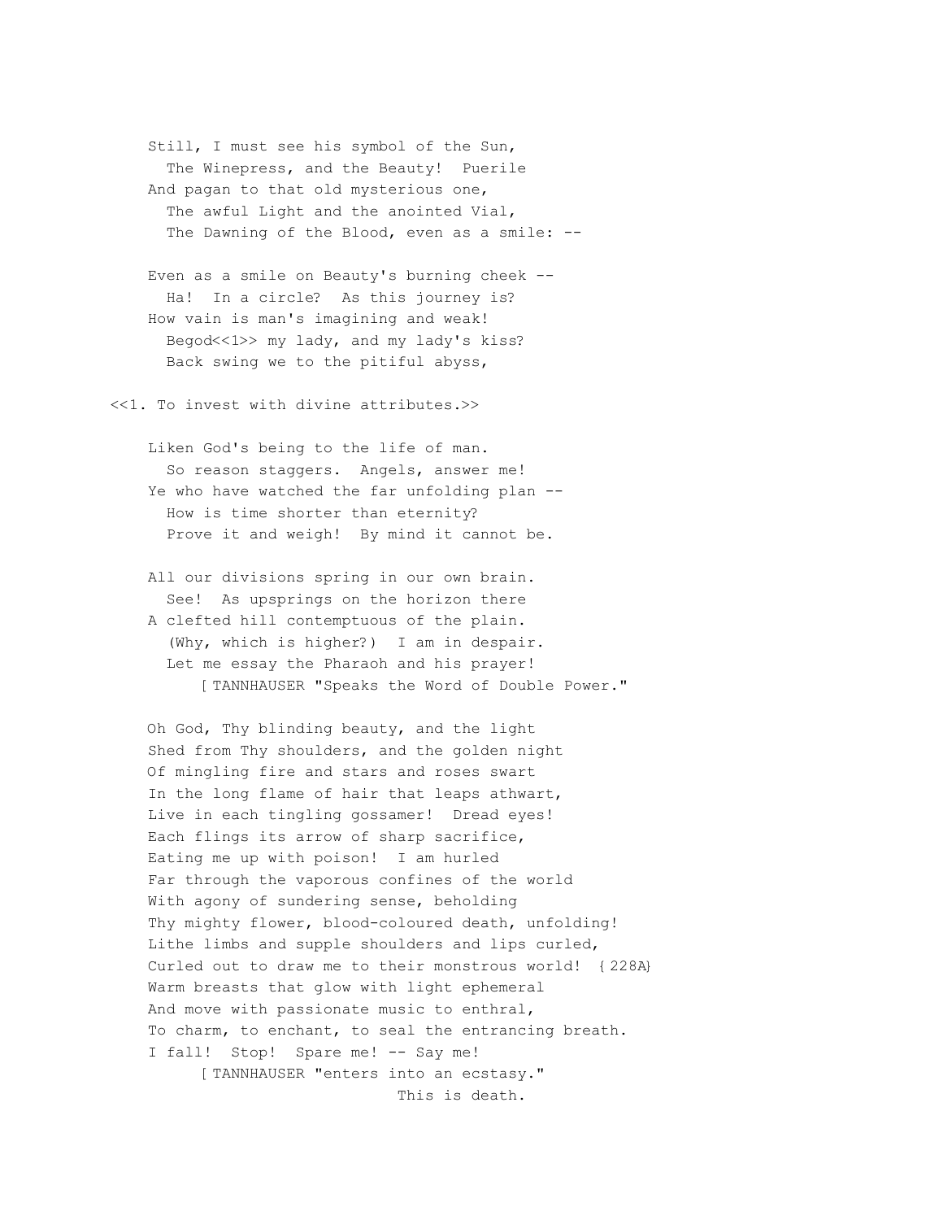Still, I must see his symbol of the Sun,  
  The Winepress, and the Beauty!  Puerile  
And pagan to that old mysterious one,  
  The awful Light and the anointed Vial,  
  The Dawning of the Blood, even as a smile: --

Even as a smile on Beauty's burning cheek --  
  Ha!  In a circle?  As this journey is?  
How vain is man's imagining and weak!  
  Begod<<1>> my lady, and my lady's kiss?  
  Back swing we to the pitiful abyss,

<<1. To invest with divine attributes.>>

Liken God's being to the life of man.  
  So reason staggers.  Angels, answer me!  
Ye who have watched the far unfolding plan --  
  How is time shorter than eternity?  
  Prove it and weigh!  By mind it cannot be.

All our divisions spring in our own brain.  
  See!  As upsprings on the horizon there  
A clefted hill contemptuous of the plain.  
  (Why, which is higher?)  I am in despair.  
  Let me essay the Pharaoh and his prayer!  
      [ TANNHAUSER "Speaks the Word of Double Power."

Oh God, Thy blinding beauty, and the light  
Shed from Thy shoulders, and the golden night  
Of mingling fire and stars and roses swart  
In the long flame of hair that leaps athwart,  
Live in each tingling gossamer!  Dread eyes!  
Each flings its arrow of sharp sacrifice,  
Eating me up with poison!  I am hurled  
Far through the vaporous confines of the world  
With agony of sundering sense, beholding  
Thy mighty flower, blood-coloured death, unfolding!  
Lithe limbs and supple shoulders and lips curled,  
Curled out to draw me to their monstrous world!  {228A}  
Warm breasts that glow with light ephemeral  
And move with passionate music to enthral,  
To charm, to enchant, to seal the entrancing breath.  
I fall!  Stop!  Spare me! -- Say me!  
      [ TANNHAUSER "enters into an ecstasy."  
                              This is death.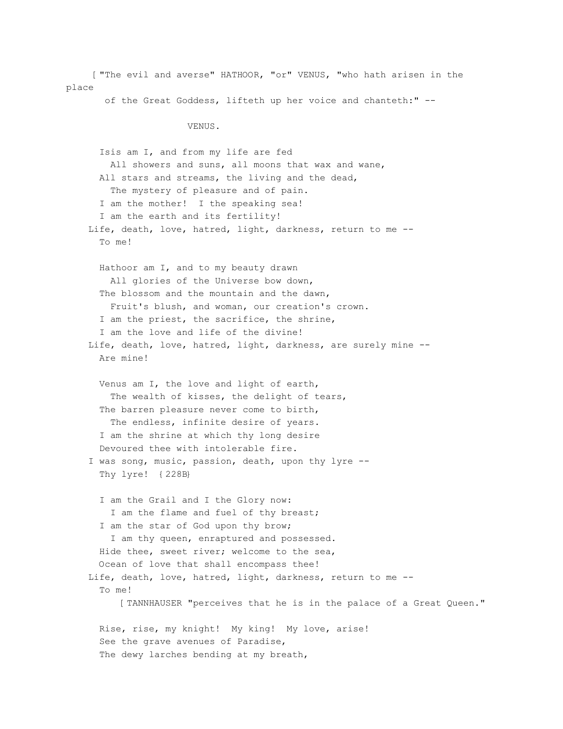[ "The evil and averse" HATHOOR, "or" VENUS, "who hath arisen in the place of the Great Goddess, lifteth up her voice and chanteth:" --

VENUS.

Isis am I, and from my life are fed  
  All showers and suns, all moons that wax and wane,  
All stars and streams, the living and the dead,  
  The mystery of pleasure and of pain.  
I am the mother! I the speaking sea!  
I am the earth and its fertility!  
Life, death, love, hatred, light, darkness, return to me --  
  To me!

Hathoor am I, and to my beauty drawn  
  All glories of the Universe bow down,  
The blossom and the mountain and the dawn,  
  Fruit's blush, and woman, our creation's crown.  
I am the priest, the sacrifice, the shrine,  
I am the love and life of the divine!  
Life, death, love, hatred, light, darkness, are surely mine --  
  Are mine!

Venus am I, the love and light of earth,  
  The wealth of kisses, the delight of tears,  
The barren pleasure never come to birth,  
  The endless, infinite desire of years.  
I am the shrine at which thy long desire  
Devoured thee with intolerable fire.  
I was song, music, passion, death, upon thy lyre --  
  Thy lyre! {228B}

I am the Grail and I the Glory now:  
  I am the flame and fuel of thy breast;  
I am the star of God upon thy brow;  
  I am thy queen, enraptured and possessed.  
Hide thee, sweet river; welcome to the sea,  
Ocean of love that shall encompass thee!  
Life, death, love, hatred, light, darkness, return to me --  
  To me!

[ TANNHAUSER "perceives that he is in the palace of a Great Queen."

Rise, rise, my knight! My king! My love, arise!  
See the grave avenues of Paradise,  
The dewy larches bending at my breath,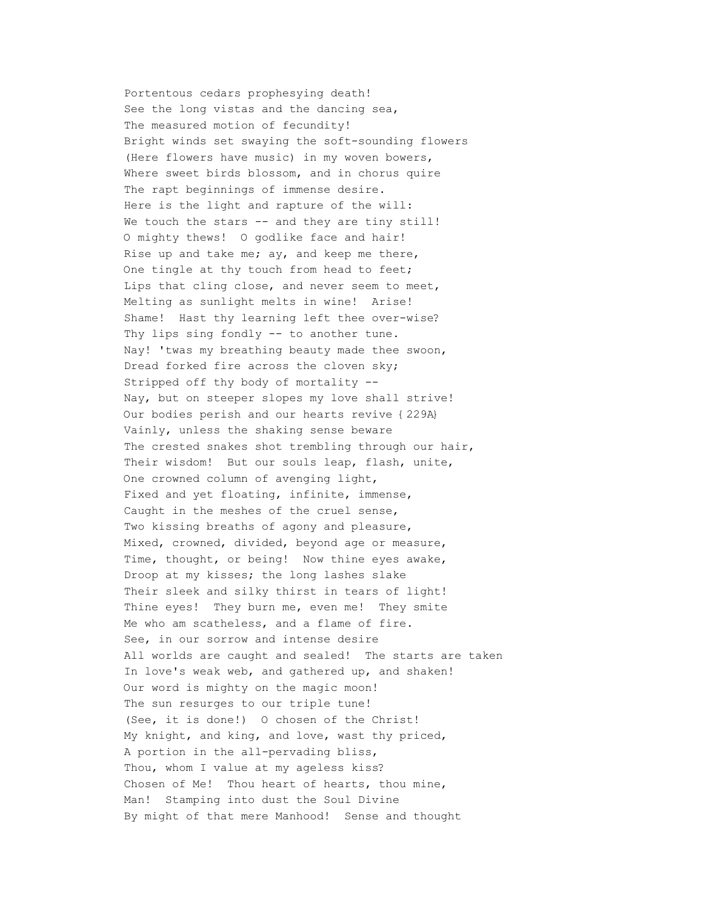Portentous cedars prophesying death!
See the long vistas and the dancing sea,
The measured motion of fecundity!
Bright winds set swaying the soft-sounding flowers
(Here flowers have music) in my woven bowers,
Where sweet birds blossom, and in chorus quire
The rapt beginnings of immense desire.
Here is the light and rapture of the will:
We touch the stars -- and they are tiny still!
O mighty thews! O godlike face and hair!
Rise up and take me; ay, and keep me there,
One tingle at thy touch from head to feet;
Lips that cling close, and never seem to meet,
Melting as sunlight melts in wine! Arise!
Shame! Hast thy learning left thee over-wise?
Thy lips sing fondly -- to another tune.
Nay! 'twas my breathing beauty made thee swoon,
Dread forked fire across the cloven sky;
Stripped off thy body of mortality --
Nay, but on steeper slopes my love shall strive!
Our bodies perish and our hearts revive {229A}
Vainly, unless the shaking sense beware
The crested snakes shot trembling through our hair,
Their wisdom! But our souls leap, flash, unite,
One crowned column of avenging light,
Fixed and yet floating, infinite, immense,
Caught in the meshes of the cruel sense,
Two kissing breaths of agony and pleasure,
Mixed, crowned, divided, beyond age or measure,
Time, thought, or being! Now thine eyes awake,
Droop at my kisses; the long lashes slake
Their sleek and silky thirst in tears of light!
Thine eyes! They burn me, even me! They smite
Me who am scatheless, and a flame of fire.
See, in our sorrow and intense desire
All worlds are caught and sealed! The starts are taken
In love's weak web, and gathered up, and shaken!
Our word is mighty on the magic moon!
The sun resurges to our triple tune!
(See, it is done!) O chosen of the Christ!
My knight, and king, and love, wast thy priced,
A portion in the all-pervading bliss,
Thou, whom I value at my ageless kiss?
Chosen of Me! Thou heart of hearts, thou mine,
Man! Stamping into dust the Soul Divine
By might of that mere Manhood! Sense and thought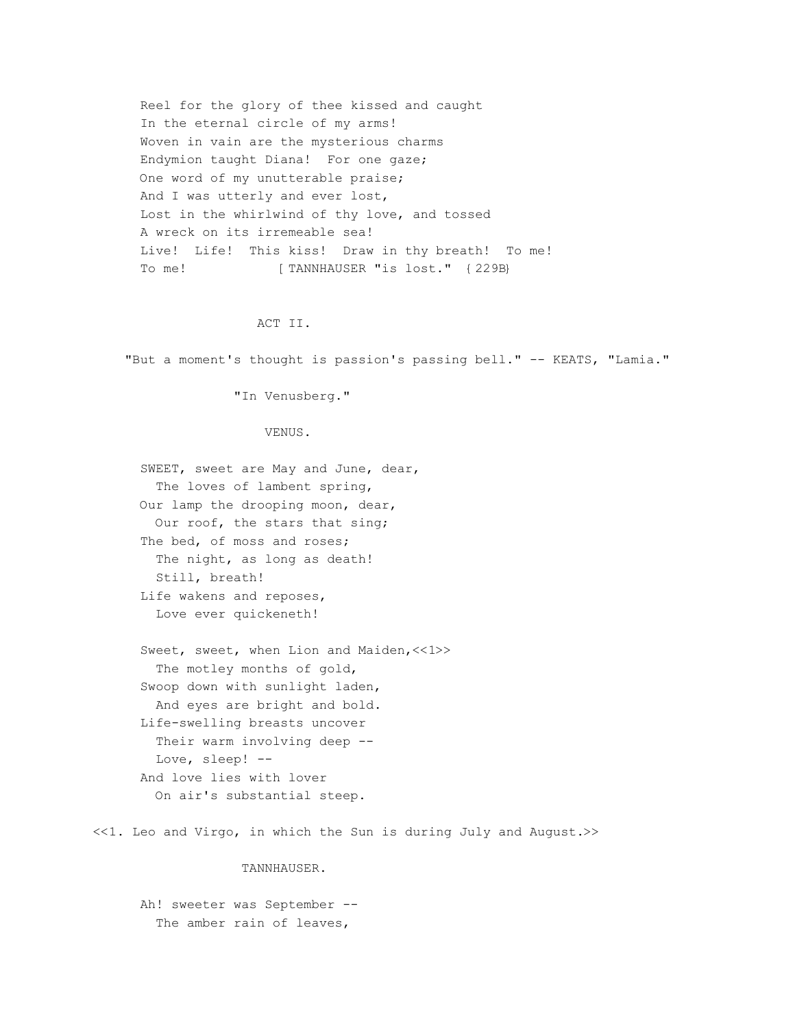Reel for the glory of thee kissed and caught  
In the eternal circle of my arms!  
Woven in vain are the mysterious charms  
Endymion taught Diana! For one gaze;  
One word of my unutterable praise;  
And I was utterly and ever lost,  
Lost in the whirlwind of thy love, and tossed  
A wreck on its irremeable sea!  
Live! Life! This kiss! Draw in thy breath! To me!  
To me! [ TANNHAUSER "is lost." { 229B}

## ACT II.

"But a moment's thought is passion's passing bell." -- KEATS, "Lamia."

"In Venusberg."

VENUS.

SWEET, sweet are May and June, dear,  
  The loves of lambent spring,  
Our lamp the drooping moon, dear,  
  Our roof, the stars that sing;  
The bed, of moss and roses;  
  The night, as long as death!  
  Still, breath!  
Life wakens and reposes,  
  Love ever quickeneth!

Sweet, sweet, when Lion and Maiden,<<1>>  
  The motley months of gold,  
Swoop down with sunlight laden,  
  And eyes are bright and bold.  
Life-swelling breasts uncover  
  Their warm involving deep --  
  Love, sleep! --  
And love lies with lover  
  On air's substantial steep.

<<1. Leo and Virgo, in which the Sun is during July and August.>>

TANNHAUSER.

Ah! sweeter was September --  
  The amber rain of leaves,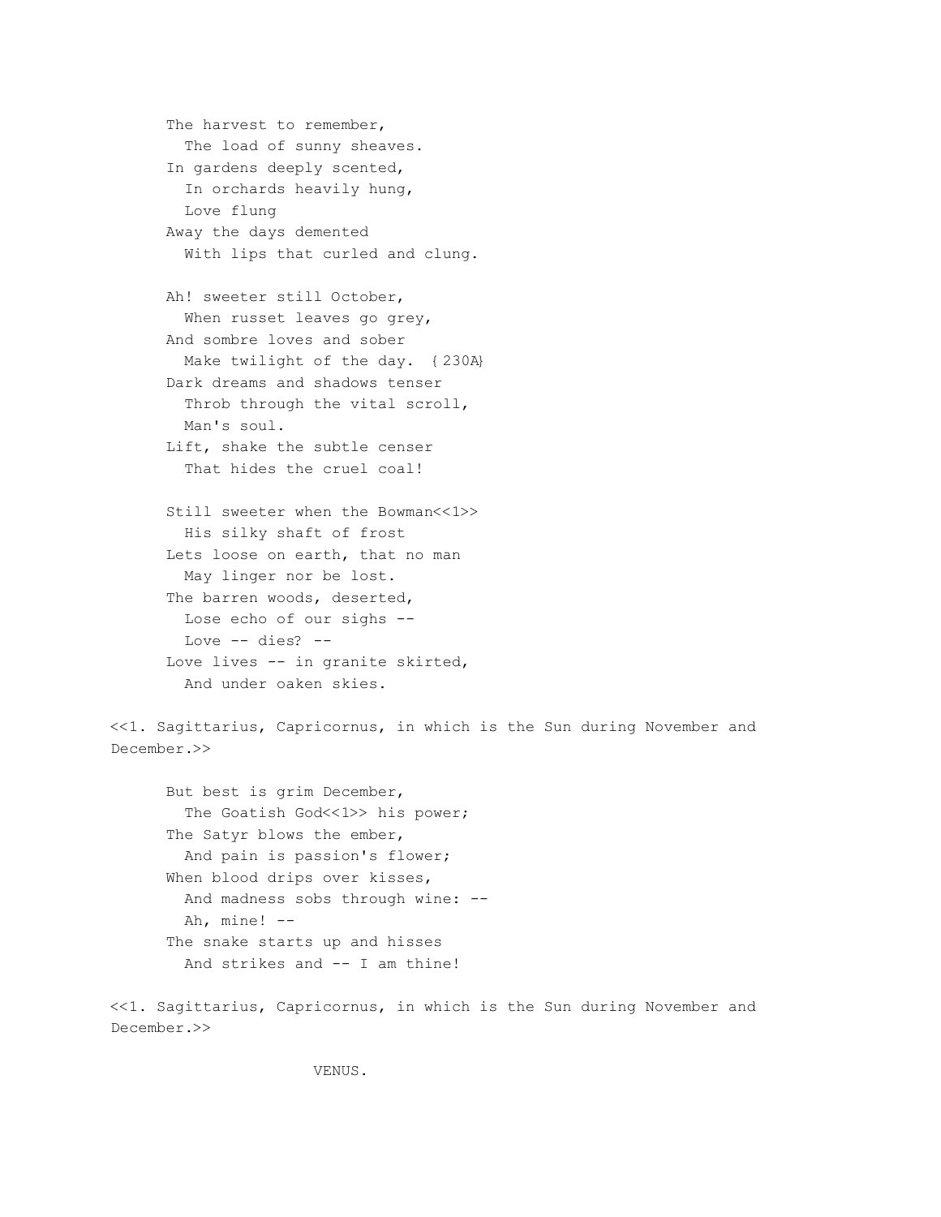The harvest to remember,
  The load of sunny sheaves.
In gardens deeply scented,
  In orchards heavily hung,
  Love flung
Away the days demented
  With lips that curled and clung.

Ah! sweeter still October,
  When russet leaves go grey,
And sombre loves and sober
  Make twilight of the day. {230A}
Dark dreams and shadows tenser
  Throb through the vital scroll,
  Man's soul.
Lift, shake the subtle censer
  That hides the cruel coal!

Still sweeter when the Bowman<<1>>
  His silky shaft of frost
Lets loose on earth, that no man
  May linger nor be lost.
The barren woods, deserted,
  Lose echo of our sighs --
  Love -- dies? --
Love lives -- in granite skirted,
  And under oaken skies.

<<1. Sagittarius, Capricornus, in which is the Sun during November and December.>>

But best is grim December,
  The Goatish God<<1>> his power;
The Satyr blows the ember,
  And pain is passion's flower;
When blood drips over kisses,
  And madness sobs through wine: --
  Ah, mine! --
The snake starts up and hisses
  And strikes and -- I am thine!

<<1. Sagittarius, Capricornus, in which is the Sun during November and December.>>

VENUS.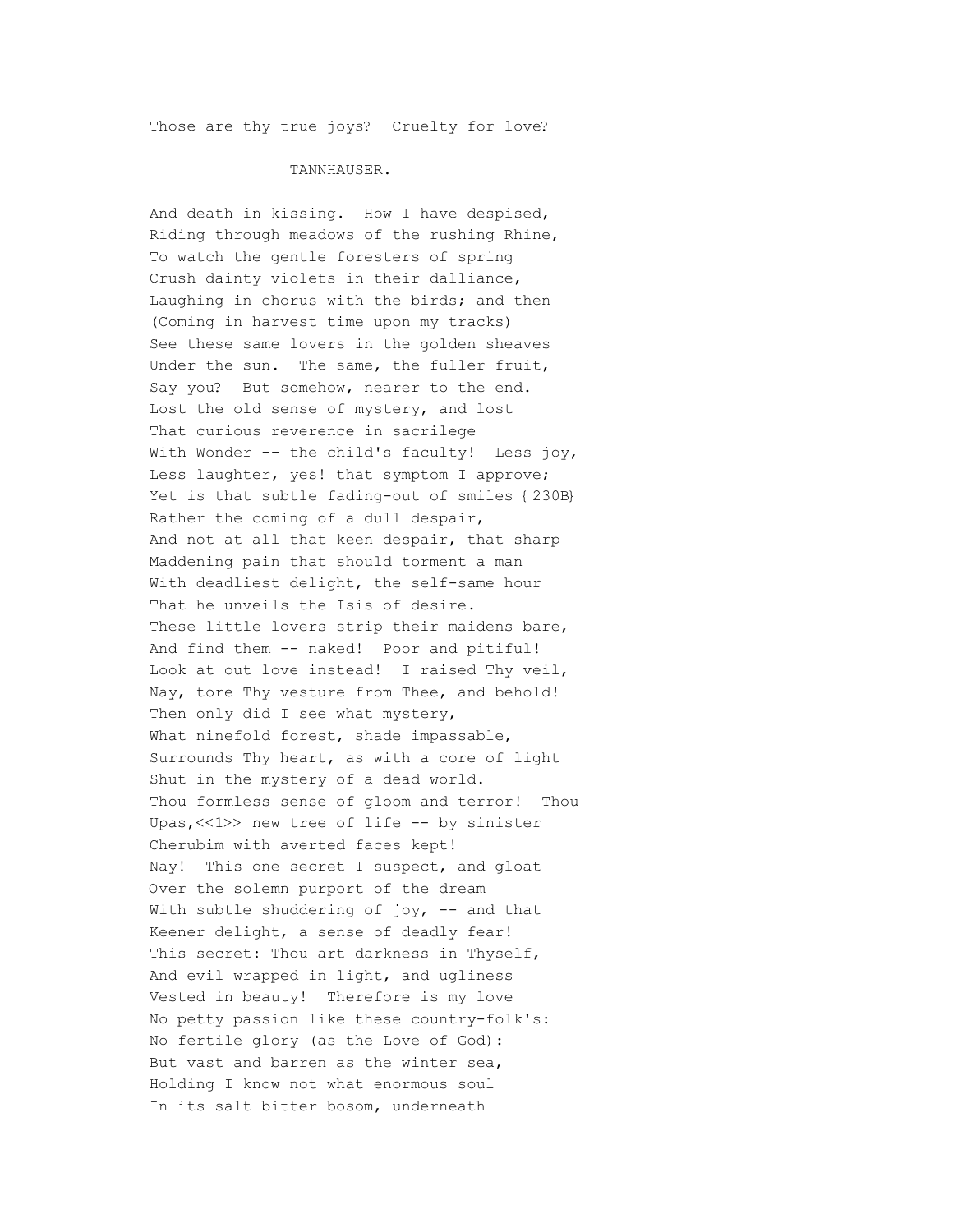Those are thy true joys? Cruelty for love?

TANNHAUSER.

And death in kissing. How I have despised,
Riding through meadows of the rushing Rhine,
To watch the gentle foresters of spring
Crush dainty violets in their dalliance,
Laughing in chorus with the birds; and then
(Coming in harvest time upon my tracks)
See these same lovers in the golden sheaves
Under the sun. The same, the fuller fruit,
Say you? But somehow, nearer to the end.
Lost the old sense of mystery, and lost
That curious reverence in sacrilege
With Wonder -- the child's faculty! Less joy,
Less laughter, yes! that symptom I approve;
Yet is that subtle fading-out of smiles {230B}
Rather the coming of a dull despair,
And not at all that keen despair, that sharp
Maddening pain that should torment a man
With deadliest delight, the self-same hour
That he unveils the Isis of desire.
These little lovers strip their maidens bare,
And find them -- naked! Poor and pitiful!
Look at out love instead! I raised Thy veil,
Nay, tore Thy vesture from Thee, and behold!
Then only did I see what mystery,
What ninefold forest, shade impassable,
Surrounds Thy heart, as with a core of light
Shut in the mystery of a dead world.
Thou formless sense of gloom and terror! Thou
Upas,<<1>> new tree of life -- by sinister
Cherubim with averted faces kept!
Nay! This one secret I suspect, and gloat
Over the solemn purport of the dream
With subtle shuddering of joy, -- and that
Keener delight, a sense of deadly fear!
This secret: Thou art darkness in Thyself,
And evil wrapped in light, and ugliness
Vested in beauty! Therefore is my love
No petty passion like these country-folk's:
No fertile glory (as the Love of God):
But vast and barren as the winter sea,
Holding I know not what enormous soul
In its salt bitter bosom, underneath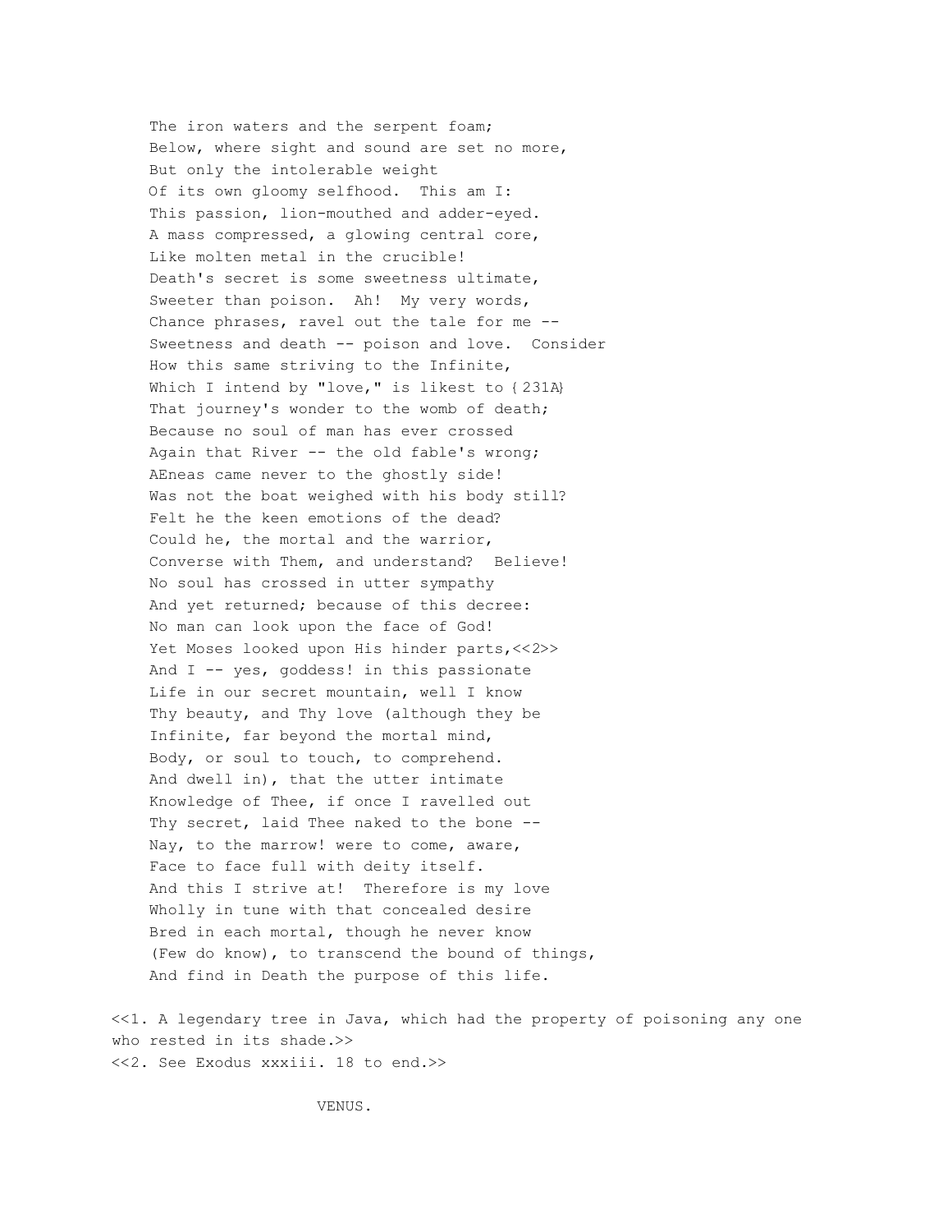The iron waters and the serpent foam;
Below, where sight and sound are set no more,
But only the intolerable weight
Of its own gloomy selfhood. This am I:
This passion, lion-mouthed and adder-eyed.
A mass compressed, a glowing central core,
Like molten metal in the crucible!
Death's secret is some sweetness ultimate,
Sweeter than poison. Ah! My very words,
Chance phrases, ravel out the tale for me --
Sweetness and death -- poison and love. Consider
How this same striving to the Infinite,
Which I intend by "love," is likest to {231A}
That journey's wonder to the womb of death;
Because no soul of man has ever crossed
Again that River -- the old fable's wrong;
AEneas came never to the ghostly side!
Was not the boat weighed with his body still?
Felt he the keen emotions of the dead?
Could he, the mortal and the warrior,
Converse with Them, and understand? Believe!
No soul has crossed in utter sympathy
And yet returned; because of this decree:
No man can look upon the face of God!
Yet Moses looked upon His hinder parts,<<2>>
And I -- yes, goddess! in this passionate
Life in our secret mountain, well I know
Thy beauty, and Thy love (although they be
Infinite, far beyond the mortal mind,
Body, or soul to touch, to comprehend.
And dwell in), that the utter intimate
Knowledge of Thee, if once I ravelled out
Thy secret, laid Thee naked to the bone --
Nay, to the marrow! were to come, aware,
Face to face full with deity itself.
And this I strive at! Therefore is my love
Wholly in tune with that concealed desire
Bred in each mortal, though he never know
(Few do know), to transcend the bound of things,
And find in Death the purpose of this life.

<<1. A legendary tree in Java, which had the property of poisoning any one who rested in its shade.>>
<<2. See Exodus xxxiii. 18 to end.>>

VENUS.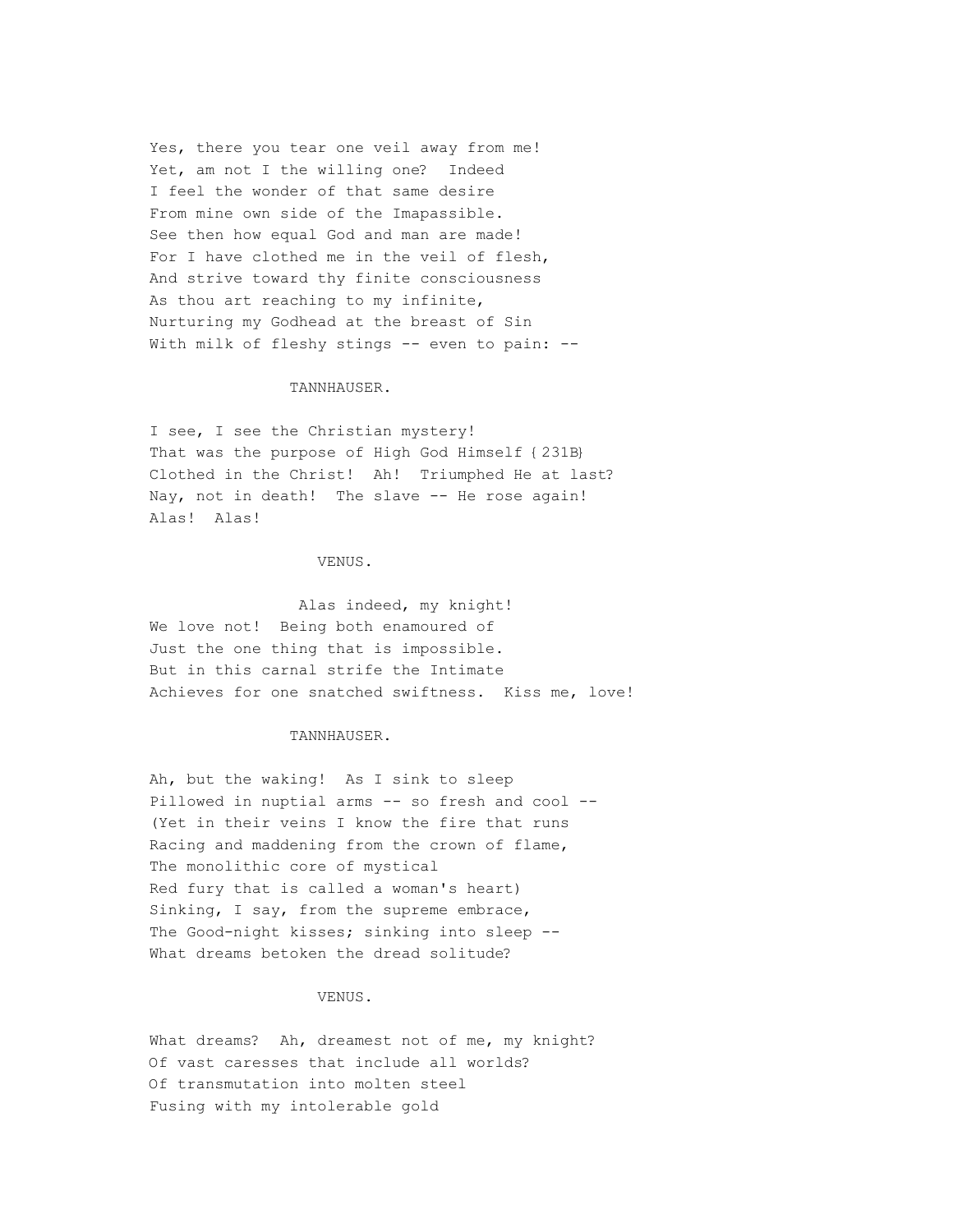Yes, there you tear one veil away from me!
Yet, am not I the willing one?  Indeed
I feel the wonder of that same desire
From mine own side of the Imapassible.
See then how equal God and man are made!
For I have clothed me in the veil of flesh,
And strive toward thy finite consciousness
As thou art reaching to my infinite,
Nurturing my Godhead at the breast of Sin
With milk of fleshy stings -- even to pain: --

TANNHAUSER.

I see, I see the Christian mystery!
That was the purpose of High God Himself {231B}
Clothed in the Christ!  Ah!  Triumphed He at last?
Nay, not in death!  The slave -- He rose again!
Alas!  Alas!

VENUS.

Alas indeed, my knight!
We love not!  Being both enamoured of
Just the one thing that is impossible.
But in this carnal strife the Intimate
Achieves for one snatched swiftness.  Kiss me, love!

TANNHAUSER.

Ah, but the waking!  As I sink to sleep
Pillowed in nuptial arms -- so fresh and cool --
(Yet in their veins I know the fire that runs
Racing and maddening from the crown of flame,
The monolithic core of mystical
Red fury that is called a woman's heart)
Sinking, I say, from the supreme embrace,
The Good-night kisses; sinking into sleep --
What dreams betoken the dread solitude?

VENUS.

What dreams?  Ah, dreamest not of me, my knight?
Of vast caresses that include all worlds?
Of transmutation into molten steel
Fusing with my intolerable gold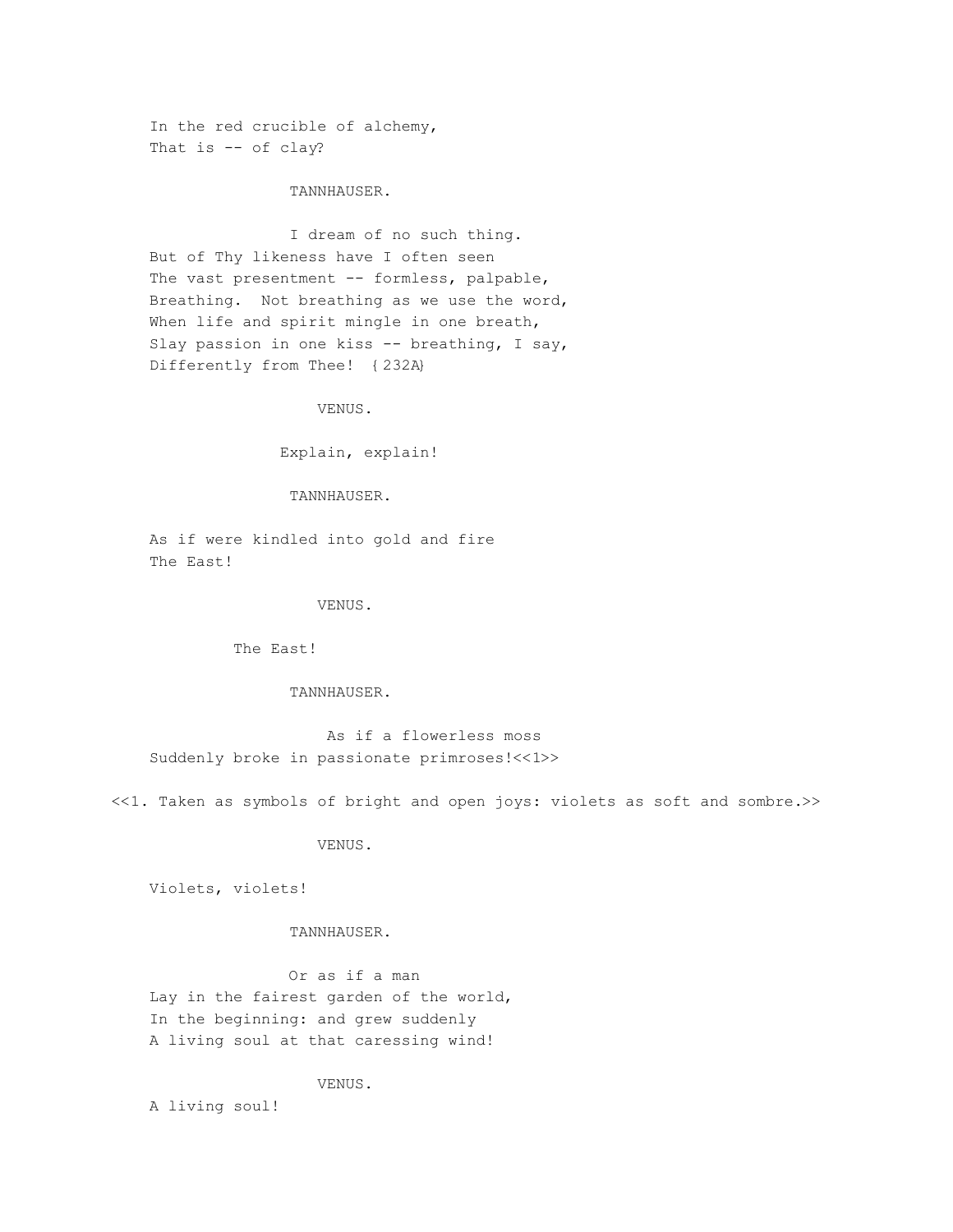In the red crucible of alchemy,
That is -- of clay?

TANNHAUSER.

I dream of no such thing.
But of Thy likeness have I often seen
The vast presentment -- formless, palpable,
Breathing. Not breathing as we use the word,
When life and spirit mingle in one breath,
Slay passion in one kiss -- breathing, I say,
Differently from Thee! {232A}

VENUS.

Explain, explain!

TANNHAUSER.

As if were kindled into gold and fire
The East!

VENUS.

The East!

TANNHAUSER.

As if a flowerless moss
Suddenly broke in passionate primroses!<<1>>

<<1. Taken as symbols of bright and open joys: violets as soft and sombre.>>

VENUS.

Violets, violets!

TANNHAUSER.

Or as if a man
Lay in the fairest garden of the world,
In the beginning: and grew suddenly
A living soul at that caressing wind!

VENUS.

A living soul!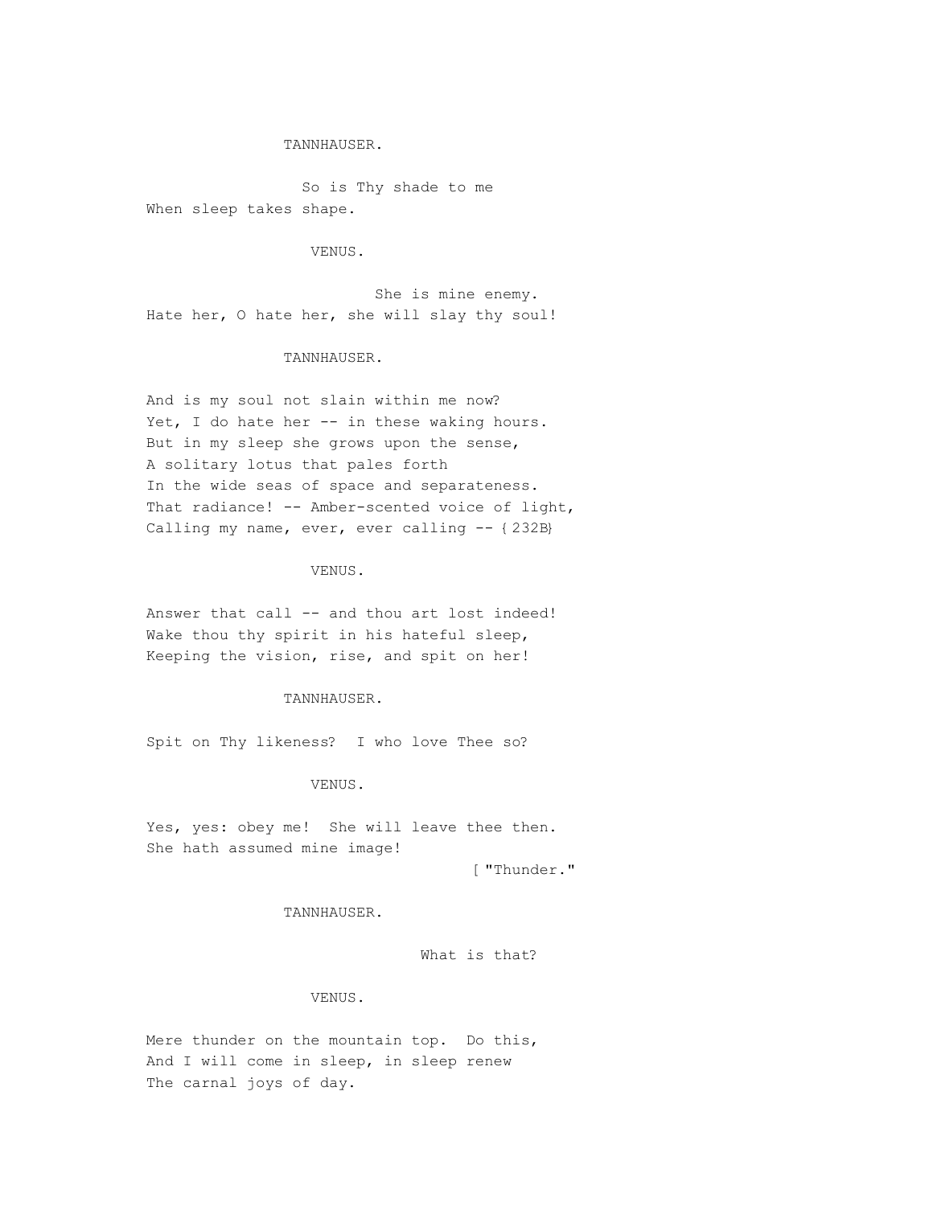TANNHAUSER.

So is Thy shade to me
When sleep takes shape.

VENUS.

She is mine enemy.
Hate her, O hate her, she will slay thy soul!

TANNHAUSER.

And is my soul not slain within me now?
Yet, I do hate her -- in these waking hours.
But in my sleep she grows upon the sense,
A solitary lotus that pales forth
In the wide seas of space and separateness.
That radiance! -- Amber-scented voice of light,
Calling my name, ever, ever calling -- {232B}

VENUS.

Answer that call -- and thou art lost indeed!
Wake thou thy spirit in his hateful sleep,
Keeping the vision, rise, and spit on her!

TANNHAUSER.

Spit on Thy likeness? I who love Thee so?

VENUS.

Yes, yes: obey me! She will leave thee then.
She hath assumed mine image!

[ "Thunder."

TANNHAUSER.

What is that?

VENUS.

Mere thunder on the mountain top. Do this,
And I will come in sleep, in sleep renew
The carnal joys of day.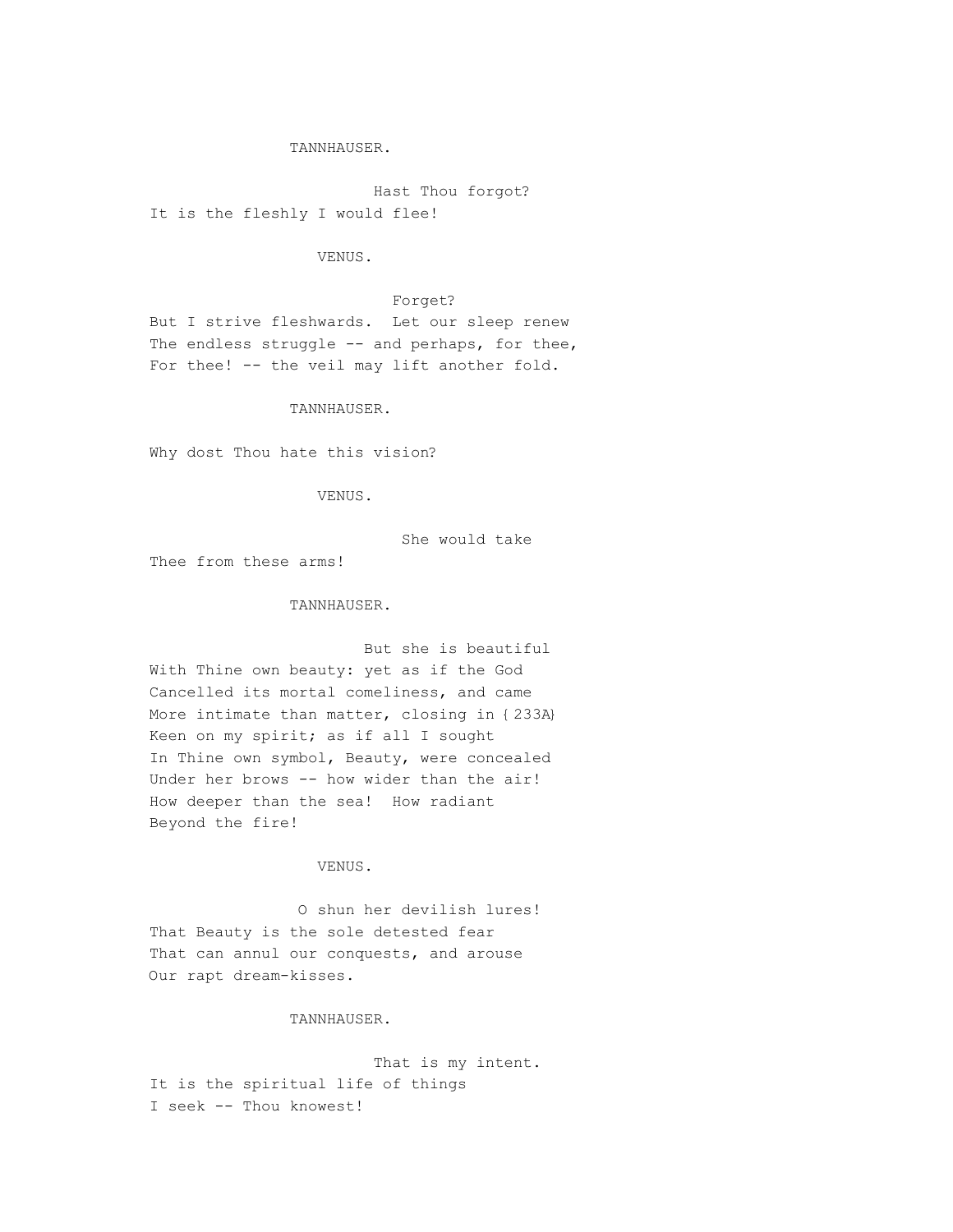TANNHAUSER.

Hast Thou forgot?
It is the fleshly I would flee!

VENUS.

Forget?
But I strive fleshwards. Let our sleep renew
The endless struggle -- and perhaps, for thee,
For thee! -- the veil may lift another fold.

TANNHAUSER.

Why dost Thou hate this vision?

VENUS.

She would take
Thee from these arms!

TANNHAUSER.

But she is beautiful
With Thine own beauty: yet as if the God
Cancelled its mortal comeliness, and came
More intimate than matter, closing in {233A}
Keen on my spirit; as if all I sought
In Thine own symbol, Beauty, were concealed
Under her brows -- how wider than the air!
How deeper than the sea! How radiant
Beyond the fire!

VENUS.

O shun her devilish lures!
That Beauty is the sole detested fear
That can annul our conquests, and arouse
Our rapt dream-kisses.

TANNHAUSER.

That is my intent.
It is the spiritual life of things
I seek -- Thou knowest!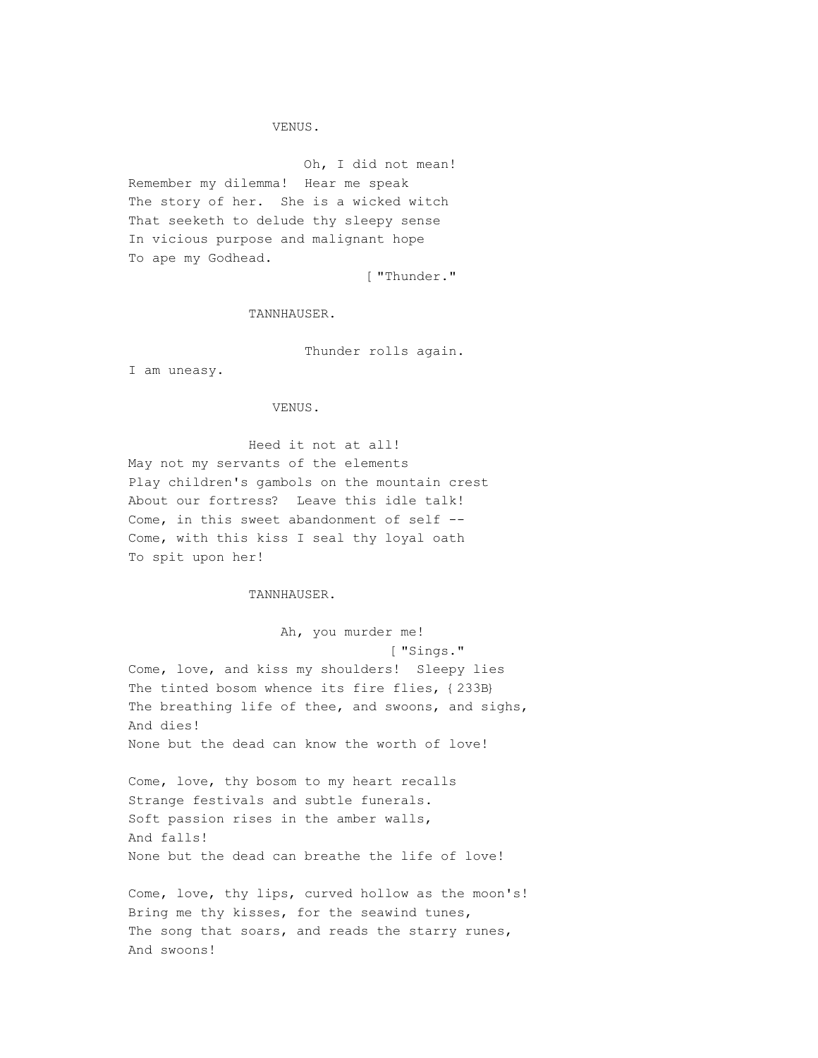VENUS.

Oh, I did not mean!  
Remember my dilemma!  Hear me speak  
The story of her.  She is a wicked witch  
That seeketh to delude thy sleepy sense  
In vicious purpose and malignant hope  
To ape my Godhead.  
[ "Thunder."

TANNHAUSER.

Thunder rolls again.  
I am uneasy.

VENUS.

Heed it not at all!  
May not my servants of the elements  
Play children's gambols on the mountain crest  
About our fortress?  Leave this idle talk!  
Come, in this sweet abandonment of self --  
Come, with this kiss I seal thy loyal oath  
To spit upon her!

TANNHAUSER.

Ah, you murder me!  
[ "Sings."  
Come, love, and kiss my shoulders!  Sleepy lies  
The tinted bosom whence its fire flies, {233B}  
The breathing life of thee, and swoons, and sighs,  
And dies!  
None but the dead can know the worth of love!

Come, love, thy bosom to my heart recalls  
Strange festivals and subtle funerals.  
Soft passion rises in the amber walls,  
And falls!  
None but the dead can breathe the life of love!

Come, love, thy lips, curved hollow as the moon's!  
Bring me thy kisses, for the seawind tunes,  
The song that soars, and reads the starry runes,  
And swoons!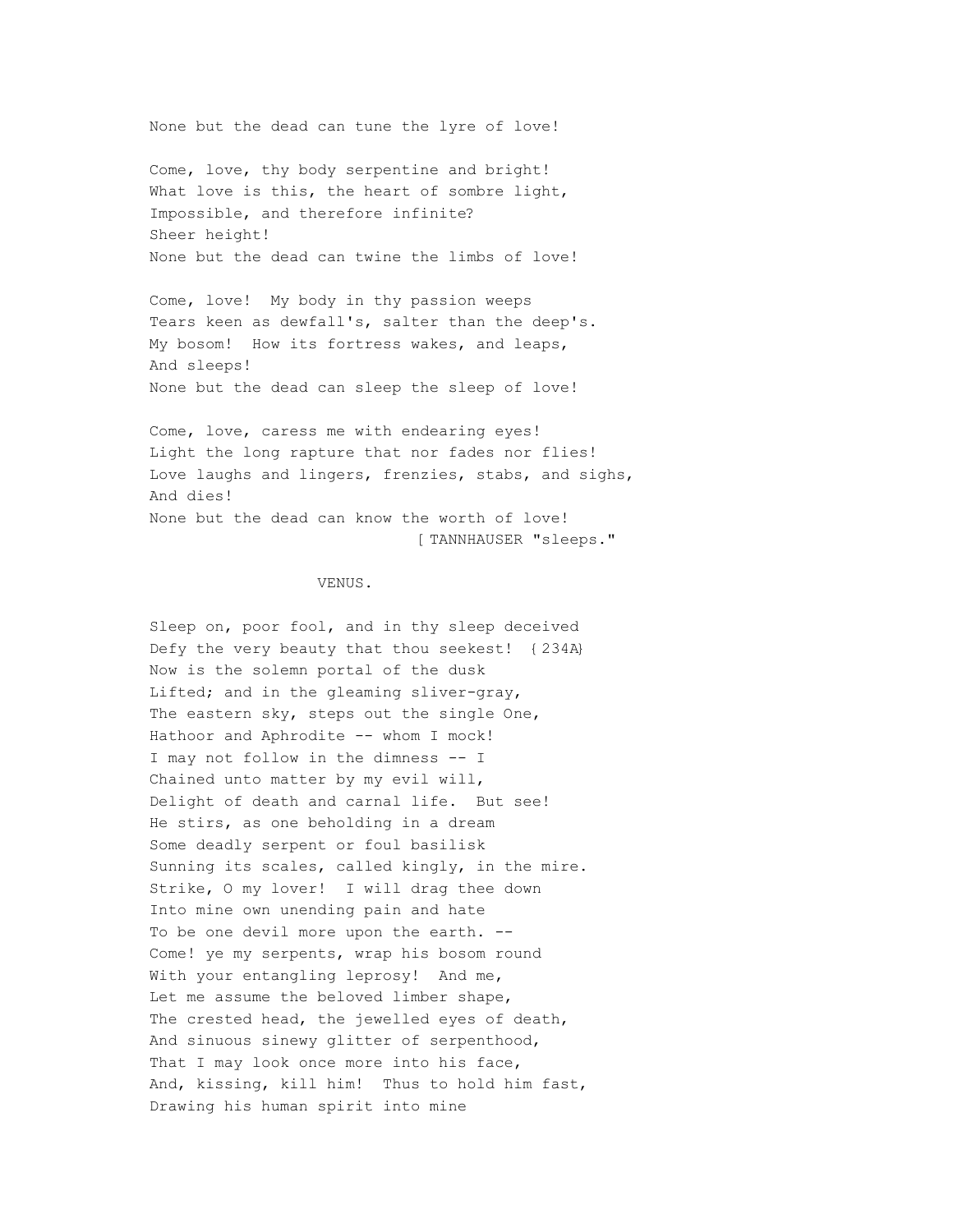None but the dead can tune the lyre of love!

Come, love, thy body serpentine and bright!
What love is this, the heart of sombre light,
Impossible, and therefore infinite?
Sheer height!
None but the dead can twine the limbs of love!

Come, love! My body in thy passion weeps
Tears keen as dewfall's, salter than the deep's.
My bosom! How its fortress wakes, and leaps,
And sleeps!
None but the dead can sleep the sleep of love!

Come, love, caress me with endearing eyes!
Light the long rapture that nor fades nor flies!
Love laughs and lingers, frenzies, stabs, and sighs,
And dies!
None but the dead can know the worth of love!
[ TANNHAUSER "sleeps."

VENUS.

Sleep on, poor fool, and in thy sleep deceived
Defy the very beauty that thou seekest! {234A}
Now is the solemn portal of the dusk
Lifted; and in the gleaming sliver-gray,
The eastern sky, steps out the single One,
Hathoor and Aphrodite -- whom I mock!
I may not follow in the dimness -- I
Chained unto matter by my evil will,
Delight of death and carnal life. But see!
He stirs, as one beholding in a dream
Some deadly serpent or foul basilisk
Sunning its scales, called kingly, in the mire.
Strike, O my lover! I will drag thee down
Into mine own unending pain and hate
To be one devil more upon the earth. --
Come! ye my serpents, wrap his bosom round
With your entangling leprosy! And me,
Let me assume the beloved limber shape,
The crested head, the jewelled eyes of death,
And sinuous sinewy glitter of serpenthood,
That I may look once more into his face,
And, kissing, kill him! Thus to hold him fast,
Drawing his human spirit into mine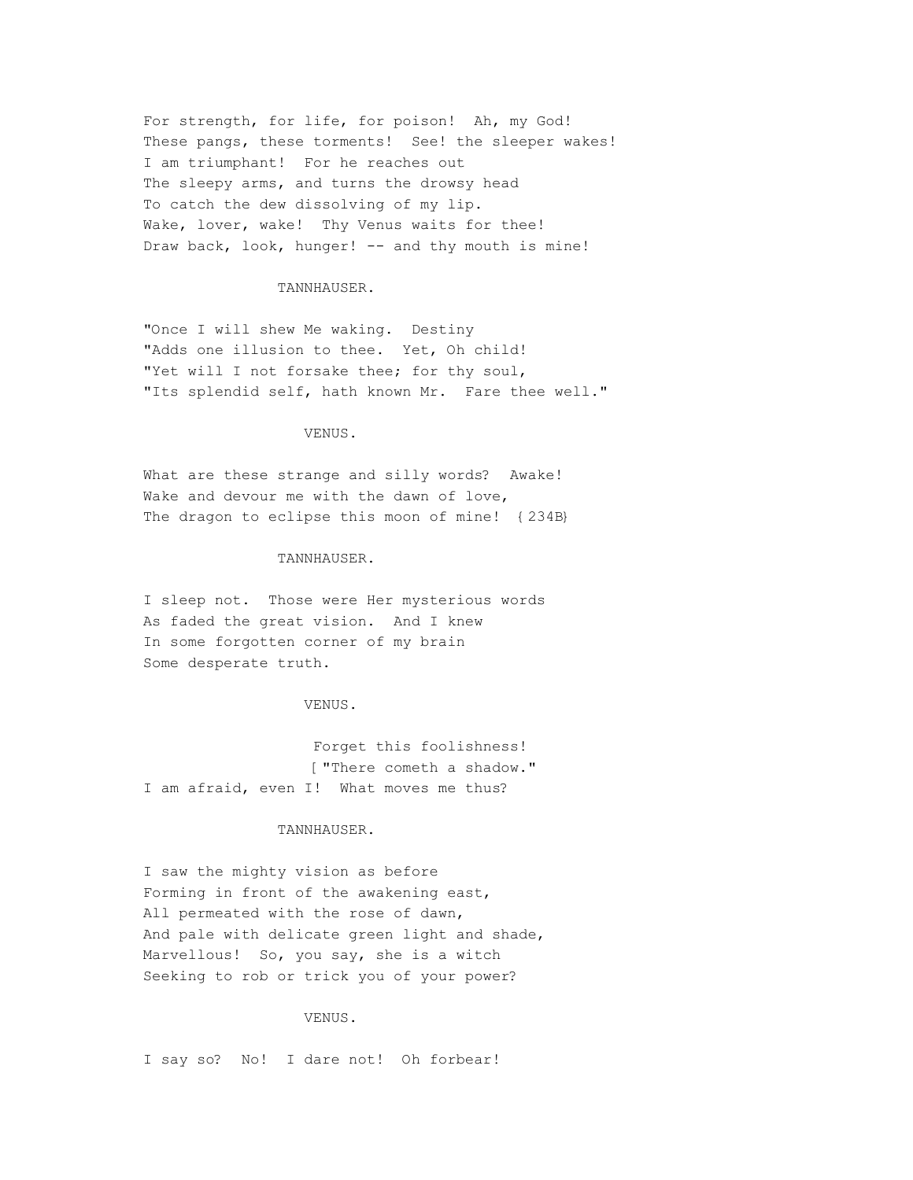For strength, for life, for poison! Ah, my God!
These pangs, these torments! See! the sleeper wakes!
I am triumphant! For he reaches out
The sleepy arms, and turns the drowsy head
To catch the dew dissolving of my lip.
Wake, lover, wake! Thy Venus waits for thee!
Draw back, look, hunger! -- and thy mouth is mine!

TANNHAUSER.

"Once I will shew Me waking. Destiny
"Adds one illusion to thee. Yet, Oh child!
"Yet will I not forsake thee; for thy soul,
"Its splendid self, hath known Mr. Fare thee well."

VENUS.

What are these strange and silly words? Awake!
Wake and devour me with the dawn of love,
The dragon to eclipse this moon of mine! {234B}

TANNHAUSER.

I sleep not. Those were Her mysterious words
As faded the great vision. And I knew
In some forgotten corner of my brain
Some desperate truth.

VENUS.

Forget this foolishness!
[ "There cometh a shadow."
I am afraid, even I! What moves me thus?

TANNHAUSER.

I saw the mighty vision as before
Forming in front of the awakening east,
All permeated with the rose of dawn,
And pale with delicate green light and shade,
Marvellous! So, you say, she is a witch
Seeking to rob or trick you of your power?

VENUS.

I say so? No! I dare not! Oh forbear!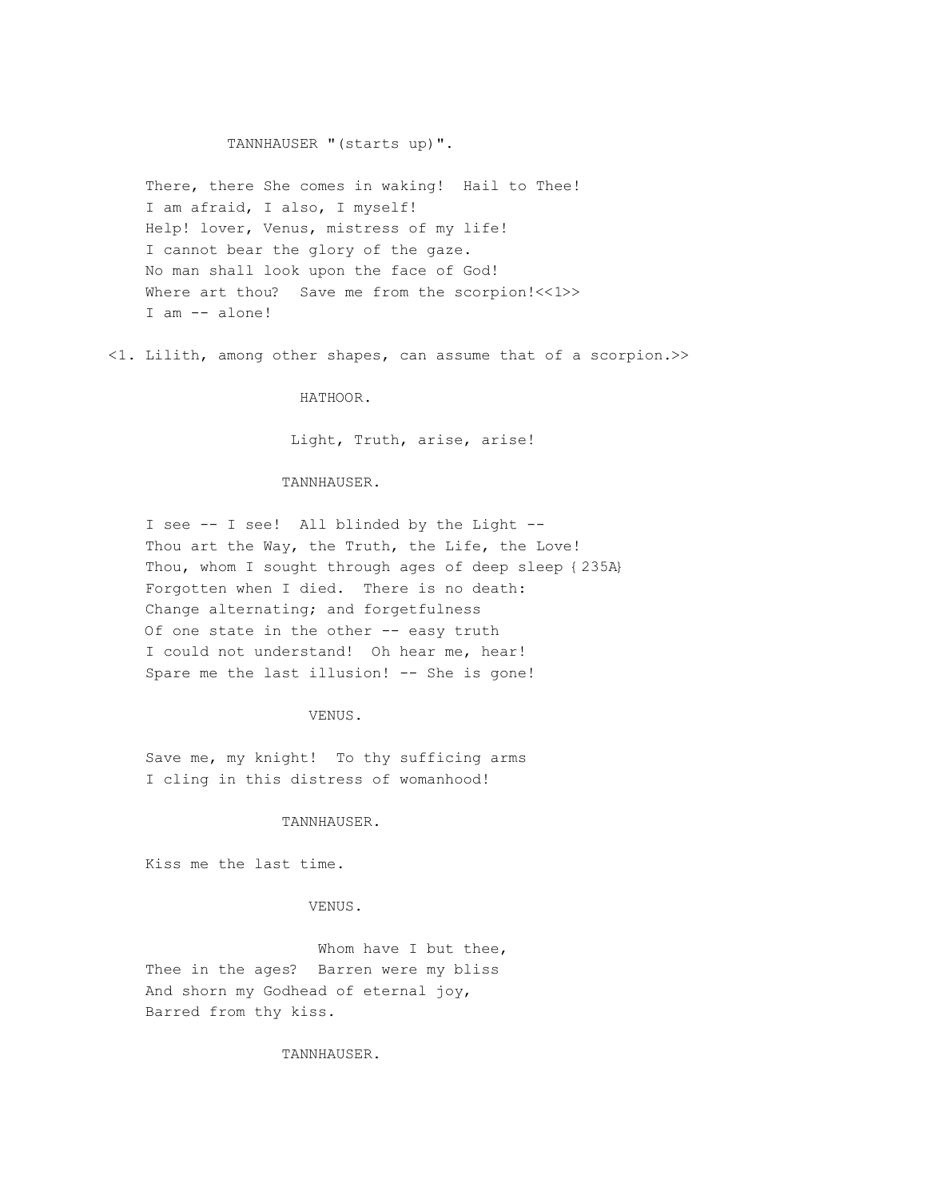TANNHAUSER "(starts up)".

There, there She comes in waking! Hail to Thee!
I am afraid, I also, I myself!
Help! lover, Venus, mistress of my life!
I cannot bear the glory of the gaze.
No man shall look upon the face of God!
Where art thou? Save me from the scorpion!<<1>>
I am -- alone!

<1. Lilith, among other shapes, can assume that of a scorpion.>>

HATHOOR.

Light, Truth, arise, arise!

TANNHAUSER.

I see -- I see! All blinded by the Light --
Thou art the Way, the Truth, the Life, the Love!
Thou, whom I sought through ages of deep sleep {235A}
Forgotten when I died. There is no death:
Change alternating; and forgetfulness
Of one state in the other -- easy truth
I could not understand! Oh hear me, hear!
Spare me the last illusion! -- She is gone!

VENUS.

Save me, my knight! To thy sufficing arms
I cling in this distress of womanhood!

TANNHAUSER.

Kiss me the last time.

VENUS.

Whom have I but thee,
Thee in the ages? Barren were my bliss
And shorn my Godhead of eternal joy,
Barred from thy kiss.

TANNHAUSER.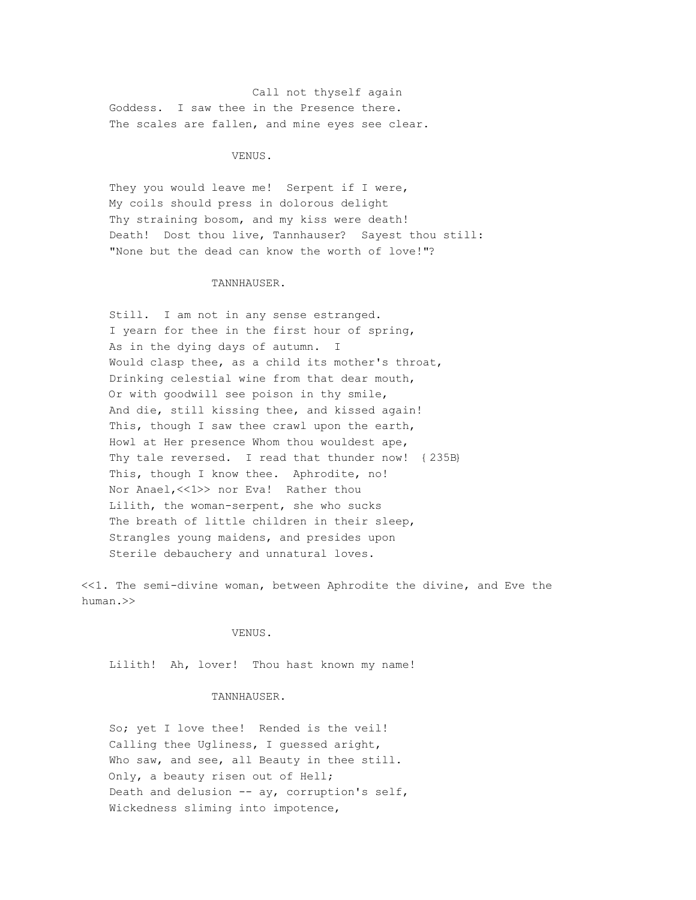Call not thyself again
Goddess. I saw thee in the Presence there.
The scales are fallen, and mine eyes see clear.

VENUS.

They you would leave me! Serpent if I were,
My coils should press in dolorous delight
Thy straining bosom, and my kiss were death!
Death! Dost thou live, Tannhauser? Sayest thou still:
"None but the dead can know the worth of love!"?

TANNHAUSER.

Still. I am not in any sense estranged.
I yearn for thee in the first hour of spring,
As in the dying days of autumn. I
Would clasp thee, as a child its mother's throat,
Drinking celestial wine from that dear mouth,
Or with goodwill see poison in thy smile,
And die, still kissing thee, and kissed again!
This, though I saw thee crawl upon the earth,
Howl at Her presence Whom thou wouldest ape,
Thy tale reversed. I read that thunder now! {235B}
This, though I know thee. Aphrodite, no!
Nor Anael,<<1>> nor Eva! Rather thou
Lilith, the woman-serpent, she who sucks
The breath of little children in their sleep,
Strangles young maidens, and presides upon
Sterile debauchery and unnatural loves.

<<1. The semi-divine woman, between Aphrodite the divine, and Eve the human.>>

VENUS.

Lilith! Ah, lover! Thou hast known my name!

TANNHAUSER.

So; yet I love thee! Rended is the veil!
Calling thee Ugliness, I guessed aright,
Who saw, and see, all Beauty in thee still.
Only, a beauty risen out of Hell;
Death and delusion -- ay, corruption's self,
Wickedness sliming into impotence,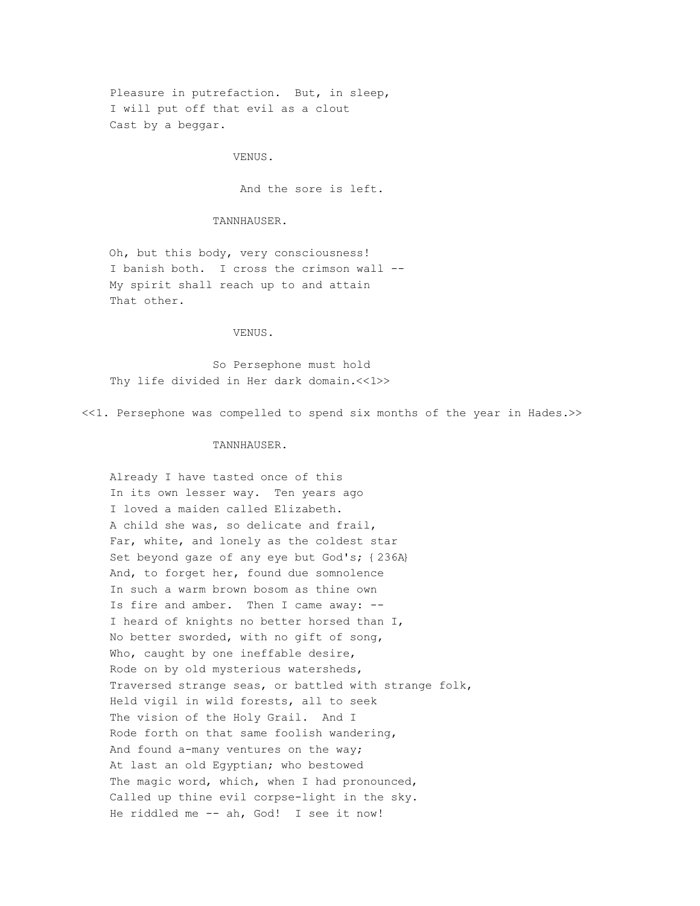Pleasure in putrefaction. But, in sleep,
I will put off that evil as a clout
Cast by a beggar.

VENUS.

And the sore is left.

TANNHAUSER.

Oh, but this body, very consciousness!
I banish both. I cross the crimson wall --
My spirit shall reach up to and attain
That other.

VENUS.

So Persephone must hold
Thy life divided in Her dark domain.<<1>>

<<1. Persephone was compelled to spend six months of the year in Hades.>>

TANNHAUSER.

Already I have tasted once of this
In its own lesser way. Ten years ago
I loved a maiden called Elizabeth.
A child she was, so delicate and frail,
Far, white, and lonely as the coldest star
Set beyond gaze of any eye but God's; {236A}
And, to forget her, found due somnolence
In such a warm brown bosom as thine own
Is fire and amber. Then I came away: --
I heard of knights no better horsed than I,
No better sworded, with no gift of song,
Who, caught by one ineffable desire,
Rode on by old mysterious watersheds,
Traversed strange seas, or battled with strange folk,
Held vigil in wild forests, all to seek
The vision of the Holy Grail. And I
Rode forth on that same foolish wandering,
And found a-many ventures on the way;
At last an old Egyptian; who bestowed
The magic word, which, when I had pronounced,
Called up thine evil corpse-light in the sky.
He riddled me -- ah, God! I see it now!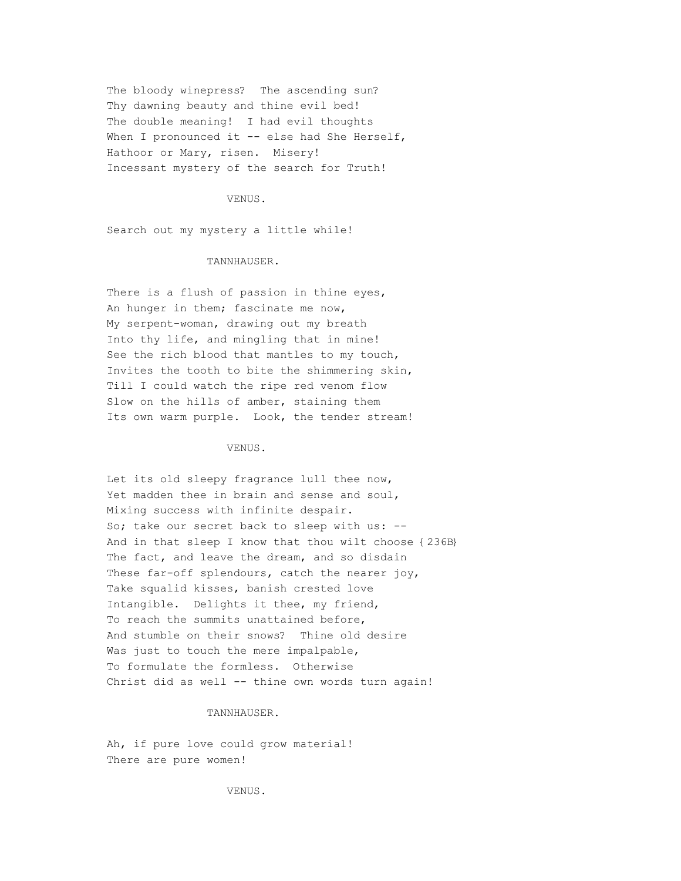The bloody winepress? The ascending sun?
Thy dawning beauty and thine evil bed!
The double meaning! I had evil thoughts
When I pronounced it -- else had She Herself,
Hathoor or Mary, risen. Misery!
Incessant mystery of the search for Truth!

VENUS.

Search out my mystery a little while!

TANNHAUSER.

There is a flush of passion in thine eyes,
An hunger in them; fascinate me now,
My serpent-woman, drawing out my breath
Into thy life, and mingling that in mine!
See the rich blood that mantles to my touch,
Invites the tooth to bite the shimmering skin,
Till I could watch the ripe red venom flow
Slow on the hills of amber, staining them
Its own warm purple. Look, the tender stream!

VENUS.

Let its old sleepy fragrance lull thee now,
Yet madden thee in brain and sense and soul,
Mixing success with infinite despair.
So; take our secret back to sleep with us: --
And in that sleep I know that thou wilt choose {236B}
The fact, and leave the dream, and so disdain
These far-off splendours, catch the nearer joy,
Take squalid kisses, banish crested love
Intangible. Delights it thee, my friend,
To reach the summits unattained before,
And stumble on their snows? Thine old desire
Was just to touch the mere impalpable,
To formulate the formless. Otherwise
Christ did as well -- thine own words turn again!

TANNHAUSER.

Ah, if pure love could grow material!
There are pure women!

VENUS.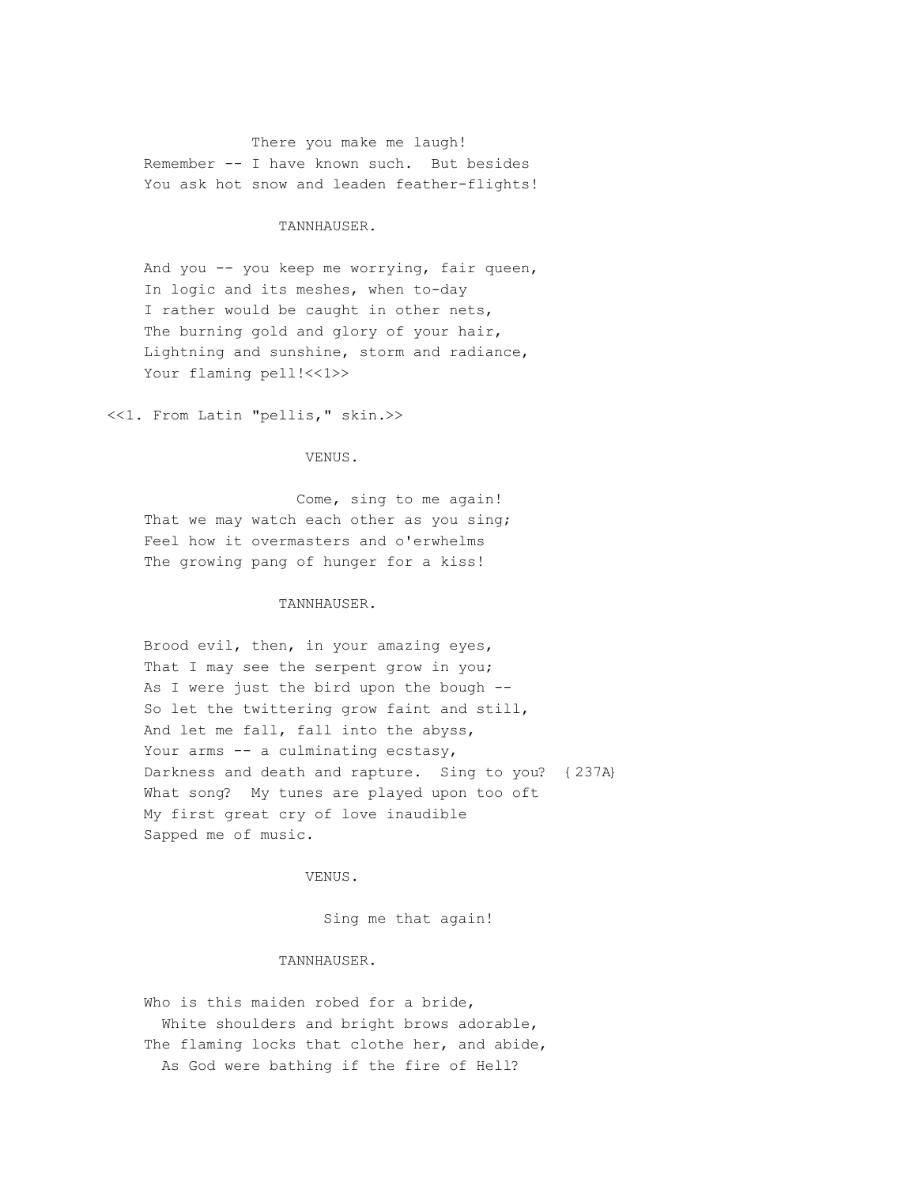There you make me laugh!  
Remember -- I have known such.  But besides  
You ask hot snow and leaden feather-flights!

TANNHAUSER.

And you -- you keep me worrying, fair queen,  
In logic and its meshes, when to-day  
I rather would be caught in other nets,  
The burning gold and glory of your hair,  
Lightning and sunshine, storm and radiance,  
Your flaming pell!<<1>>

<<1. From Latin "pellis," skin.>>

VENUS.

Come, sing to me again!  
That we may watch each other as you sing;  
Feel how it overmasters and o'erwhelms  
The growing pang of hunger for a kiss!

TANNHAUSER.

Brood evil, then, in your amazing eyes,  
That I may see the serpent grow in you;  
As I were just the bird upon the bough --  
So let the twittering grow faint and still,  
And let me fall, fall into the abyss,  
Your arms -- a culminating ecstasy,  
Darkness and death and rapture.  Sing to you?  {237A}  
What song?  My tunes are played upon too oft  
My first great cry of love inaudible  
Sapped me of music.

VENUS.

Sing me that again!

TANNHAUSER.

Who is this maiden robed for a bride,  
  White shoulders and bright brows adorable,  
The flaming locks that clothe her, and abide,  
  As God were bathing if the fire of Hell?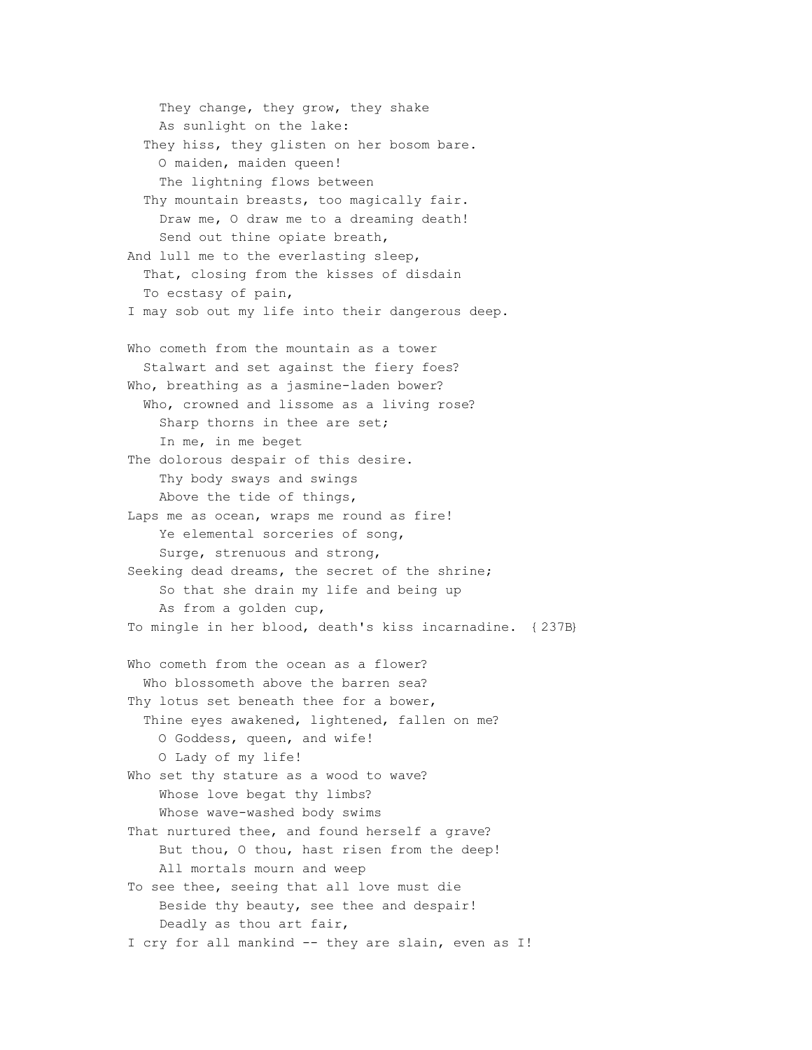They change, they grow, they shake
As sunlight on the lake:
They hiss, they glisten on her bosom bare.
O maiden, maiden queen!
The lightning flows between
Thy mountain breasts, too magically fair.
Draw me, O draw me to a dreaming death!
Send out thine opiate breath,
And lull me to the everlasting sleep,
That, closing from the kisses of disdain
To ecstasy of pain,
I may sob out my life into their dangerous deep.

Who cometh from the mountain as a tower
Stalwart and set against the fiery foes?
Who, breathing as a jasmine-laden bower?
Who, crowned and lissome as a living rose?
Sharp thorns in thee are set;
In me, in me beget
The dolorous despair of this desire.
Thy body sways and swings
Above the tide of things,
Laps me as ocean, wraps me round as fire!
Ye elemental sorceries of song,
Surge, strenuous and strong,
Seeking dead dreams, the secret of the shrine;
So that she drain my life and being up
As from a golden cup,
To mingle in her blood, death's kiss incarnadine. {237B}

Who cometh from the ocean as a flower?
Who blossometh above the barren sea?
Thy lotus set beneath thee for a bower,
Thine eyes awakened, lightened, fallen on me?
O Goddess, queen, and wife!
O Lady of my life!
Who set thy stature as a wood to wave?
Whose love begat thy limbs?
Whose wave-washed body swims
That nurtured thee, and found herself a grave?
But thou, O thou, hast risen from the deep!
All mortals mourn and weep
To see thee, seeing that all love must die
Beside thy beauty, see thee and despair!
Deadly as thou art fair,
I cry for all mankind -- they are slain, even as I!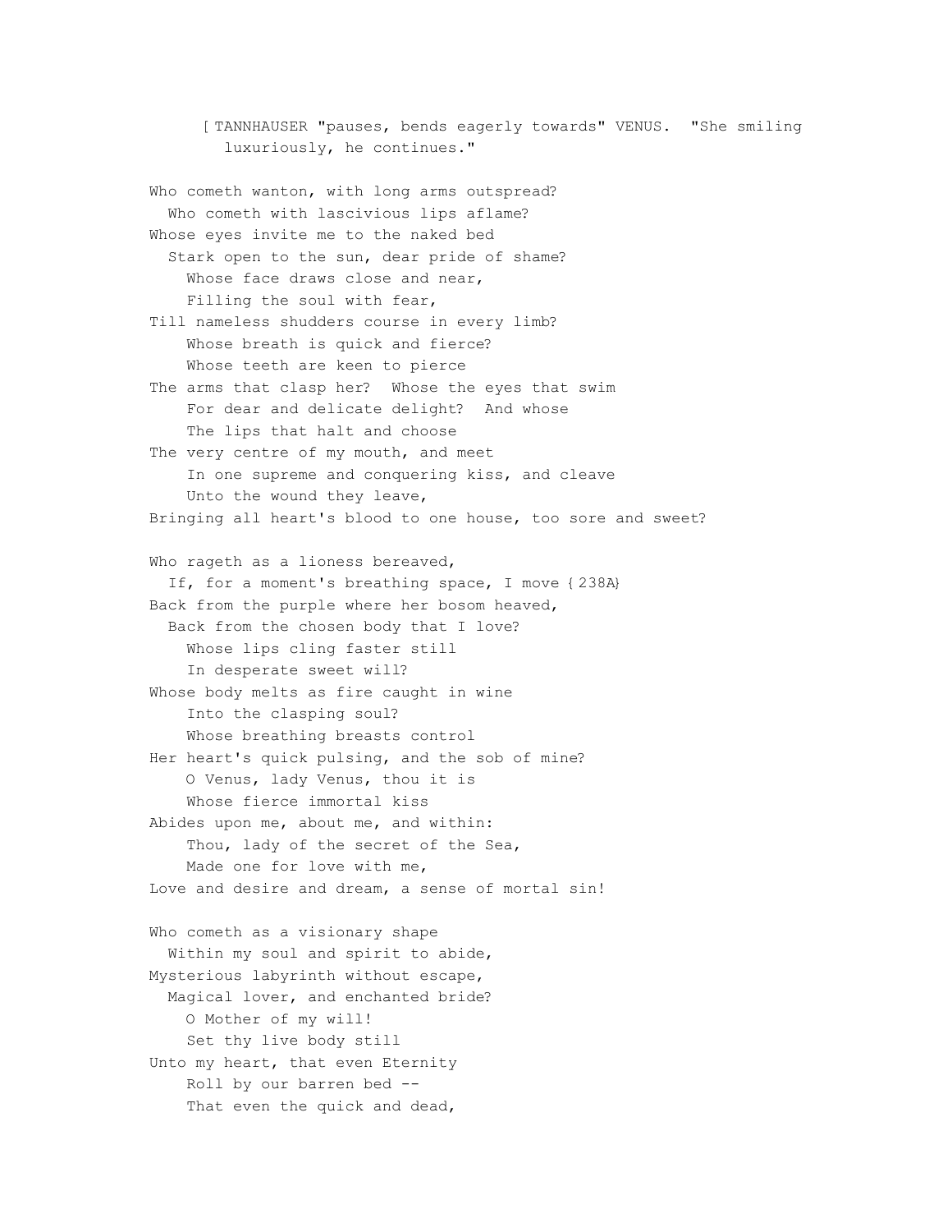[ TANNHAUSER "pauses, bends eagerly towards" VENUS. "She smiling luxuriously, he continues."

Who cometh wanton, with long arms outspread?  
  Who cometh with lascivious lips aflame?  
Whose eyes invite me to the naked bed  
  Stark open to the sun, dear pride of shame?  
    Whose face draws close and near,  
    Filling the soul with fear,  
Till nameless shudders course in every limb?  
    Whose breath is quick and fierce?  
    Whose teeth are keen to pierce  
The arms that clasp her? Whose the eyes that swim  
    For dear and delicate delight? And whose  
    The lips that halt and choose  
The very centre of my mouth, and meet  
    In one supreme and conquering kiss, and cleave  
    Unto the wound they leave,  
Bringing all heart's blood to one house, too sore and sweet?

Who rageth as a lioness bereaved,  
  If, for a moment's breathing space, I move {238A}  
Back from the purple where her bosom heaved,  
  Back from the chosen body that I love?  
    Whose lips cling faster still  
    In desperate sweet will?  
Whose body melts as fire caught in wine  
    Into the clasping soul?  
    Whose breathing breasts control  
Her heart's quick pulsing, and the sob of mine?  
    O Venus, lady Venus, thou it is  
    Whose fierce immortal kiss  
Abides upon me, about me, and within:  
    Thou, lady of the secret of the Sea,  
    Made one for love with me,  
Love and desire and dream, a sense of mortal sin!

Who cometh as a visionary shape  
  Within my soul and spirit to abide,  
Mysterious labyrinth without escape,  
  Magical lover, and enchanted bride?  
    O Mother of my will!  
    Set thy live body still  
Unto my heart, that even Eternity  
    Roll by our barren bed --  
    That even the quick and dead,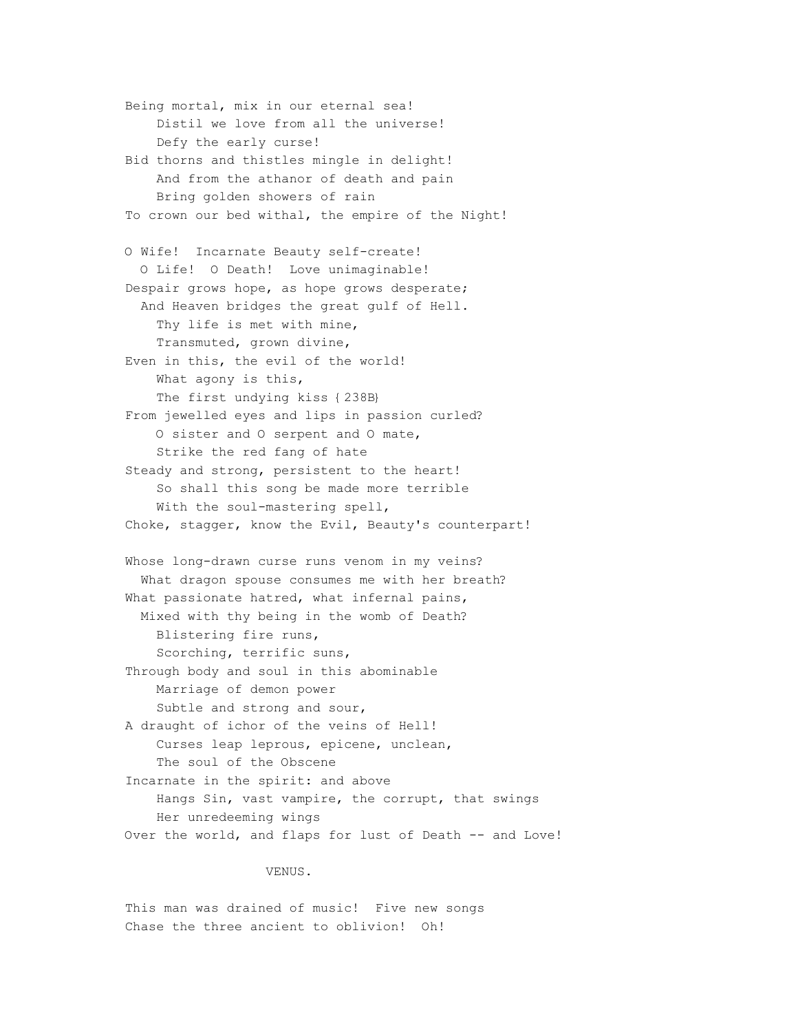Being mortal, mix in our eternal sea!  
    Distil we love from all the universe!  
    Defy the early curse!  
Bid thorns and thistles mingle in delight!  
    And from the athanor of death and pain  
    Bring golden showers of rain  
To crown our bed withal, the empire of the Night!

O Wife! Incarnate Beauty self-create!  
  O Life! O Death! Love unimaginable!  
Despair grows hope, as hope grows desperate;  
  And Heaven bridges the great gulf of Hell.  
    Thy life is met with mine,  
    Transmuted, grown divine,  
Even in this, the evil of the world!  
    What agony is this,  
    The first undying kiss {238B}  
From jewelled eyes and lips in passion curled?  
    O sister and O serpent and O mate,  
    Strike the red fang of hate  
Steady and strong, persistent to the heart!  
    So shall this song be made more terrible  
    With the soul-mastering spell,  
Choke, stagger, know the Evil, Beauty's counterpart!

Whose long-drawn curse runs venom in my veins?  
  What dragon spouse consumes me with her breath?  
What passionate hatred, what infernal pains,  
  Mixed with thy being in the womb of Death?  
    Blistering fire runs,  
    Scorching, terrific suns,  
Through body and soul in this abominable  
    Marriage of demon power  
    Subtle and strong and sour,  
A draught of ichor of the veins of Hell!  
    Curses leap leprous, epicene, unclean,  
    The soul of the Obscene  
Incarnate in the spirit: and above  
    Hangs Sin, vast vampire, the corrupt, that swings  
    Her unredeeming wings  
Over the world, and flaps for lust of Death -- and Love!

VENUS.

This man was drained of music! Five new songs  
Chase the three ancient to oblivion! Oh!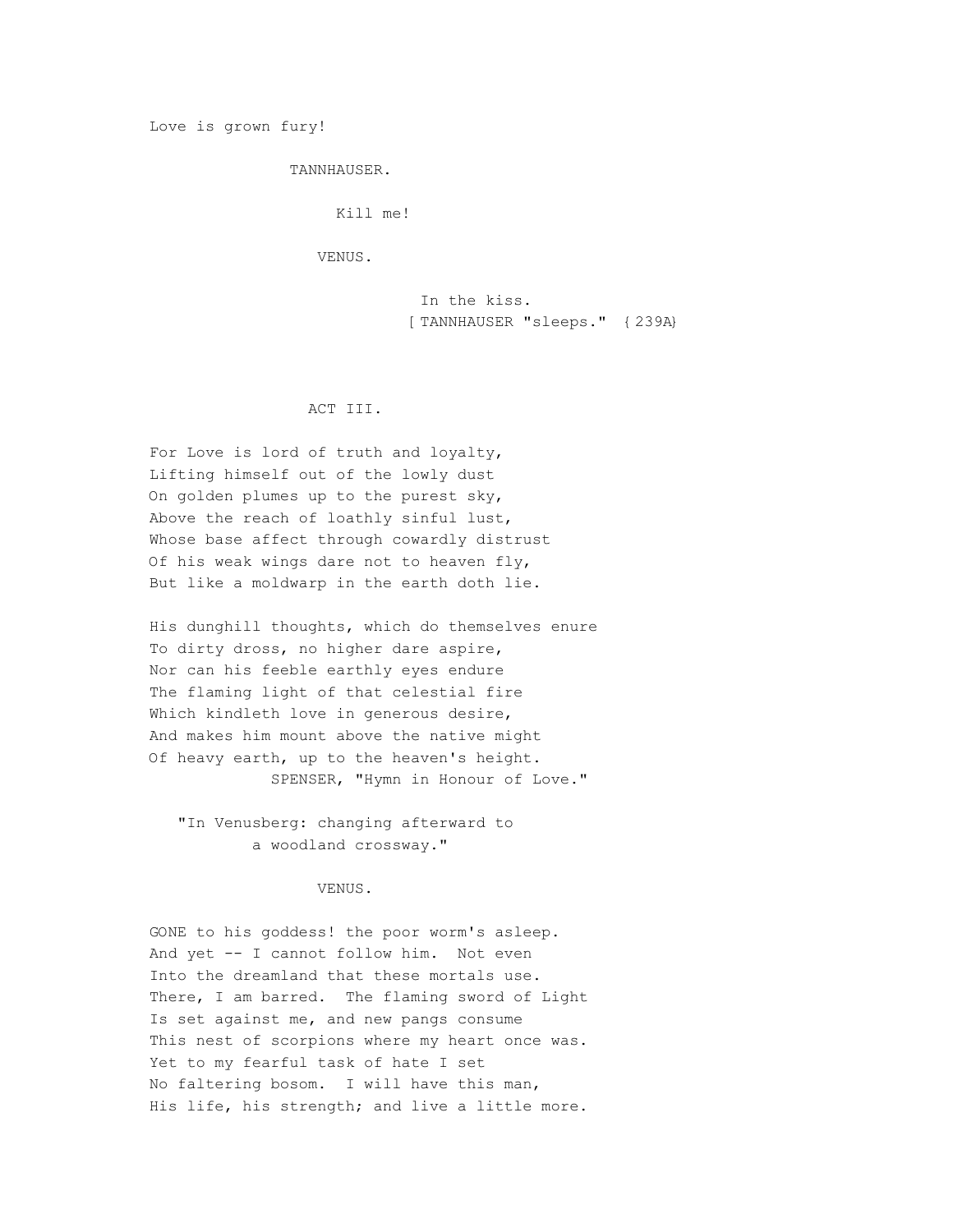Love is grown fury!

TANNHAUSER.

Kill me!

VENUS.

In the kiss.
[ TANNHAUSER "sleeps." {239A}

## ACT III.

For Love is lord of truth and loyalty,
Lifting himself out of the lowly dust
On golden plumes up to the purest sky,
Above the reach of loathly sinful lust,
Whose base affect through cowardly distrust
Of his weak wings dare not to heaven fly,
But like a moldwarp in the earth doth lie.

His dunghill thoughts, which do themselves enure
To dirty dross, no higher dare aspire,
Nor can his feeble earthly eyes endure
The flaming light of that celestial fire
Which kindleth love in generous desire,
And makes him mount above the native might
Of heavy earth, up to the heaven's height.
SPENSER, "Hymn in Honour of Love."

"In Venusberg: changing afterward to
a woodland crossway."

VENUS.

GONE to his goddess! the poor worm's asleep.
And yet -- I cannot follow him. Not even
Into the dreamland that these mortals use.
There, I am barred. The flaming sword of Light
Is set against me, and new pangs consume
This nest of scorpions where my heart once was.
Yet to my fearful task of hate I set
No faltering bosom. I will have this man,
His life, his strength; and live a little more.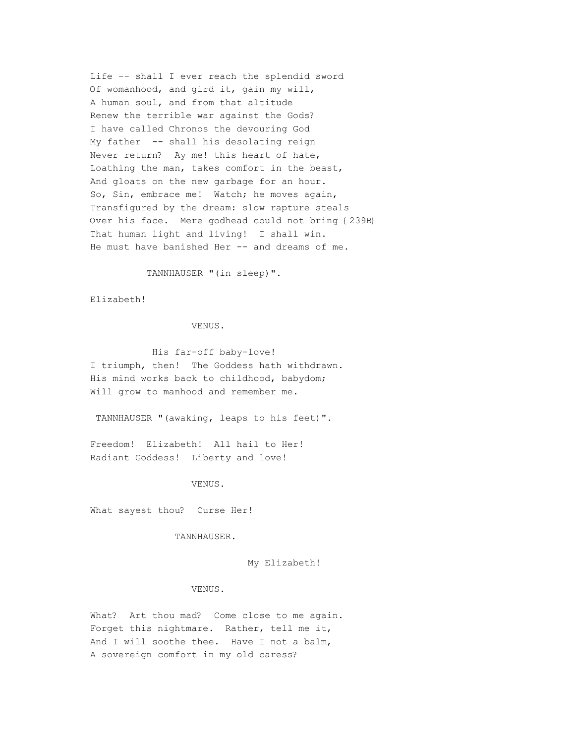Life -- shall I ever reach the splendid sword
Of womanhood, and gird it, gain my will,
A human soul, and from that altitude
Renew the terrible war against the Gods?
I have called Chronos the devouring God
My father -- shall his desolating reign
Never return? Ay me! this heart of hate,
Loathing the man, takes comfort in the beast,
And gloats on the new garbage for an hour.
So, Sin, embrace me! Watch; he moves again,
Transfigured by the dream: slow rapture steals
Over his face. Mere godhead could not bring {239B}
That human light and living! I shall win.
He must have banished Her -- and dreams of me.

TANNHAUSER "(in sleep)".

Elizabeth!

VENUS.

His far-off baby-love!
I triumph, then! The Goddess hath withdrawn.
His mind works back to childhood, babydom;
Will grow to manhood and remember me.

TANNHAUSER "(awaking, leaps to his feet)".

Freedom! Elizabeth! All hail to Her!
Radiant Goddess! Liberty and love!

VENUS.

What sayest thou? Curse Her!

TANNHAUSER.

My Elizabeth!

VENUS.

What? Art thou mad? Come close to me again.
Forget this nightmare. Rather, tell me it,
And I will soothe thee. Have I not a balm,
A sovereign comfort in my old caress?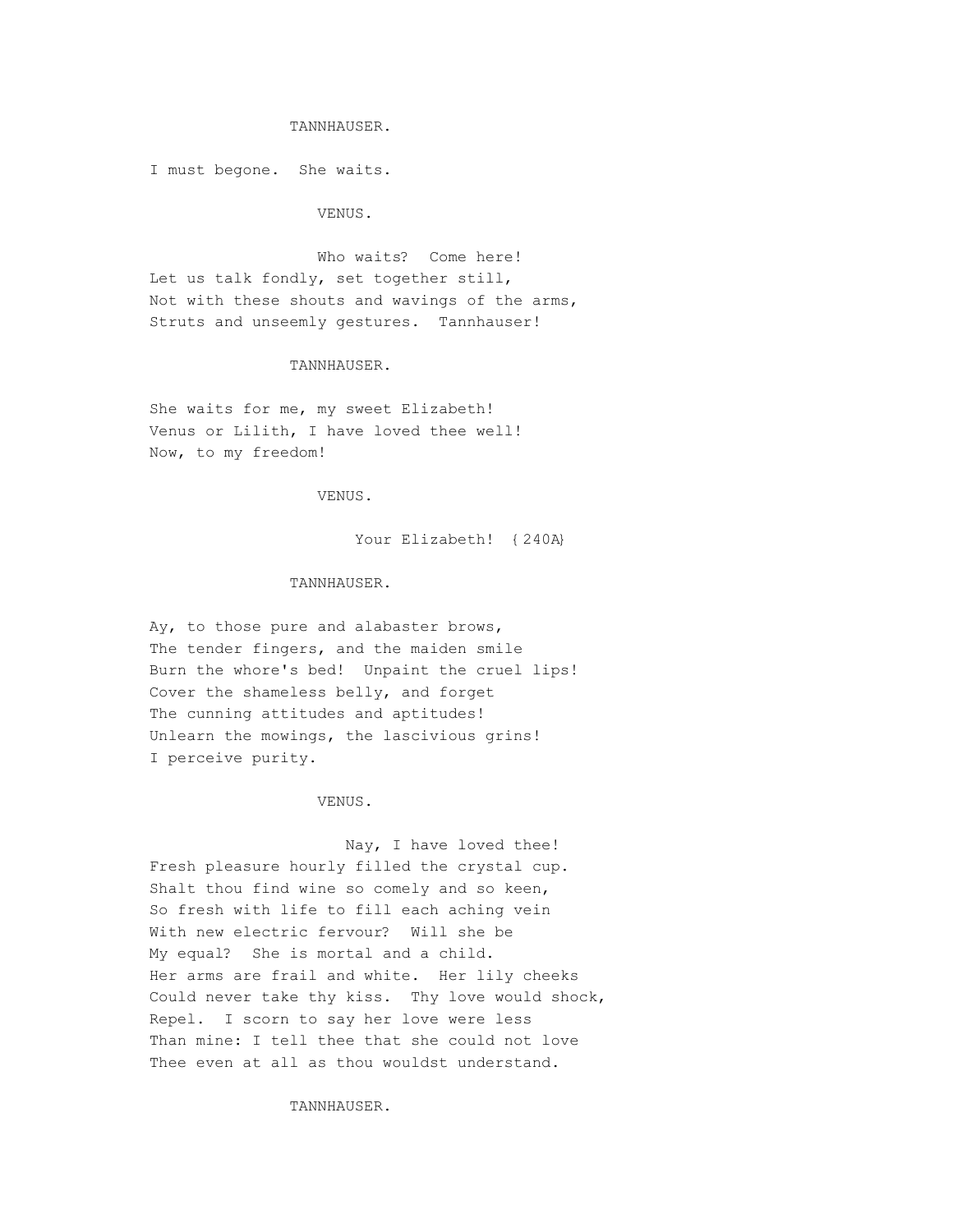TANNHAUSER.

I must begone.  She waits.

VENUS.

Who waits?  Come here!
Let us talk fondly, set together still,
Not with these shouts and wavings of the arms,
Struts and unseemly gestures.  Tannhauser!

TANNHAUSER.

She waits for me, my sweet Elizabeth!
Venus or Lilith, I have loved thee well!
Now, to my freedom!

VENUS.

Your Elizabeth!  {240A}

TANNHAUSER.

Ay, to those pure and alabaster brows,
The tender fingers, and the maiden smile
Burn the whore's bed!  Unpaint the cruel lips!
Cover the shameless belly, and forget
The cunning attitudes and aptitudes!
Unlearn the mowings, the lascivious grins!
I perceive purity.

VENUS.

Nay, I have loved thee!
Fresh pleasure hourly filled the crystal cup.
Shalt thou find wine so comely and so keen,
So fresh with life to fill each aching vein
With new electric fervour?  Will she be
My equal?  She is mortal and a child.
Her arms are frail and white.  Her lily cheeks
Could never take thy kiss.  Thy love would shock,
Repel.  I scorn to say her love were less
Than mine: I tell thee that she could not love
Thee even at all as thou wouldst understand.

TANNHAUSER.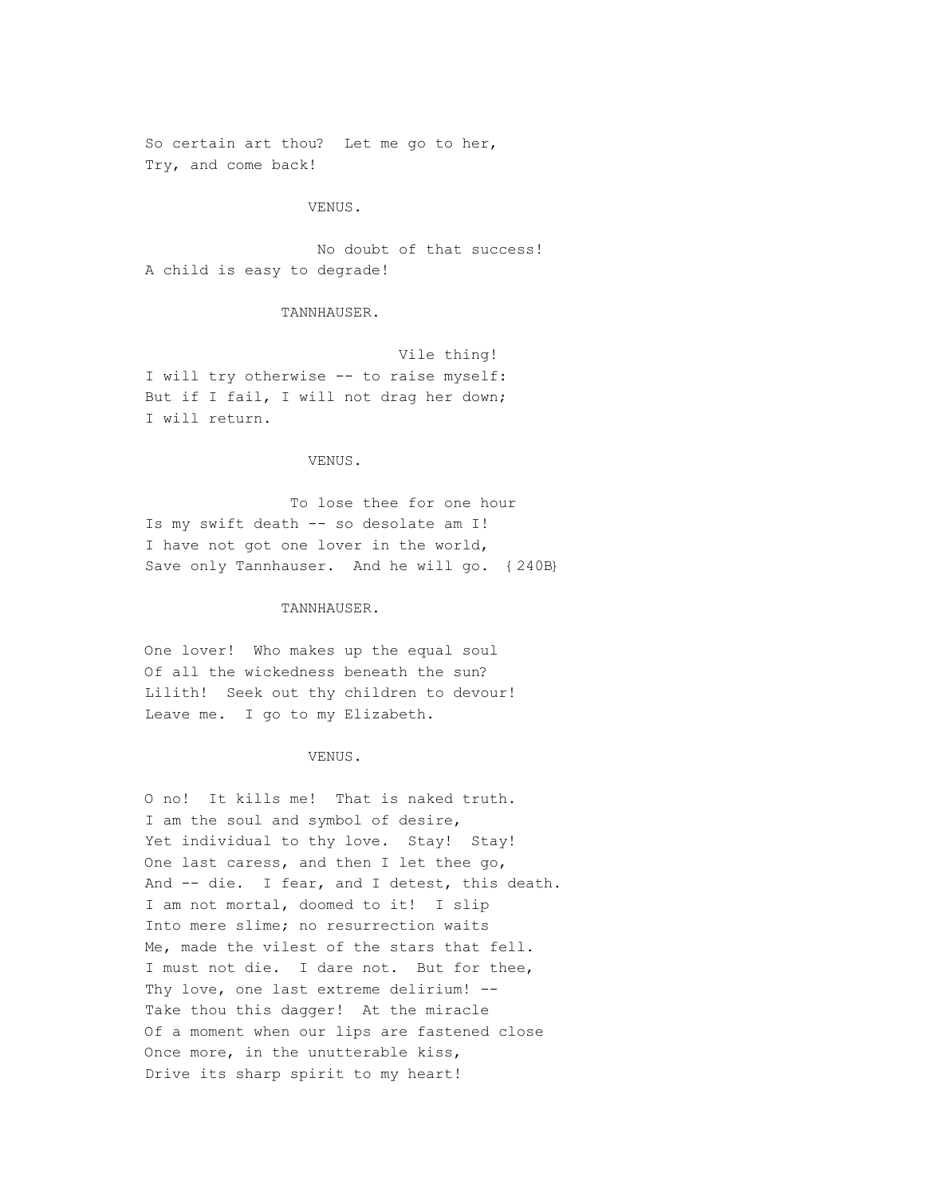So certain art thou? Let me go to her,
Try, and come back!

VENUS.

No doubt of that success!
A child is easy to degrade!

TANNHAUSER.

Vile thing!
I will try otherwise -- to raise myself:
But if I fail, I will not drag her down;
I will return.

VENUS.

To lose thee for one hour
Is my swift death -- so desolate am I!
I have not got one lover in the world,
Save only Tannhauser. And he will go. {240B}

TANNHAUSER.

One lover! Who makes up the equal soul
Of all the wickedness beneath the sun?
Lilith! Seek out thy children to devour!
Leave me. I go to my Elizabeth.

VENUS.

O no! It kills me! That is naked truth.
I am the soul and symbol of desire,
Yet individual to thy love. Stay! Stay!
One last caress, and then I let thee go,
And -- die. I fear, and I detest, this death.
I am not mortal, doomed to it! I slip
Into mere slime; no resurrection waits
Me, made the vilest of the stars that fell.
I must not die. I dare not. But for thee,
Thy love, one last extreme delirium! --
Take thou this dagger! At the miracle
Of a moment when our lips are fastened close
Once more, in the unutterable kiss,
Drive its sharp spirit to my heart!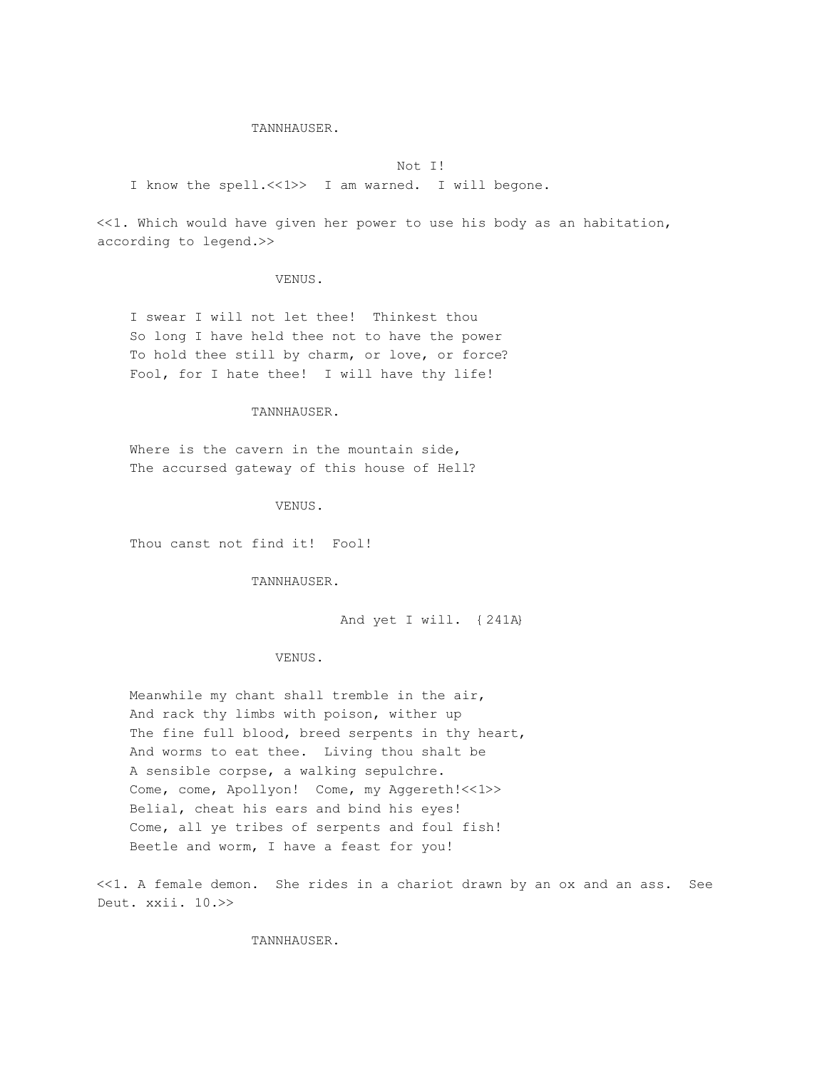TANNHAUSER.

Not I!
I know the spell.<<1>> I am warned. I will begone.

<<1. Which would have given her power to use his body as an habitation, according to legend.>>

VENUS.

I swear I will not let thee! Thinkest thou
So long I have held thee not to have the power
To hold thee still by charm, or love, or force?
Fool, for I hate thee! I will have thy life!

TANNHAUSER.

Where is the cavern in the mountain side,
The accursed gateway of this house of Hell?

VENUS.

Thou canst not find it! Fool!

TANNHAUSER.

And yet I will. {241A}

VENUS.

Meanwhile my chant shall tremble in the air,
And rack thy limbs with poison, wither up
The fine full blood, breed serpents in thy heart,
And worms to eat thee. Living thou shalt be
A sensible corpse, a walking sepulchre.
Come, come, Apollyon! Come, my Aggereth!<<1>>
Belial, cheat his ears and bind his eyes!
Come, all ye tribes of serpents and foul fish!
Beetle and worm, I have a feast for you!

<<1. A female demon. She rides in a chariot drawn by an ox and an ass. See Deut. xxii. 10.>>

TANNHAUSER.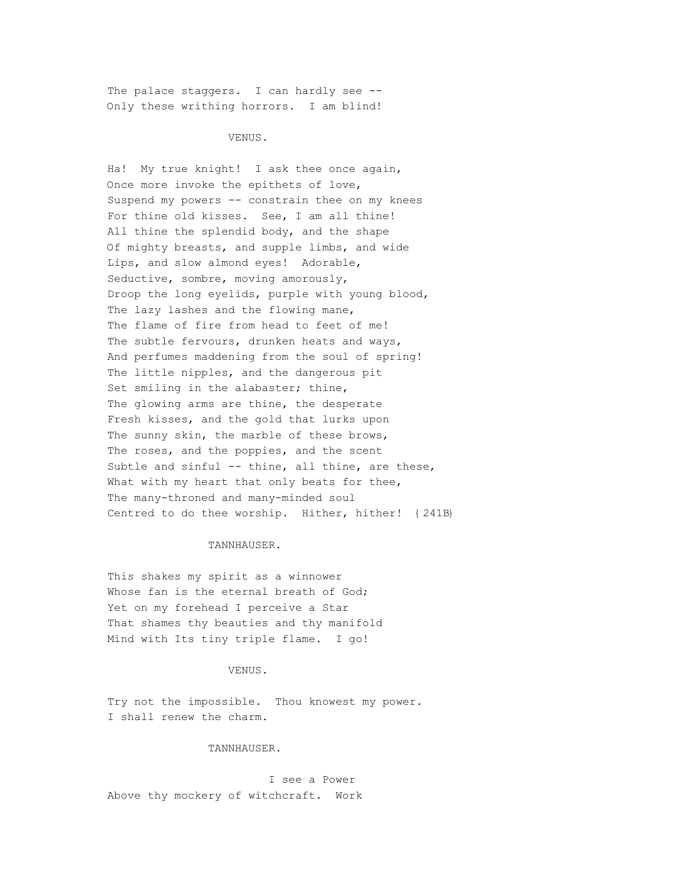The palace staggers. I can hardly see --
Only these writhing horrors. I am blind!

VENUS.

Ha! My true knight! I ask thee once again,
Once more invoke the epithets of love,
Suspend my powers -- constrain thee on my knees
For thine old kisses. See, I am all thine!
All thine the splendid body, and the shape
Of mighty breasts, and supple limbs, and wide
Lips, and slow almond eyes! Adorable,
Seductive, sombre, moving amorously,
Droop the long eyelids, purple with young blood,
The lazy lashes and the flowing mane,
The flame of fire from head to feet of me!
The subtle fervours, drunken heats and ways,
And perfumes maddening from the soul of spring!
The little nipples, and the dangerous pit
Set smiling in the alabaster; thine,
The glowing arms are thine, the desperate
Fresh kisses, and the gold that lurks upon
The sunny skin, the marble of these brows,
The roses, and the poppies, and the scent
Subtle and sinful -- thine, all thine, are these,
What with my heart that only beats for thee,
The many-throned and many-minded soul
Centred to do thee worship. Hither, hither! {241B}

TANNHAUSER.

This shakes my spirit as a winnower
Whose fan is the eternal breath of God;
Yet on my forehead I perceive a Star
That shames thy beauties and thy manifold
Mind with Its tiny triple flame. I go!

VENUS.

Try not the impossible. Thou knowest my power.
I shall renew the charm.

TANNHAUSER.

I see a Power
Above thy mockery of witchcraft. Work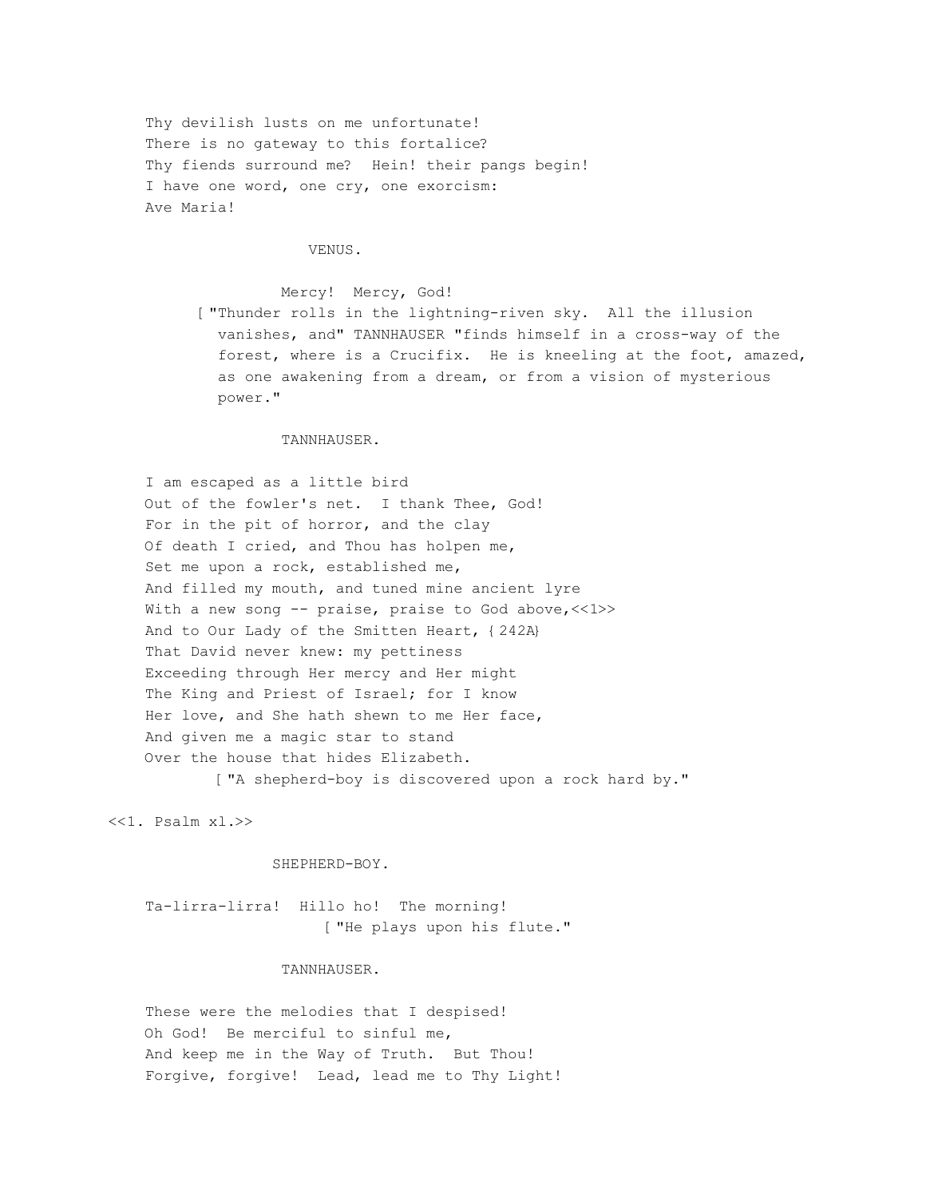Thy devilish lusts on me unfortunate!  
There is no gateway to this fortalice?  
Thy fiends surround me? Hein! their pangs begin!  
I have one word, one cry, one exorcism:  
Ave Maria!

VENUS.

Mercy! Mercy, God!

[ "Thunder rolls in the lightning-riven sky. All the illusion vanishes, and" TANNHAUSER "finds himself in a cross-way of the forest, where is a Crucifix. He is kneeling at the foot, amazed, as one awakening from a dream, or from a vision of mysterious power."

TANNHAUSER.

I am escaped as a little bird  
Out of the fowler's net. I thank Thee, God!  
For in the pit of horror, and the clay  
Of death I cried, and Thou has holpen me,  
Set me upon a rock, established me,  
And filled my mouth, and tuned mine ancient lyre  
With a new song -- praise, praise to God above,<<1>>  
And to Our Lady of the Smitten Heart, {242A}  
That David never knew: my pettiness  
Exceeding through Her mercy and Her might  
The King and Priest of Israel; for I know  
Her love, and She hath shewn to me Her face,  
And given me a magic star to stand  
Over the house that hides Elizabeth.

[ "A shepherd-boy is discovered upon a rock hard by."

<<1. Psalm xl.>>

SHEPHERD-BOY.

Ta-lirra-lirra! Hillo ho! The morning!

[ "He plays upon his flute."

TANNHAUSER.

These were the melodies that I despised!  
Oh God! Be merciful to sinful me,  
And keep me in the Way of Truth. But Thou!  
Forgive, forgive! Lead, lead me to Thy Light!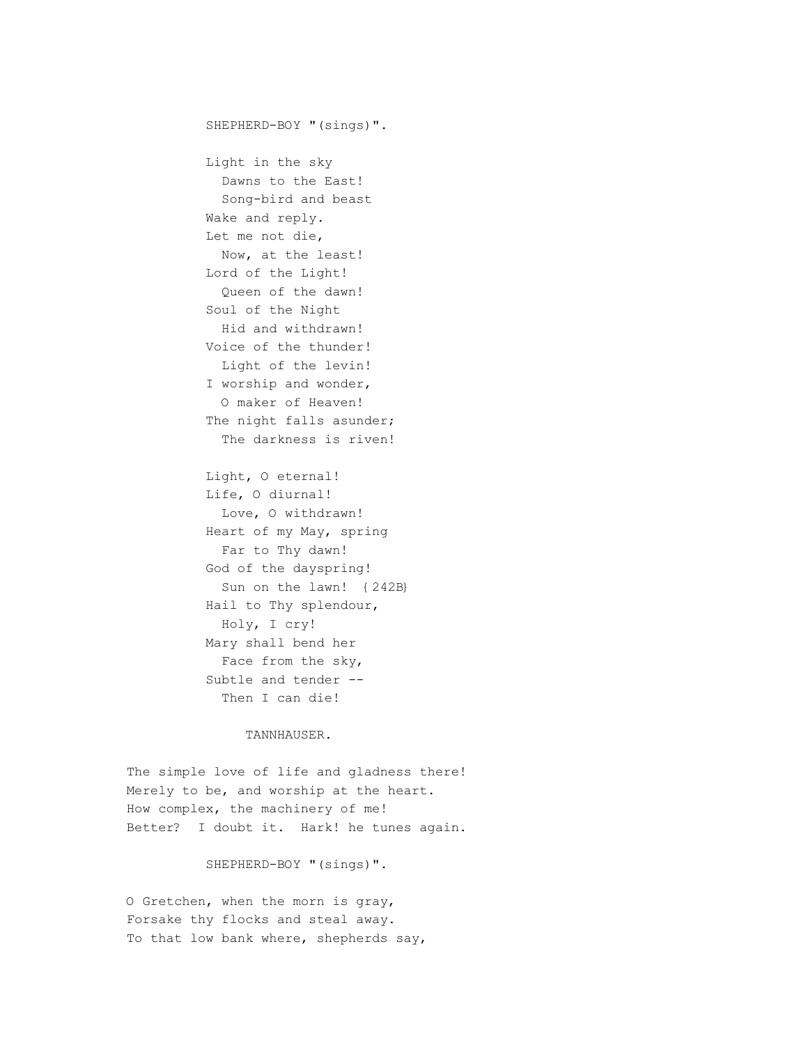SHEPHERD-BOY "(sings)".

Light in the sky  
  Dawns to the East!  
  Song-bird and beast  
Wake and reply.  
Let me not die,  
  Now, at the least!  
Lord of the Light!  
  Queen of the dawn!  
Soul of the Night  
  Hid and withdrawn!  
Voice of the thunder!  
  Light of the levin!  
I worship and wonder,  
  O maker of Heaven!  
The night falls asunder;  
  The darkness is riven!

Light, O eternal!  
Life, O diurnal!  
  Love, O withdrawn!  
Heart of my May, spring  
  Far to Thy dawn!  
God of the dayspring!  
  Sun on the lawn! {242B}  
Hail to Thy splendour,  
  Holy, I cry!  
Mary shall bend her  
  Face from the sky,  
Subtle and tender --  
  Then I can die!

TANNHAUSER.

The simple love of life and gladness there!  
Merely to be, and worship at the heart.  
How complex, the machinery of me!  
Better?  I doubt it.  Hark! he tunes again.

SHEPHERD-BOY "(sings)".

O Gretchen, when the morn is gray,  
Forsake thy flocks and steal away.  
To that low bank where, shepherds say,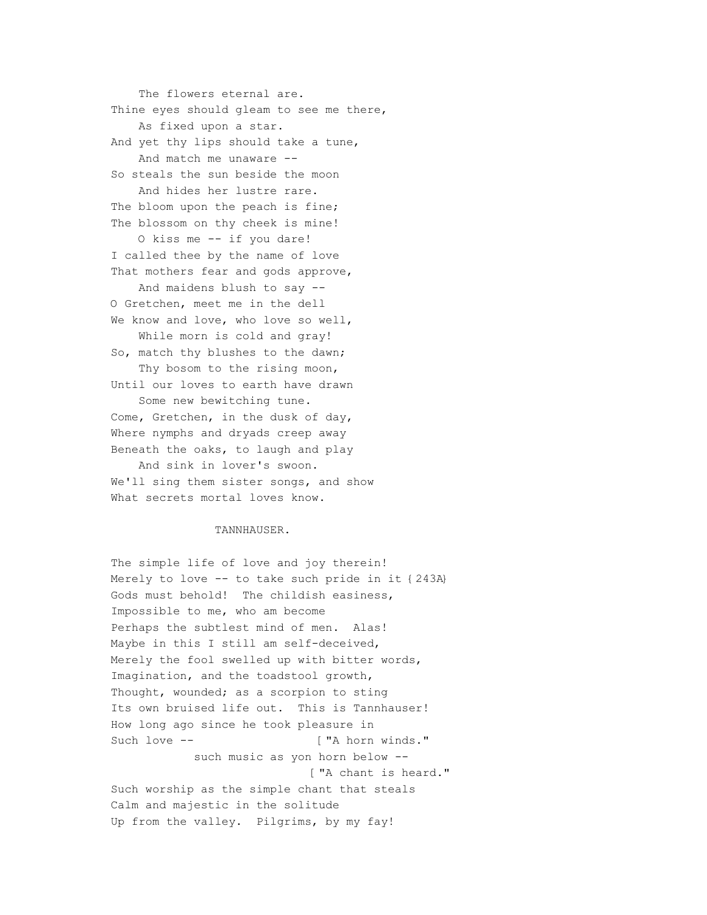The flowers eternal are.
Thine eyes should gleam to see me there,
As fixed upon a star.
And yet thy lips should take a tune,
And match me unaware --
So steals the sun beside the moon
And hides her lustre rare.
The bloom upon the peach is fine;
The blossom on thy cheek is mine!
O kiss me -- if you dare!
I called thee by the name of love
That mothers fear and gods approve,
And maidens blush to say --
O Gretchen, meet me in the dell
We know and love, who love so well,
While morn is cold and gray!
So, match thy blushes to the dawn;
Thy bosom to the rising moon,
Until our loves to earth have drawn
Some new bewitching tune.
Come, Gretchen, in the dusk of day,
Where nymphs and dryads creep away
Beneath the oaks, to laugh and play
And sink in lover's swoon.
We'll sing them sister songs, and show
What secrets mortal loves know.

TANNHAUSER.

The simple life of love and joy therein!
Merely to love -- to take such pride in it {243A}
Gods must behold! The childish easiness,
Impossible to me, who am become
Perhaps the subtlest mind of men. Alas!
Maybe in this I still am self-deceived,
Merely the fool swelled up with bitter words,
Imagination, and the toadstool growth,
Thought, wounded; as a scorpion to sting
Its own bruised life out. This is Tannhauser!
How long ago since he took pleasure in
Such love -- [ "A horn winds."
such music as yon horn below --
[ "A chant is heard."
Such worship as the simple chant that steals
Calm and majestic in the solitude
Up from the valley. Pilgrims, by my fay!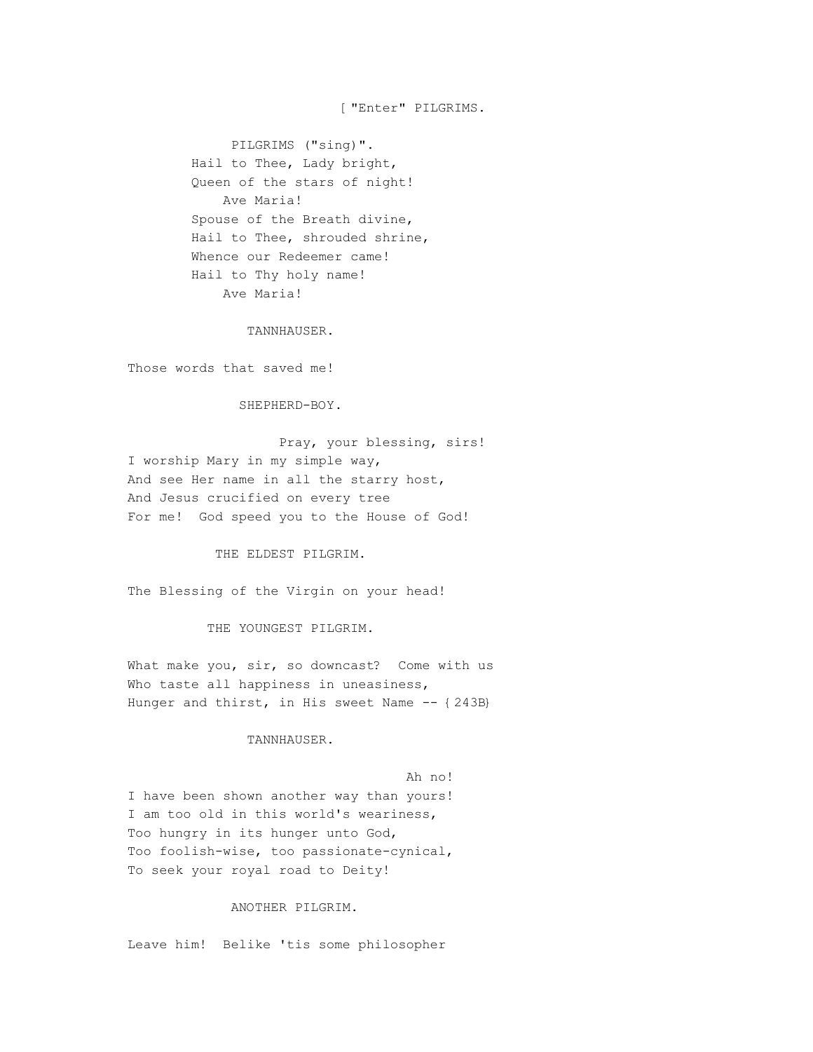[ "Enter" PILGRIMS.

PILGRIMS ("sing)".

Hail to Thee, Lady bright,
Queen of the stars of night!
Ave Maria!
Spouse of the Breath divine,
Hail to Thee, shrouded shrine,
Whence our Redeemer came!
Hail to Thy holy name!
Ave Maria!

TANNHAUSER.

Those words that saved me!

SHEPHERD-BOY.

Pray, your blessing, sirs!
I worship Mary in my simple way,
And see Her name in all the starry host,
And Jesus crucified on every tree
For me! God speed you to the House of God!

THE ELDEST PILGRIM.

The Blessing of the Virgin on your head!

THE YOUNGEST PILGRIM.

What make you, sir, so downcast? Come with us
Who taste all happiness in uneasiness,
Hunger and thirst, in His sweet Name -- { 243B}

TANNHAUSER.

Ah no!
I have been shown another way than yours!
I am too old in this world's weariness,
Too hungry in its hunger unto God,
Too foolish-wise, too passionate-cynical,
To seek your royal road to Deity!

ANOTHER PILGRIM.

Leave him! Belike 'tis some philosopher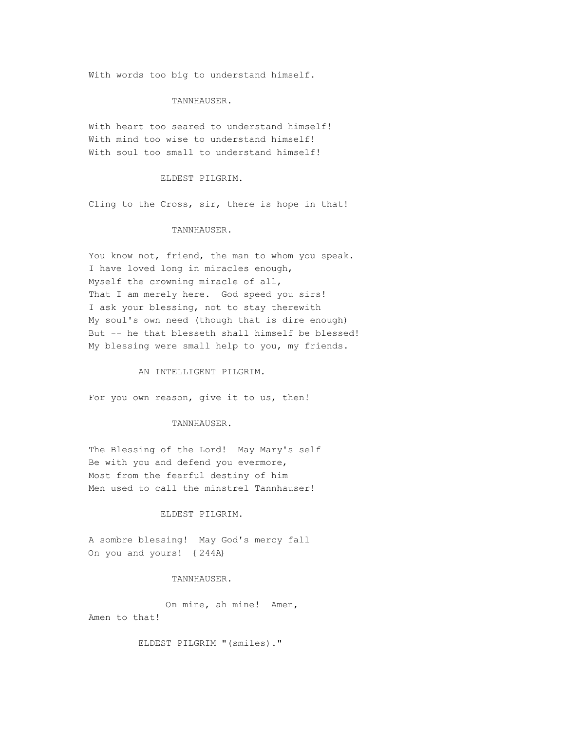With words too big to understand himself.

TANNHAUSER.

With heart too seared to understand himself!
With mind too wise to understand himself!
With soul too small to understand himself!

ELDEST PILGRIM.

Cling to the Cross, sir, there is hope in that!

TANNHAUSER.

You know not, friend, the man to whom you speak.
I have loved long in miracles enough,
Myself the crowning miracle of all,
That I am merely here.  God speed you sirs!
I ask your blessing, not to stay therewith
My soul's own need (though that is dire enough)
But -- he that blesseth shall himself be blessed!
My blessing were small help to you, my friends.

AN INTELLIGENT PILGRIM.

For you own reason, give it to us, then!

TANNHAUSER.

The Blessing of the Lord!  May Mary's self
Be with you and defend you evermore,
Most from the fearful destiny of him
Men used to call the minstrel Tannhauser!

ELDEST PILGRIM.

A sombre blessing!  May God's mercy fall
On you and yours! {244A}

TANNHAUSER.

On mine, ah mine!  Amen,
Amen to that!

ELDEST PILGRIM "(smiles)."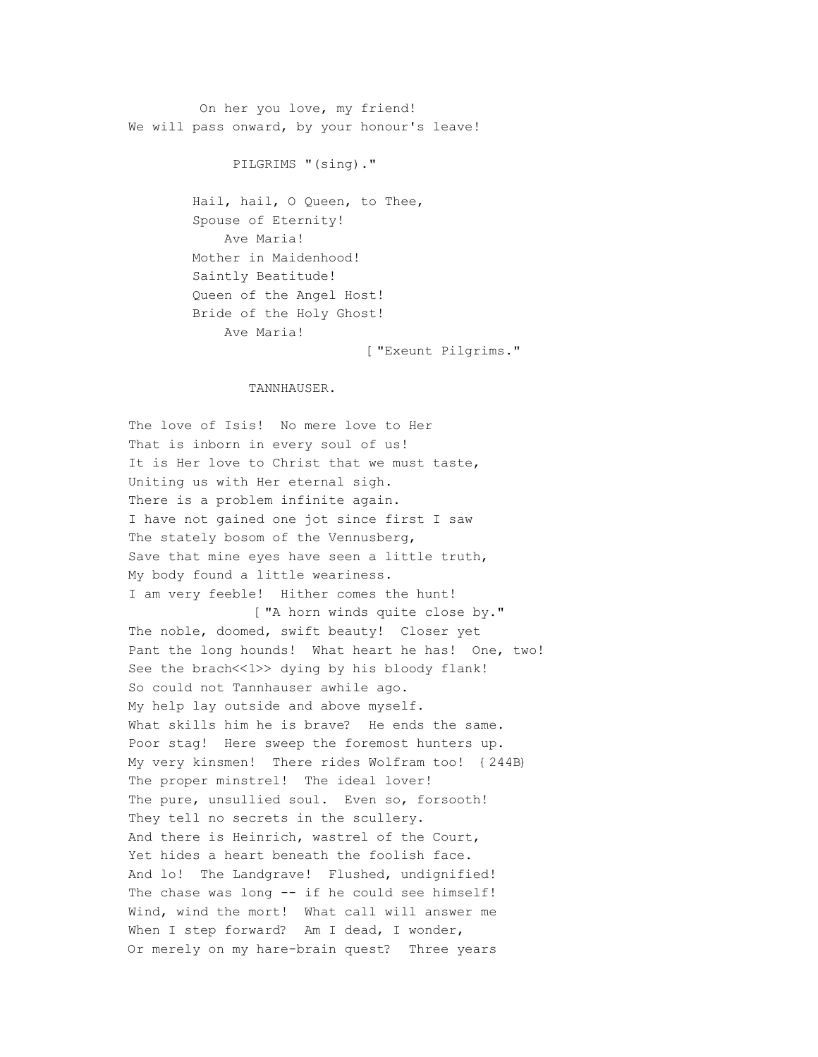On her you love, my friend!
We will pass onward, by your honour's leave!

PILGRIMS "(sing)."

Hail, hail, O Queen, to Thee,
Spouse of Eternity!
Ave Maria!
Mother in Maidenhood!
Saintly Beatitude!
Queen of the Angel Host!
Bride of the Holy Ghost!
Ave Maria!

[ "Exeunt Pilgrims."

TANNHAUSER.

The love of Isis! No mere love to Her
That is inborn in every soul of us!
It is Her love to Christ that we must taste,
Uniting us with Her eternal sigh.
There is a problem infinite again.
I have not gained one jot since first I saw
The stately bosom of the Vennusberg,
Save that mine eyes have seen a little truth,
My body found a little weariness.
I am very feeble! Hither comes the hunt!

[ "A horn winds quite close by."

The noble, doomed, swift beauty! Closer yet
Pant the long hounds! What heart he has! One, two!
See the brach<<1>> dying by his bloody flank!
So could not Tannhauser awhile ago.
My help lay outside and above myself.
What skills him he is brave? He ends the same.
Poor stag! Here sweep the foremost hunters up.
My very kinsmen! There rides Wolfram too! {244B}
The proper minstrel! The ideal lover!
The pure, unsullied soul. Even so, forsooth!
They tell no secrets in the scullery.
And there is Heinrich, wastrel of the Court,
Yet hides a heart beneath the foolish face.
And lo! The Landgrave! Flushed, undignified!
The chase was long -- if he could see himself!
Wind, wind the mort! What call will answer me
When I step forward? Am I dead, I wonder,
Or merely on my hare-brain quest? Three years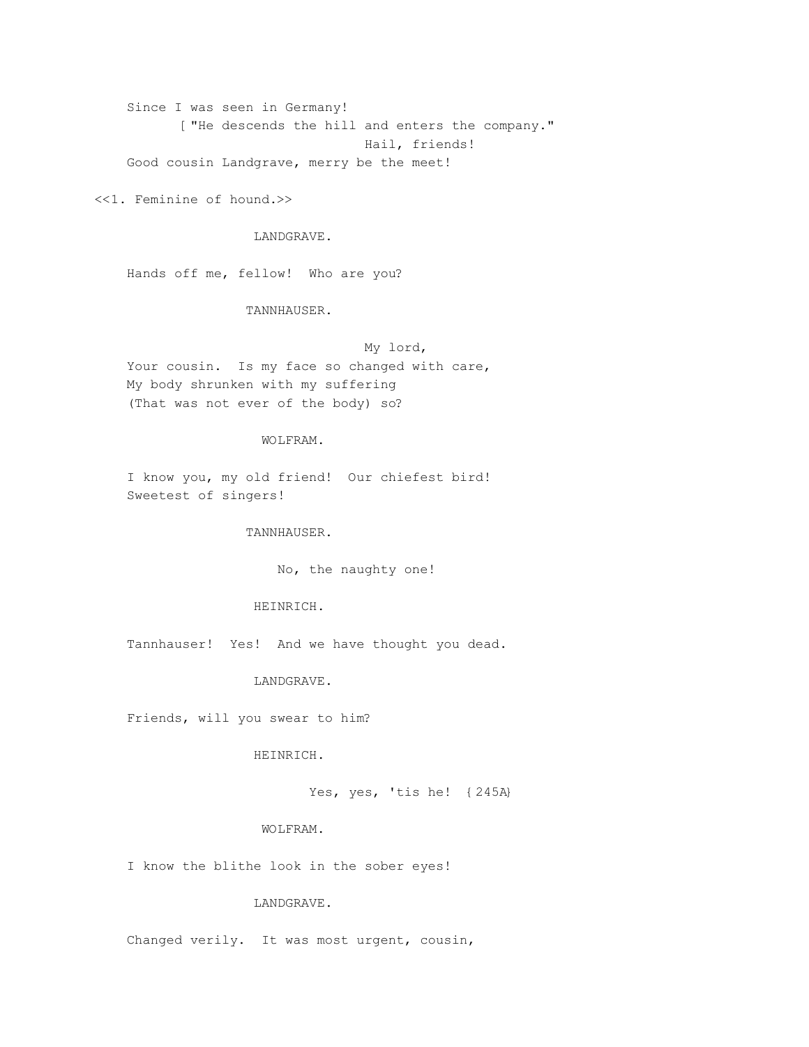Since I was seen in Germany!
[ "He descends the hill and enters the company."
Hail, friends!
Good cousin Landgrave, merry be the meet!

<<1. Feminine of hound.>>

LANDGRAVE.

Hands off me, fellow! Who are you?

TANNHAUSER.

My lord,
Your cousin. Is my face so changed with care,
My body shrunken with my suffering
(That was not ever of the body) so?

WOLFRAM.

I know you, my old friend! Our chiefest bird!
Sweetest of singers!

TANNHAUSER.

No, the naughty one!

HEINRICH.

Tannhauser! Yes! And we have thought you dead.

LANDGRAVE.

Friends, will you swear to him?

HEINRICH.

Yes, yes, 'tis he! {245A}

WOLFRAM.

I know the blithe look in the sober eyes!

LANDGRAVE.

Changed verily. It was most urgent, cousin,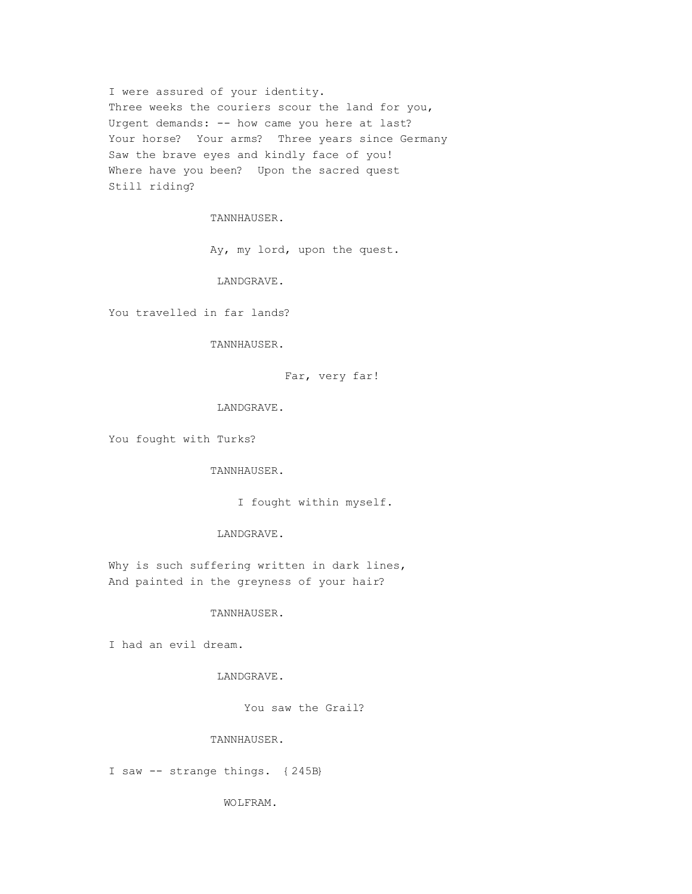I were assured of your identity.
Three weeks the couriers scour the land for you,
Urgent demands: -- how came you here at last?
Your horse? Your arms? Three years since Germany
Saw the brave eyes and kindly face of you!
Where have you been? Upon the sacred quest
Still riding?

TANNHAUSER.

Ay, my lord, upon the quest.

LANDGRAVE.

You travelled in far lands?

TANNHAUSER.

Far, very far!

LANDGRAVE.

You fought with Turks?

TANNHAUSER.

I fought within myself.

LANDGRAVE.

Why is such suffering written in dark lines,
And painted in the greyness of your hair?

TANNHAUSER.

I had an evil dream.

LANDGRAVE.

You saw the Grail?

TANNHAUSER.

I saw -- strange things. {245B}

WOLFRAM.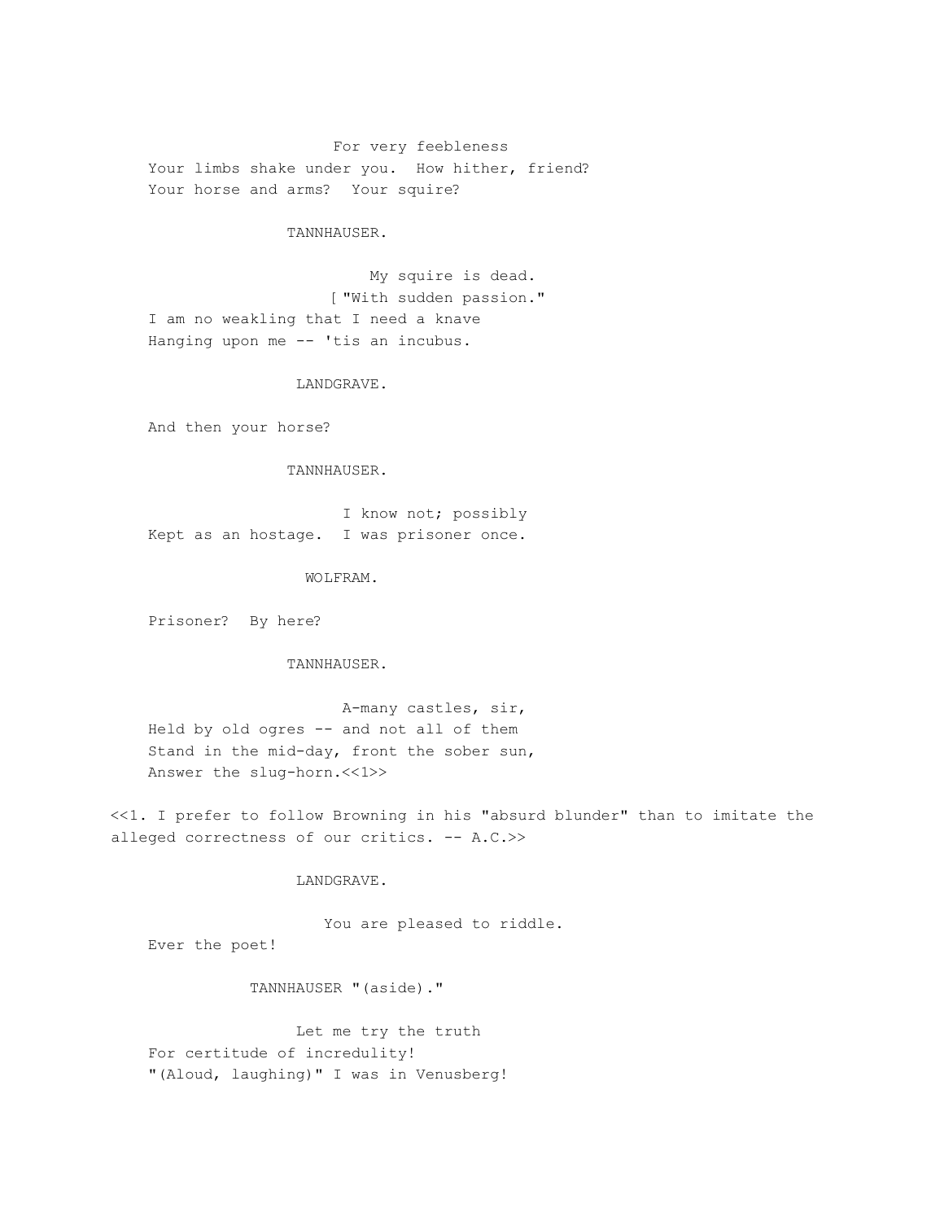For very feebleness
Your limbs shake under you.  How hither, friend?
Your horse and arms?  Your squire?

TANNHAUSER.

My squire is dead.
[ "With sudden passion."
I am no weakling that I need a knave
Hanging upon me -- 'tis an incubus.

LANDGRAVE.

And then your horse?

TANNHAUSER.

I know not; possibly
Kept as an hostage.  I was prisoner once.

WOLFRAM.

Prisoner?  By here?

TANNHAUSER.

A-many castles, sir,
Held by old ogres -- and not all of them
Stand in the mid-day, front the sober sun,
Answer the slug-horn.<<1>>

<<1. I prefer to follow Browning in his "absurd blunder" than to imitate the alleged correctness of our critics. -- A.C.>>

LANDGRAVE.

You are pleased to riddle.
Ever the poet!

TANNHAUSER "(aside)."

Let me try the truth
For certitude of incredulity!
"(Aloud, laughing)" I was in Venusberg!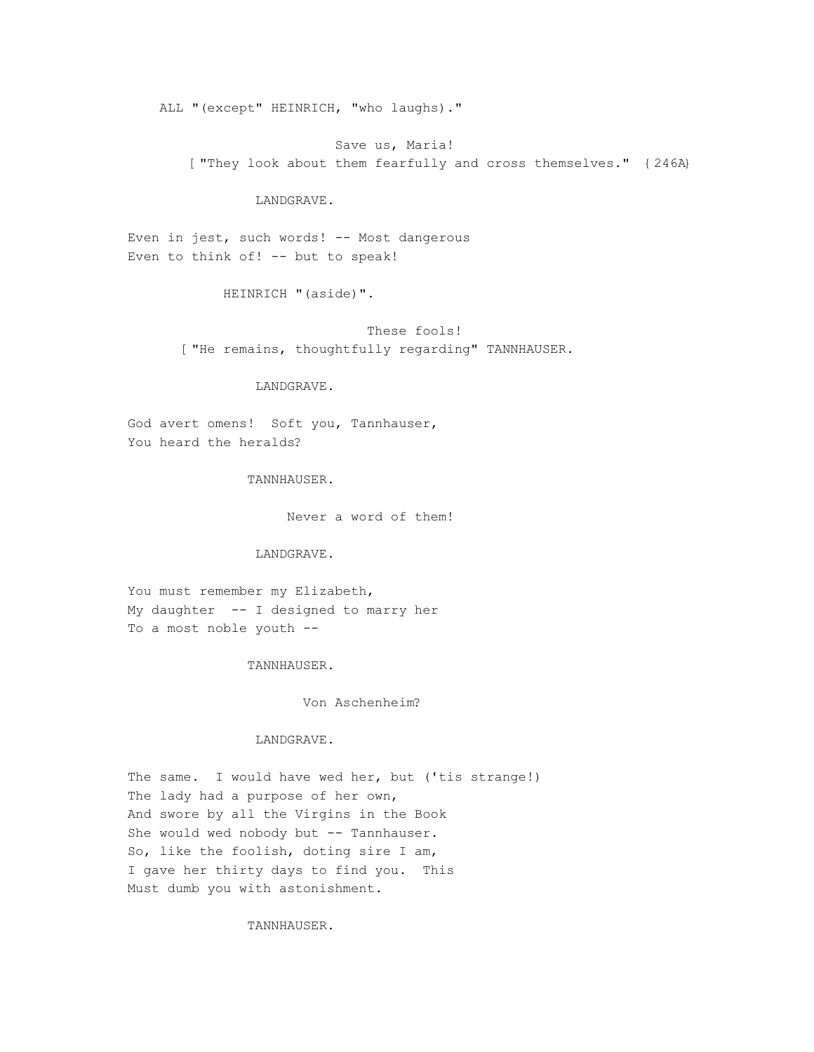ALL "(except" HEINRICH, "who laughs)."

Save us, Maria!

[ "They look about them fearfully and cross themselves." {246A}

LANDGRAVE.

Even in jest, such words! -- Most dangerous
Even to think of! -- but to speak!

HEINRICH "(aside)".

These fools!

[ "He remains, thoughtfully regarding" TANNHAUSER.

LANDGRAVE.

God avert omens! Soft you, Tannhauser,
You heard the heralds?

TANNHAUSER.

Never a word of them!

LANDGRAVE.

You must remember my Elizabeth,
My daughter -- I designed to marry her
To a most noble youth --

TANNHAUSER.

Von Aschenheim?

LANDGRAVE.

The same. I would have wed her, but ('tis strange!)
The lady had a purpose of her own,
And swore by all the Virgins in the Book
She would wed nobody but -- Tannhauser.
So, like the foolish, doting sire I am,
I gave her thirty days to find you. This
Must dumb you with astonishment.

TANNHAUSER.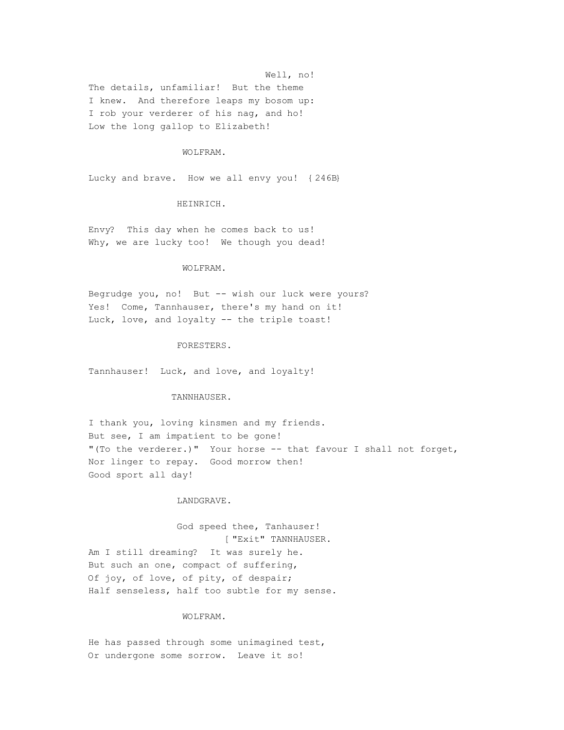Well, no!  
The details, unfamiliar!  But the theme  
I knew.  And therefore leaps my bosom up:  
I rob your verderer of his nag, and ho!  
Low the long gallop to Elizabeth!

WOLFRAM.

Lucky and brave.  How we all envy you! {246B}

HEINRICH.

Envy?  This day when he comes back to us!  
Why, we are lucky too!  We though you dead!

WOLFRAM.

Begrudge you, no!  But -- wish our luck were yours?  
Yes!  Come, Tannhauser, there's my hand on it!  
Luck, love, and loyalty -- the triple toast!

FORESTERS.

Tannhauser!  Luck, and love, and loyalty!

TANNHAUSER.

I thank you, loving kinsmen and my friends.  
But see, I am impatient to be gone!  
"(To the verderer.)"  Your horse -- that favour I shall not forget,  
Nor linger to repay.  Good morrow then!  
Good sport all day!

LANDGRAVE.

God speed thee, Tanhauser!  
[ "Exit" TANNHAUSER.  
Am I still dreaming?  It was surely he.  
But such an one, compact of suffering,  
Of joy, of love, of pity, of despair;  
Half senseless, half too subtle for my sense.

WOLFRAM.

He has passed through some unimagined test,  
Or undergone some sorrow.  Leave it so!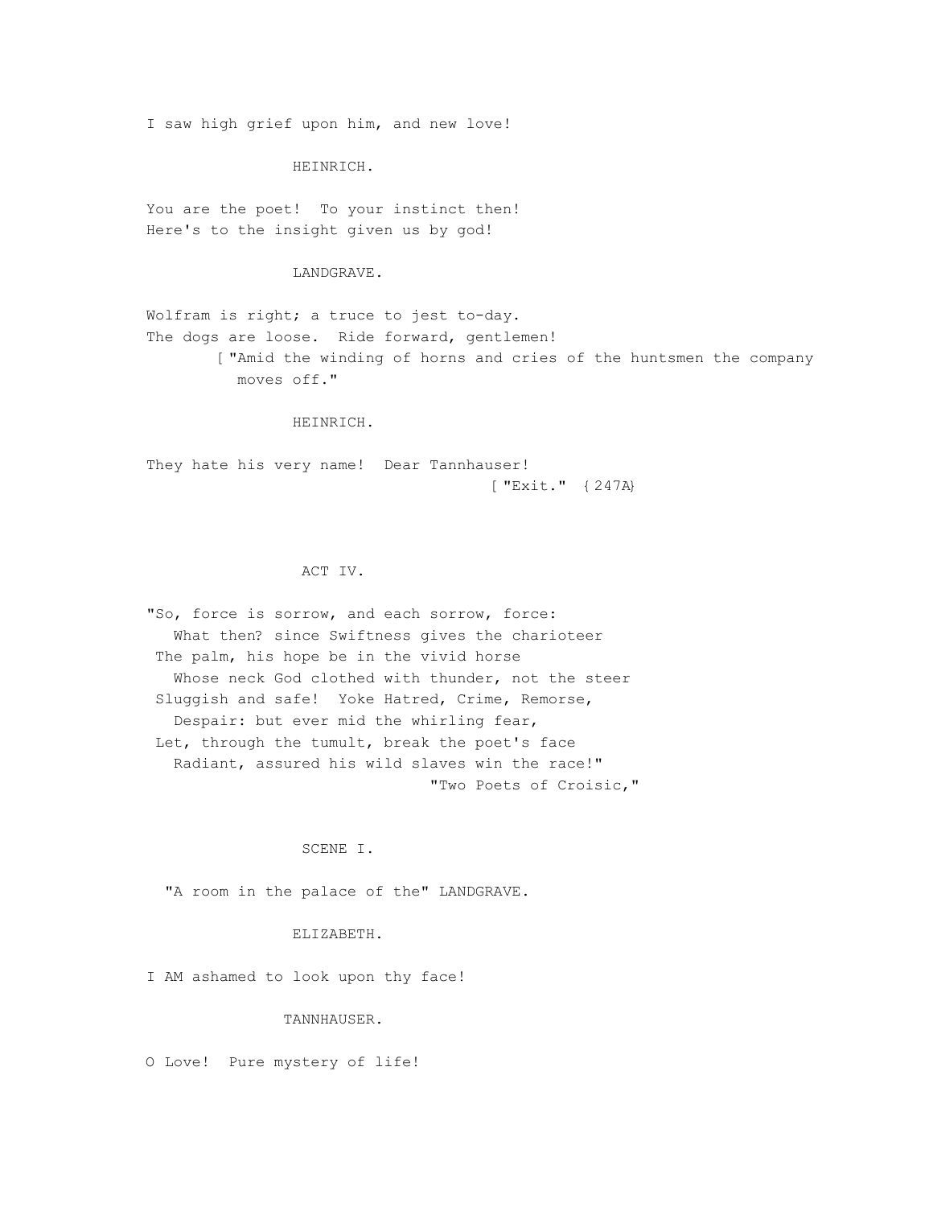I saw high grief upon him, and new love!

HEINRICH.

You are the poet!  To your instinct then!
Here's to the insight given us by god!

LANDGRAVE.

Wolfram is right; a truce to jest to-day.
The dogs are loose.  Ride forward, gentlemen!
[ "Amid the winding of horns and cries of the huntsmen the company moves off."

HEINRICH.

They hate his very name!  Dear Tannhauser!
[ "Exit."  { 247A}

## ACT IV.

"So, force is sorrow, and each sorrow, force:
What then? since Swiftness gives the charioteer
The palm, his hope be in the vivid horse
Whose neck God clothed with thunder, not the steer
Sluggish and safe!  Yoke Hatred, Crime, Remorse,
Despair: but ever mid the whirling fear,
Let, through the tumult, break the poet's face
Radiant, assured his wild slaves win the race!"
"Two Poets of Croisic,"

### SCENE I.

"A room in the palace of the" LANDGRAVE.

ELIZABETH.

I AM ashamed to look upon thy face!

TANNHAUSER.

O Love!  Pure mystery of life!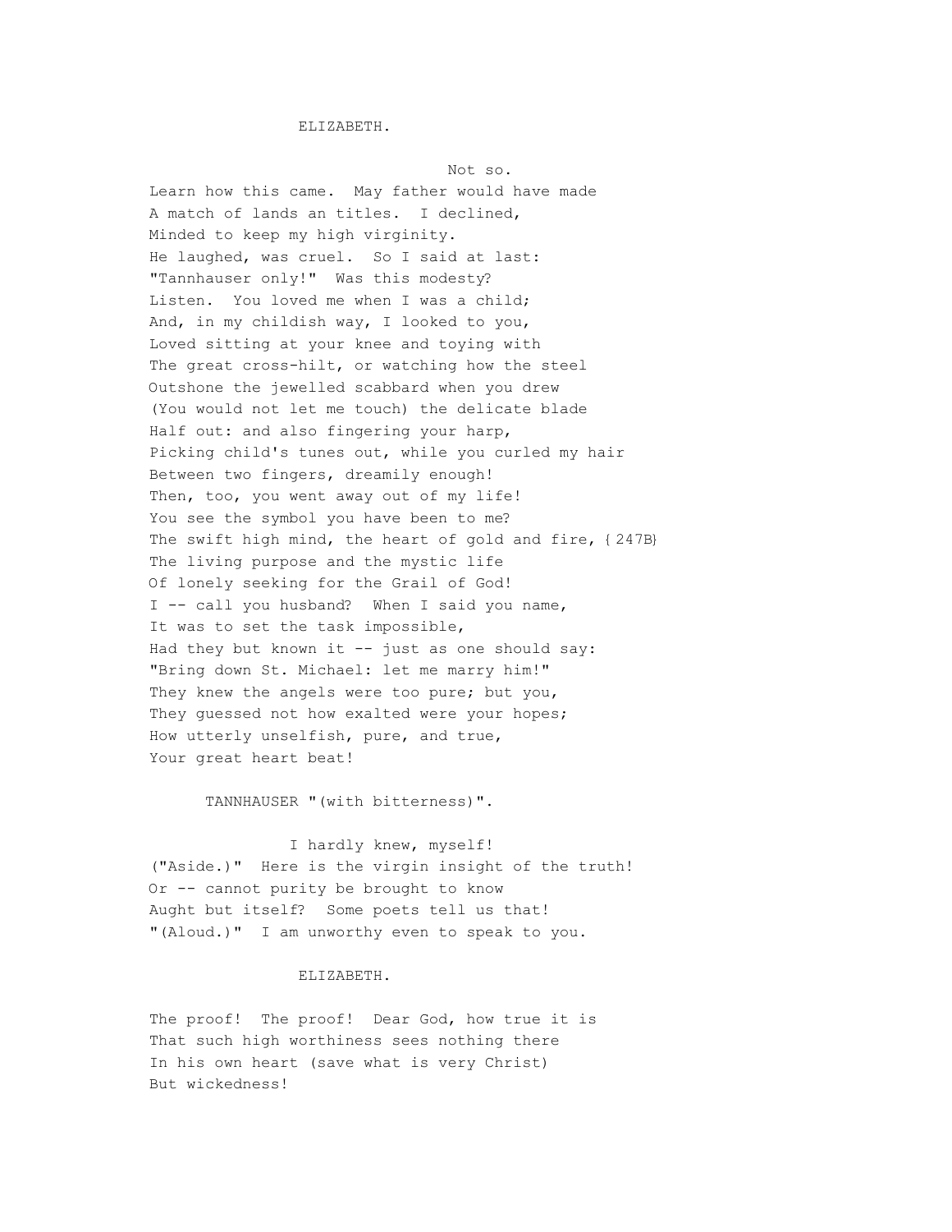ELIZABETH.

Not so.
Learn how this came.  May father would have made
A match of lands an titles.  I declined,
Minded to keep my high virginity.
He laughed, was cruel.  So I said at last:
"Tannhauser only!"  Was this modesty?
Listen.  You loved me when I was a child;
And, in my childish way, I looked to you,
Loved sitting at your knee and toying with
The great cross-hilt, or watching how the steel
Outshone the jewelled scabbard when you drew
(You would not let me touch) the delicate blade
Half out: and also fingering your harp,
Picking child's tunes out, while you curled my hair
Between two fingers, dreamily enough!
Then, too, you went away out of my life!
You see the symbol you have been to me?
The swift high mind, the heart of gold and fire, {247B}
The living purpose and the mystic life
Of lonely seeking for the Grail of God!
I -- call you husband?  When I said you name,
It was to set the task impossible,
Had they but known it -- just as one should say:
"Bring down St. Michael: let me marry him!"
They knew the angels were too pure; but you,
They guessed not how exalted were your hopes;
How utterly unselfish, pure, and true,
Your great heart beat!

TANNHAUSER "(with bitterness)".

I hardly knew, myself!
("Aside.)"  Here is the virgin insight of the truth!
Or -- cannot purity be brought to know
Aught but itself?  Some poets tell us that!
"(Aloud.)"  I am unworthy even to speak to you.

ELIZABETH.

The proof!  The proof!  Dear God, how true it is
That such high worthiness sees nothing there
In his own heart (save what is very Christ)
But wickedness!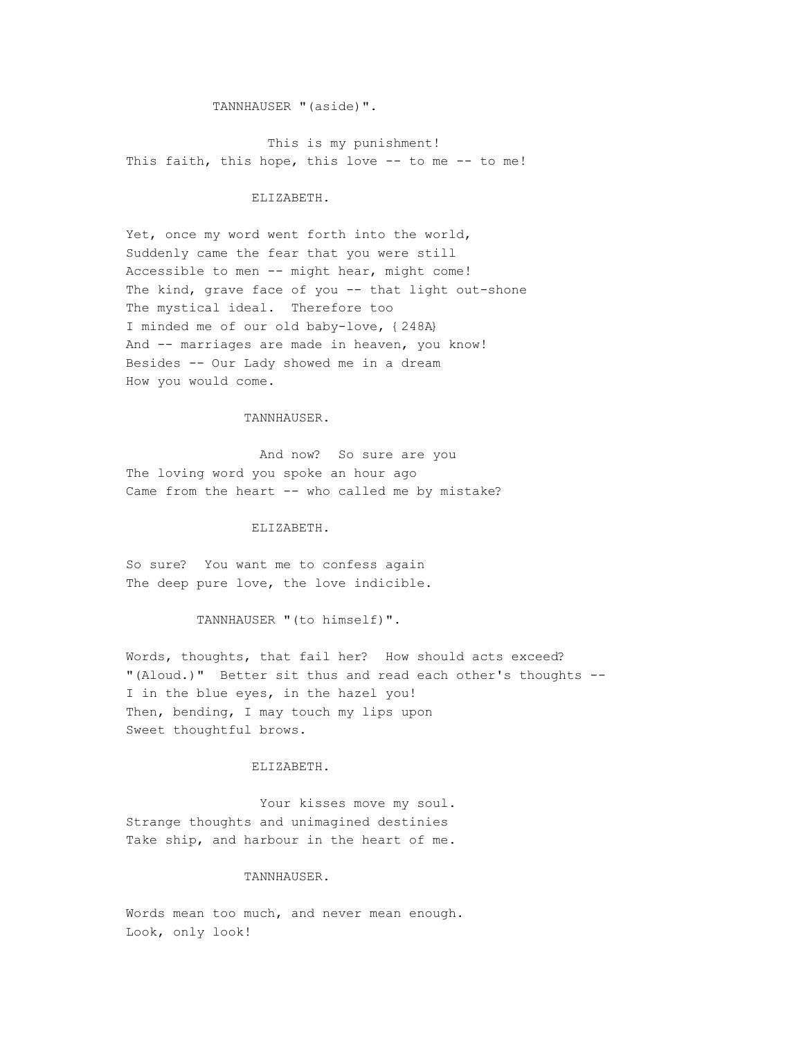TANNHAUSER "(aside)".

This is my punishment!
This faith, this hope, this love -- to me -- to me!

ELIZABETH.

Yet, once my word went forth into the world,
Suddenly came the fear that you were still
Accessible to men -- might hear, might come!
The kind, grave face of you -- that light out-shone
The mystical ideal. Therefore too
I minded me of our old baby-love, {248A}
And -- marriages are made in heaven, you know!
Besides -- Our Lady showed me in a dream
How you would come.

TANNHAUSER.

And now? So sure are you
The loving word you spoke an hour ago
Came from the heart -- who called me by mistake?

ELIZABETH.

So sure? You want me to confess again
The deep pure love, the love indicible.

TANNHAUSER "(to himself)".

Words, thoughts, that fail her? How should acts exceed?
"(Aloud.)" Better sit thus and read each other's thoughts --
I in the blue eyes, in the hazel you!
Then, bending, I may touch my lips upon
Sweet thoughtful brows.

ELIZABETH.

Your kisses move my soul.
Strange thoughts and unimagined destinies
Take ship, and harbour in the heart of me.

TANNHAUSER.

Words mean too much, and never mean enough.
Look, only look!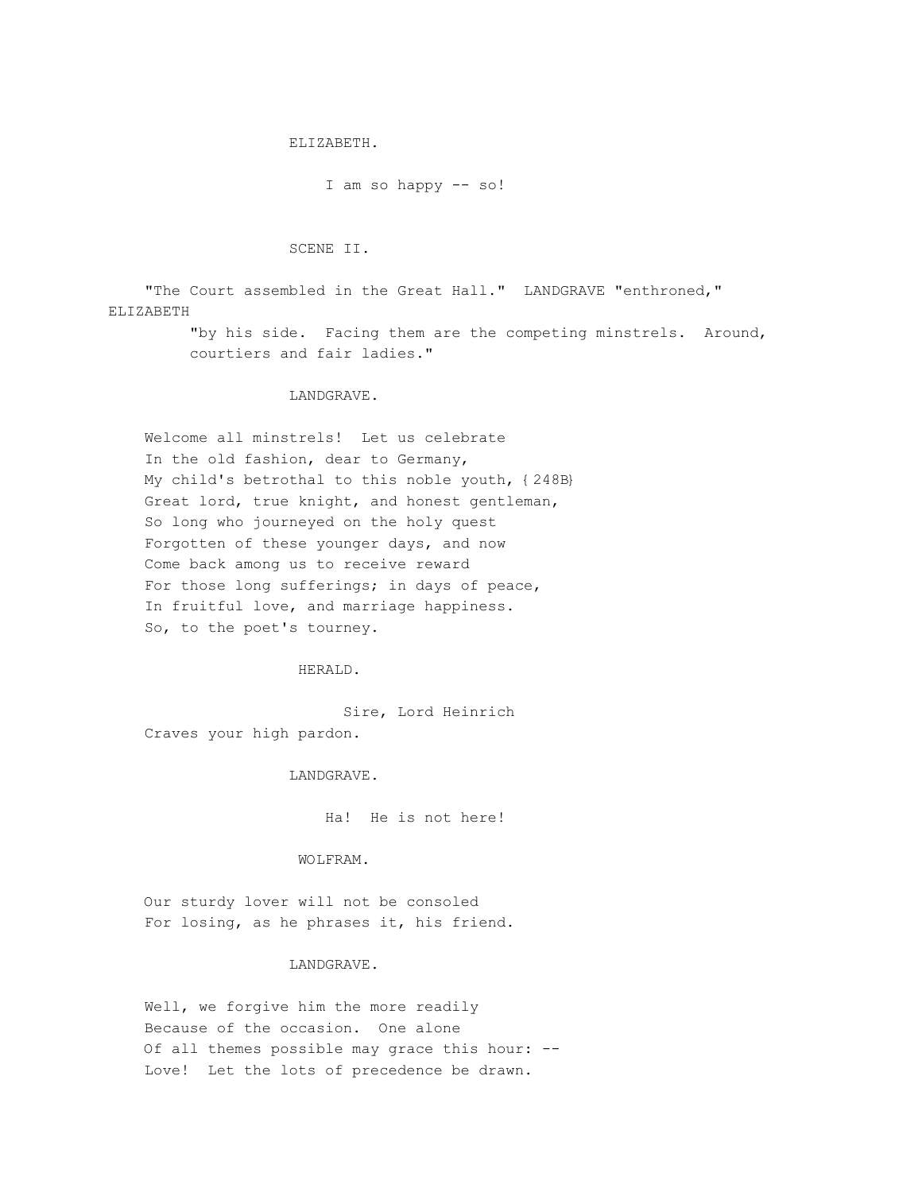ELIZABETH.

I am so happy -- so!

### SCENE II.

"The Court assembled in the Great Hall." LANDGRAVE "enthroned," ELIZABETH "by his side. Facing them are the competing minstrels. Around, courtiers and fair ladies."

LANDGRAVE.

Welcome all minstrels! Let us celebrate
In the old fashion, dear to Germany,
My child's betrothal to this noble youth, {248B}
Great lord, true knight, and honest gentleman,
So long who journeyed on the holy quest
Forgotten of these younger days, and now
Come back among us to receive reward
For those long sufferings; in days of peace,
In fruitful love, and marriage happiness.
So, to the poet's tourney.

HERALD.

Sire, Lord Heinrich
Craves your high pardon.

LANDGRAVE.

Ha! He is not here!

WOLFRAM.

Our sturdy lover will not be consoled
For losing, as he phrases it, his friend.

LANDGRAVE.

Well, we forgive him the more readily
Because of the occasion. One alone
Of all themes possible may grace this hour: --
Love! Let the lots of precedence be drawn.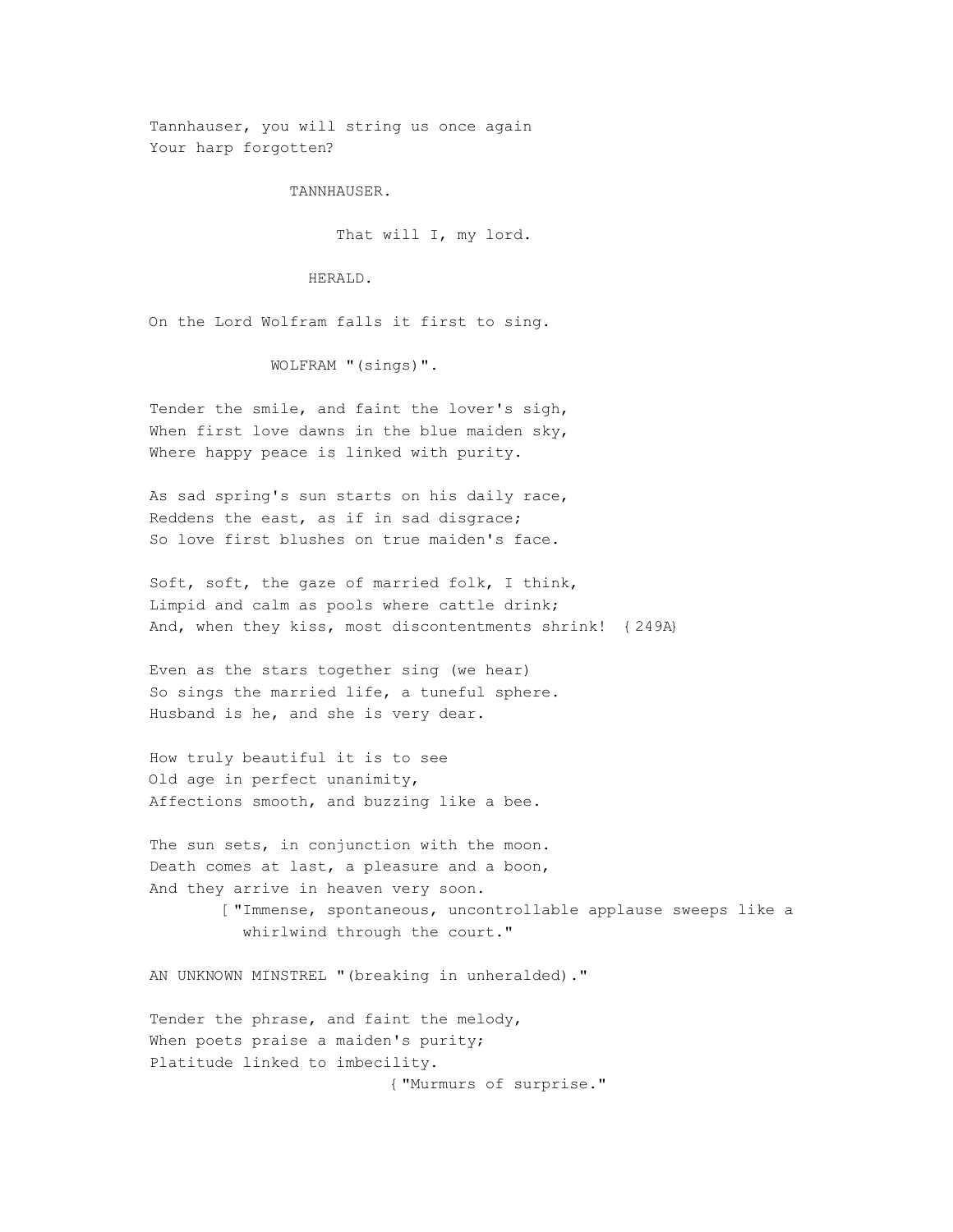Tannhauser, you will string us once again
Your harp forgotten?

TANNHAUSER.

That will I, my lord.

HERALD.

On the Lord Wolfram falls it first to sing.

WOLFRAM "(sings)".

Tender the smile, and faint the lover's sigh,
When first love dawns in the blue maiden sky,
Where happy peace is linked with purity.

As sad spring's sun starts on his daily race,
Reddens the east, as if in sad disgrace;
So love first blushes on true maiden's face.

Soft, soft, the gaze of married folk, I think,
Limpid and calm as pools where cattle drink;
And, when they kiss, most discontentments shrink! {249A}

Even as the stars together sing (we hear)
So sings the married life, a tuneful sphere.
Husband is he, and she is very dear.

How truly beautiful it is to see
Old age in perfect unanimity,
Affections smooth, and buzzing like a bee.

The sun sets, in conjunction with the moon.
Death comes at last, a pleasure and a boon,
And they arrive in heaven very soon.

["Immense, spontaneous, uncontrollable applause sweeps like a whirlwind through the court."

AN UNKNOWN MINSTREL "(breaking in unheralded)."

Tender the phrase, and faint the melody,
When poets praise a maiden's purity;
Platitude linked to imbecility.

{"Murmurs of surprise."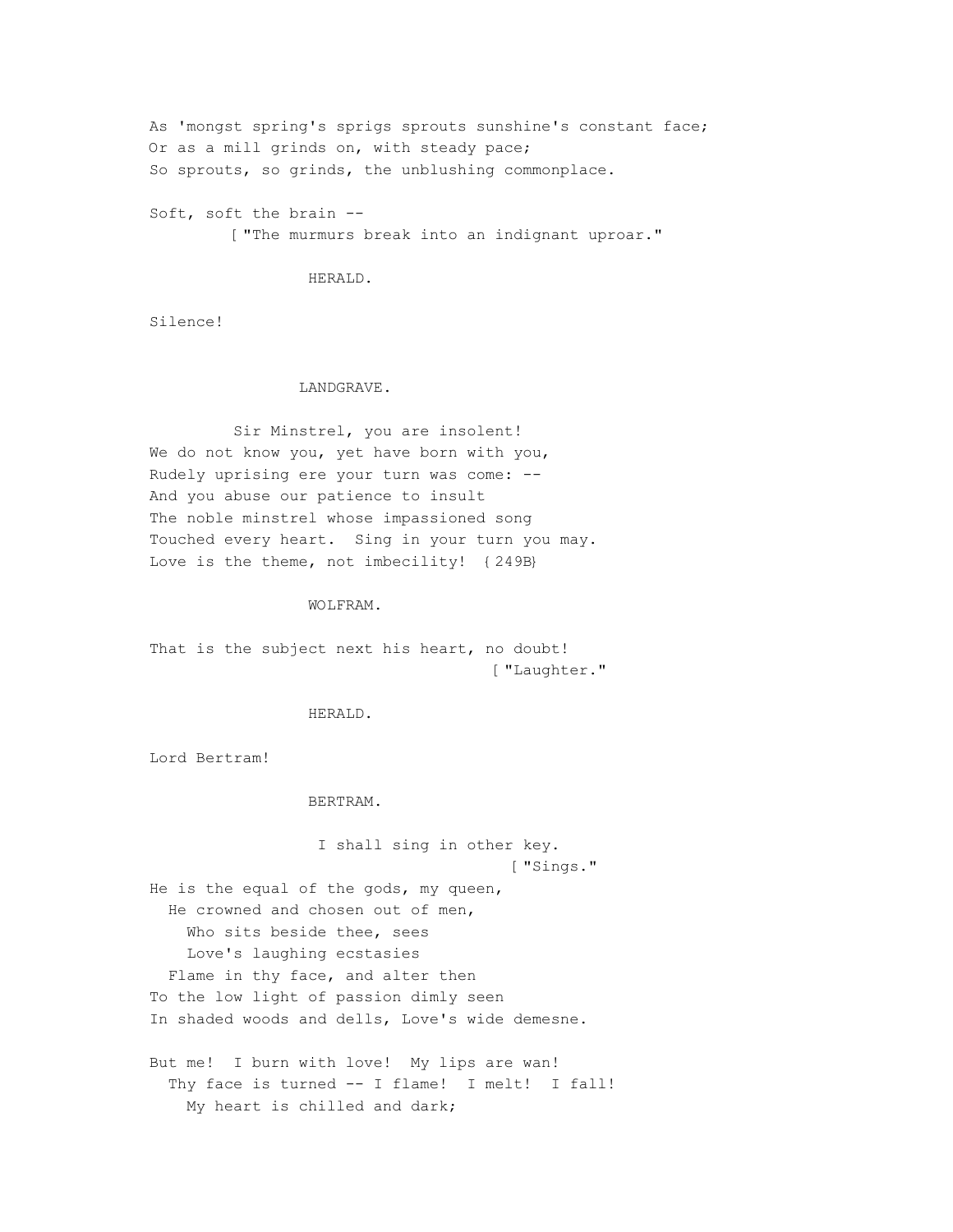As 'mongst spring's sprigs sprouts sunshine's constant face;
Or as a mill grinds on, with steady pace;
So sprouts, so grinds, the unblushing commonplace.

Soft, soft the brain --
[ "The murmurs break into an indignant uproar."

HERALD.

Silence!

LANDGRAVE.

Sir Minstrel, you are insolent!
We do not know you, yet have born with you,
Rudely uprising ere your turn was come: --
And you abuse our patience to insult
The noble minstrel whose impassioned song
Touched every heart. Sing in your turn you may.
Love is the theme, not imbecility! {249B}

WOLFRAM.

That is the subject next his heart, no doubt!
[ "Laughter."

HERALD.

Lord Bertram!

BERTRAM.

I shall sing in other key.
[ "Sings."

He is the equal of the gods, my queen,
He crowned and chosen out of men,
Who sits beside thee, sees
Love's laughing ecstasies
Flame in thy face, and alter then
To the low light of passion dimly seen
In shaded woods and dells, Love's wide demesne.

But me! I burn with love! My lips are wan!
Thy face is turned -- I flame! I melt! I fall!
My heart is chilled and dark;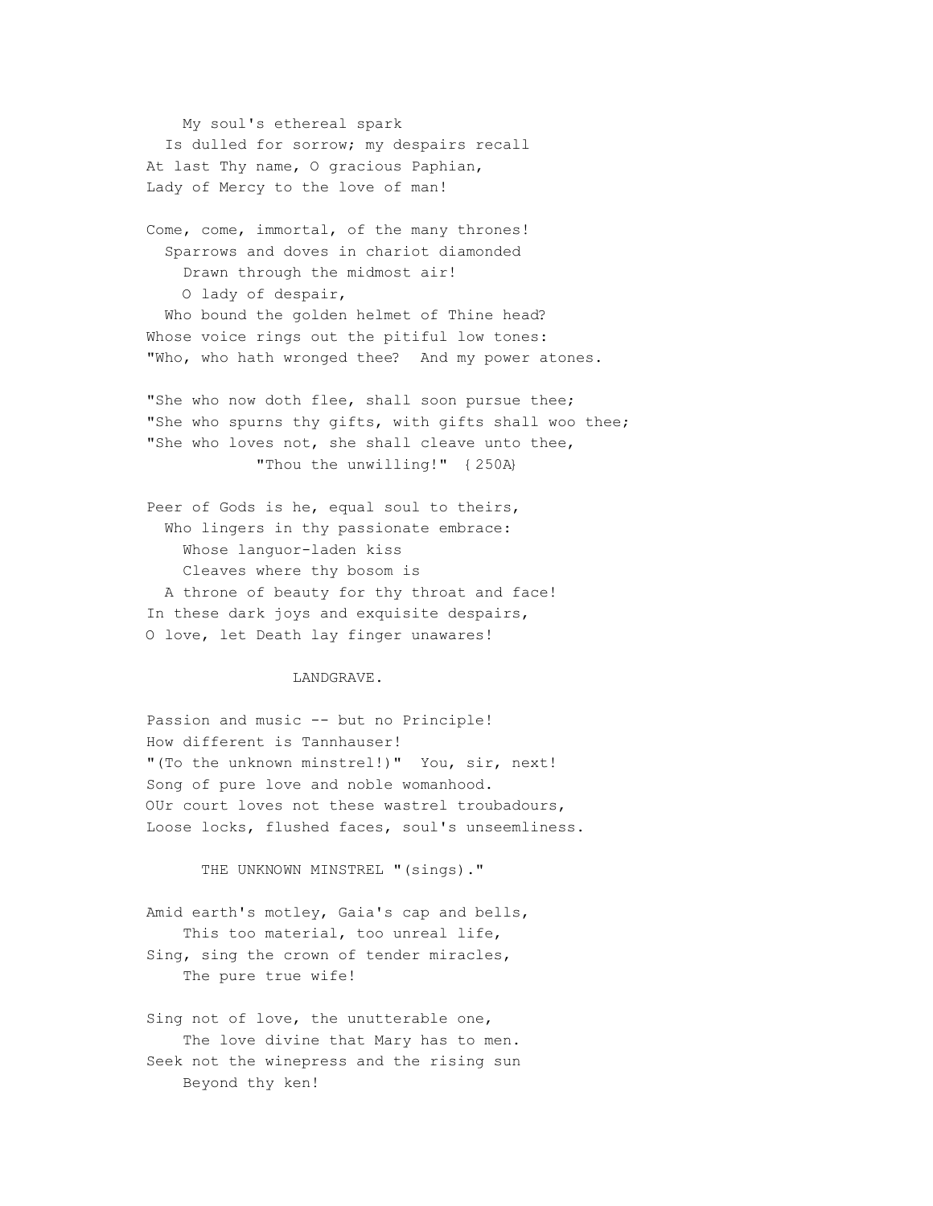My soul's ethereal spark
Is dulled for sorrow; my despairs recall
At last Thy name, O gracious Paphian,
Lady of Mercy to the love of man!

Come, come, immortal, of the many thrones!
Sparrows and doves in chariot diamonded
Drawn through the midmost air!
O lady of despair,
Who bound the golden helmet of Thine head?
Whose voice rings out the pitiful low tones:
"Who, who hath wronged thee? And my power atones.

"She who now doth flee, shall soon pursue thee;
"She who spurns thy gifts, with gifts shall woo thee;
"She who loves not, she shall cleave unto thee,
"Thou the unwilling!" {250A}

Peer of Gods is he, equal soul to theirs,
Who lingers in thy passionate embrace:
Whose languor-laden kiss
Cleaves where thy bosom is
A throne of beauty for thy throat and face!
In these dark joys and exquisite despairs,
O love, let Death lay finger unawares!

LANDGRAVE.

Passion and music -- but no Principle!
How different is Tannhauser!
"(To the unknown minstrel!)" You, sir, next!
Song of pure love and noble womanhood.
OUr court loves not these wastrel troubadours,
Loose locks, flushed faces, soul's unseemliness.

THE UNKNOWN MINSTREL "(sings)."

Amid earth's motley, Gaia's cap and bells,
This too material, too unreal life,
Sing, sing the crown of tender miracles,
The pure true wife!

Sing not of love, the unutterable one,
The love divine that Mary has to men.
Seek not the winepress and the rising sun
Beyond thy ken!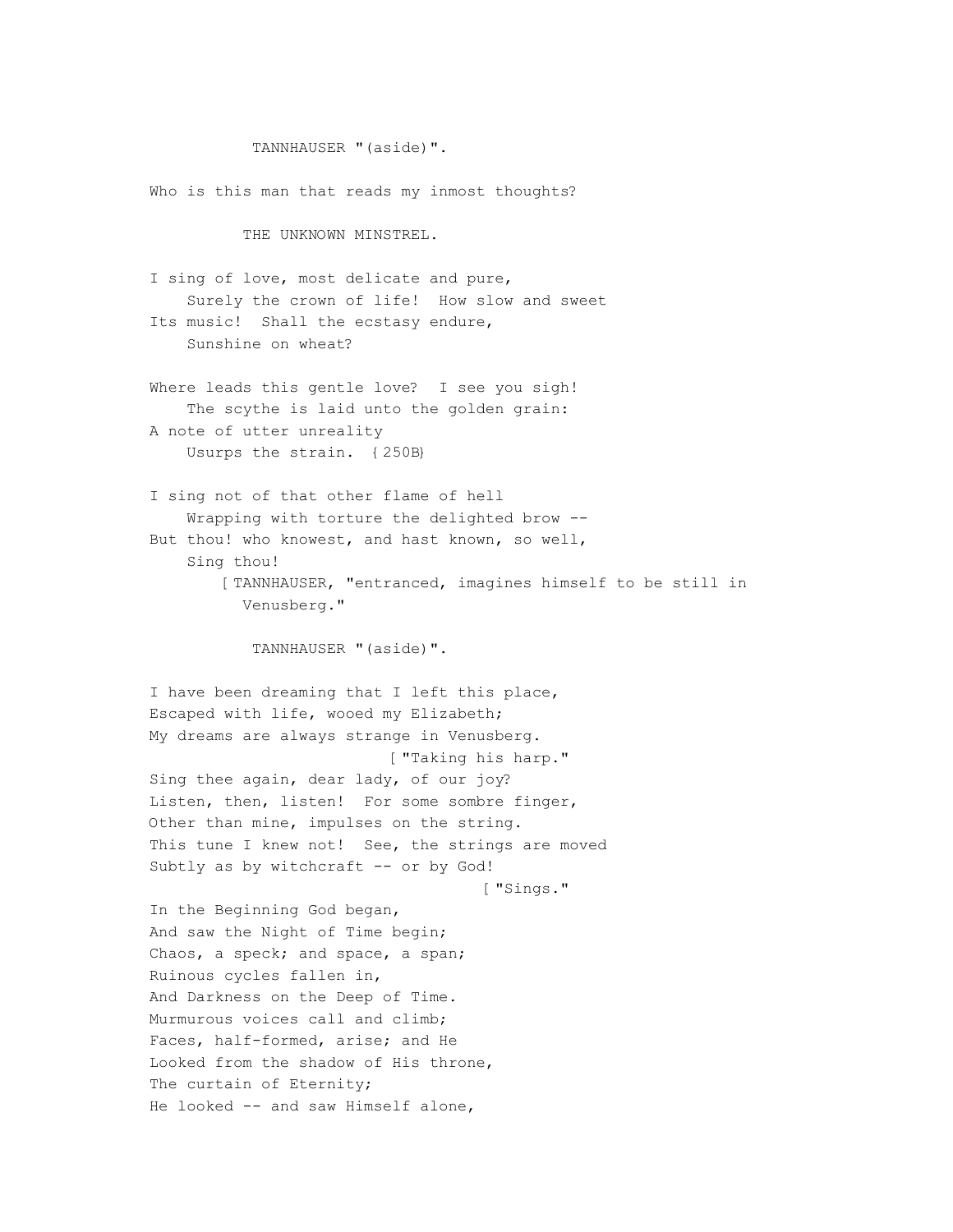TANNHAUSER "(aside)".

Who is this man that reads my inmost thoughts?

THE UNKNOWN MINSTREL.

I sing of love, most delicate and pure,  
    Surely the crown of life! How slow and sweet  
Its music! Shall the ecstasy endure,  
    Sunshine on wheat?

Where leads this gentle love? I see you sigh!  
    The scythe is laid unto the golden grain:  
A note of utter unreality  
    Usurps the strain. {250B}

I sing not of that other flame of hell  
    Wrapping with torture the delighted brow --  
But thou! who knowest, and hast known, so well,  
    Sing thou!  
        [TANNHAUSER, "entranced, imagines himself to be still in Venusberg."

TANNHAUSER "(aside)".

I have been dreaming that I left this place,  
Escaped with life, wooed my Elizabeth;  
My dreams are always strange in Venusberg.  
                        ["Taking his harp."  
Sing thee again, dear lady, of our joy?  
Listen, then, listen! For some sombre finger,  
Other than mine, impulses on the string.  
This tune I knew not! See, the strings are moved  
Subtly as by witchcraft -- or by God!  
                                    ["Sings."  
In the Beginning God began,  
And saw the Night of Time begin;  
Chaos, a speck; and space, a span;  
Ruinous cycles fallen in,  
And Darkness on the Deep of Time.  
Murmurous voices call and climb;  
Faces, half-formed, arise; and He  
Looked from the shadow of His throne,  
The curtain of Eternity;  
He looked -- and saw Himself alone,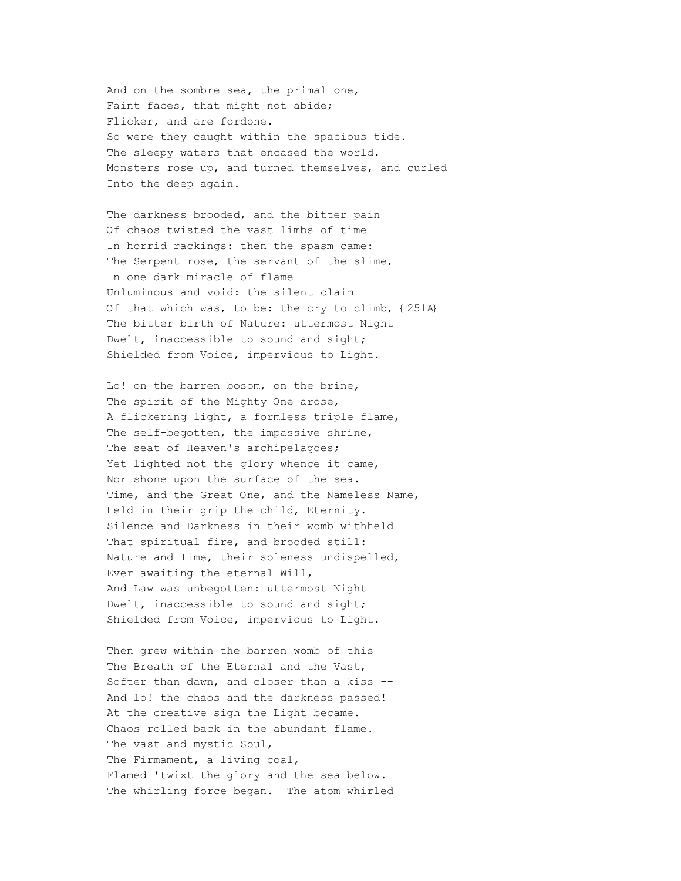And on the sombre sea, the primal one,  
Faint faces, that might not abide;  
Flicker, and are fordone.  
So were they caught within the spacious tide.  
The sleepy waters that encased the world.  
Monsters rose up, and turned themselves, and curled  
Into the deep again.

The darkness brooded, and the bitter pain  
Of chaos twisted the vast limbs of time  
In horrid rackings: then the spasm came:  
The Serpent rose, the servant of the slime,  
In one dark miracle of flame  
Unluminous and void: the silent claim  
Of that which was, to be: the cry to climb, {251A}  
The bitter birth of Nature: uttermost Night  
Dwelt, inaccessible to sound and sight;  
Shielded from Voice, impervious to Light.

Lo! on the barren bosom, on the brine,  
The spirit of the Mighty One arose,  
A flickering light, a formless triple flame,  
The self-begotten, the impassive shrine,  
The seat of Heaven's archipelagoes;  
Yet lighted not the glory whence it came,  
Nor shone upon the surface of the sea.  
Time, and the Great One, and the Nameless Name,  
Held in their grip the child, Eternity.  
Silence and Darkness in their womb withheld  
That spiritual fire, and brooded still:  
Nature and Time, their soleness undispelled,  
Ever awaiting the eternal Will,  
And Law was unbegotten: uttermost Night  
Dwelt, inaccessible to sound and sight;  
Shielded from Voice, impervious to Light.

Then grew within the barren womb of this  
The Breath of the Eternal and the Vast,  
Softer than dawn, and closer than a kiss --  
And lo! the chaos and the darkness passed!  
At the creative sigh the Light became.  
Chaos rolled back in the abundant flame.  
The vast and mystic Soul,  
The Firmament, a living coal,  
Flamed 'twixt the glory and the sea below.  
The whirling force began. The atom whirled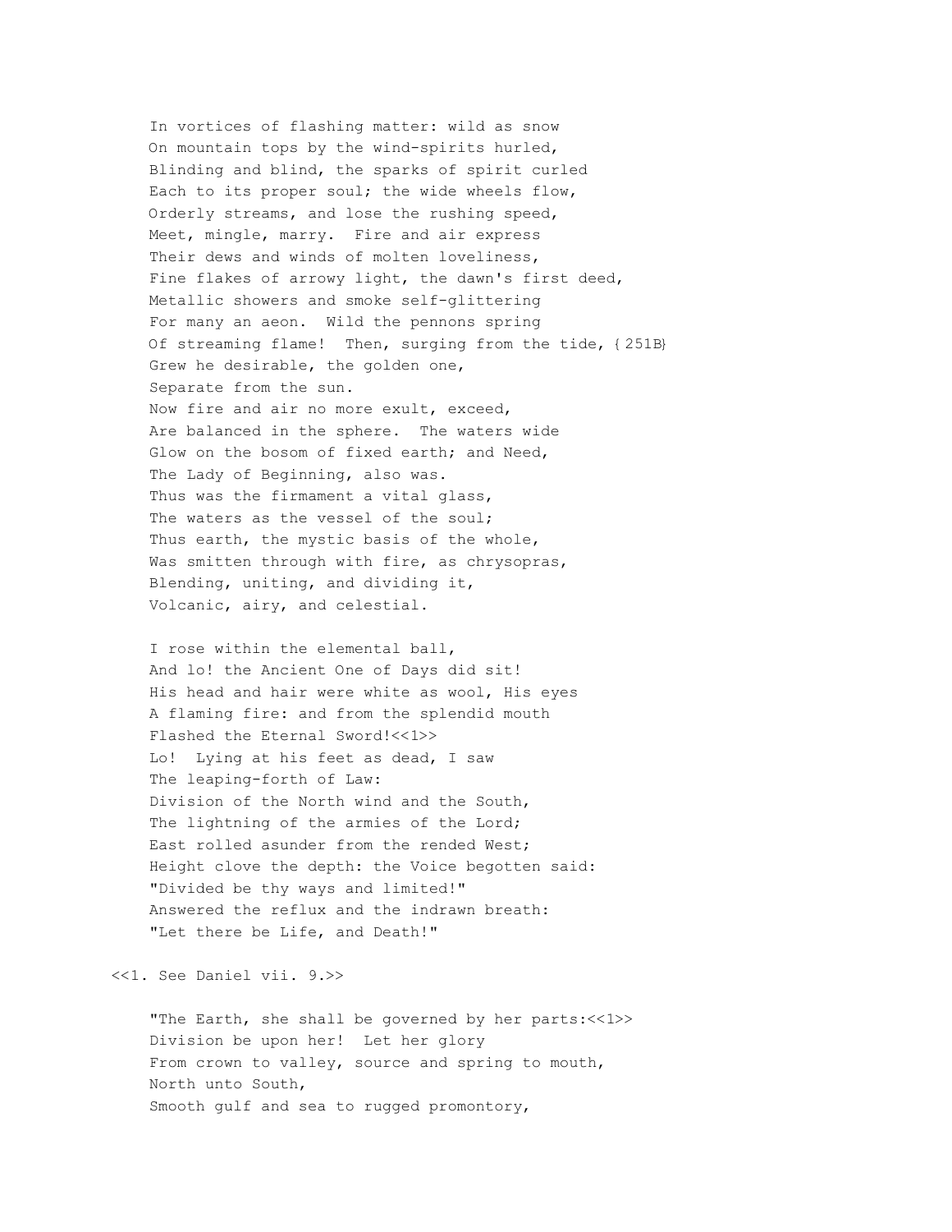In vortices of flashing matter: wild as snow
On mountain tops by the wind-spirits hurled,
Blinding and blind, the sparks of spirit curled
Each to its proper soul; the wide wheels flow,
Orderly streams, and lose the rushing speed,
Meet, mingle, marry. Fire and air express
Their dews and winds of molten loveliness,
Fine flakes of arrowy light, the dawn's first deed,
Metallic showers and smoke self-glittering
For many an aeon. Wild the pennons spring
Of streaming flame! Then, surging from the tide, {251B}
Grew he desirable, the golden one,
Separate from the sun.
Now fire and air no more exult, exceed,
Are balanced in the sphere. The waters wide
Glow on the bosom of fixed earth; and Need,
The Lady of Beginning, also was.
Thus was the firmament a vital glass,
The waters as the vessel of the soul;
Thus earth, the mystic basis of the whole,
Was smitten through with fire, as chrysopras,
Blending, uniting, and dividing it,
Volcanic, airy, and celestial.

I rose within the elemental ball,
And lo! the Ancient One of Days did sit!
His head and hair were white as wool, His eyes
A flaming fire: and from the splendid mouth
Flashed the Eternal Sword!<<1>>
Lo! Lying at his feet as dead, I saw
The leaping-forth of Law:
Division of the North wind and the South,
The lightning of the armies of the Lord;
East rolled asunder from the rended West;
Height clove the depth: the Voice begotten said:
"Divided be thy ways and limited!"
Answered the reflux and the indrawn breath:
"Let there be Life, and Death!"

<<1. See Daniel vii. 9.>>

"The Earth, she shall be governed by her parts:<<1>>
Division be upon her! Let her glory
From crown to valley, source and spring to mouth,
North unto South,
Smooth gulf and sea to rugged promontory,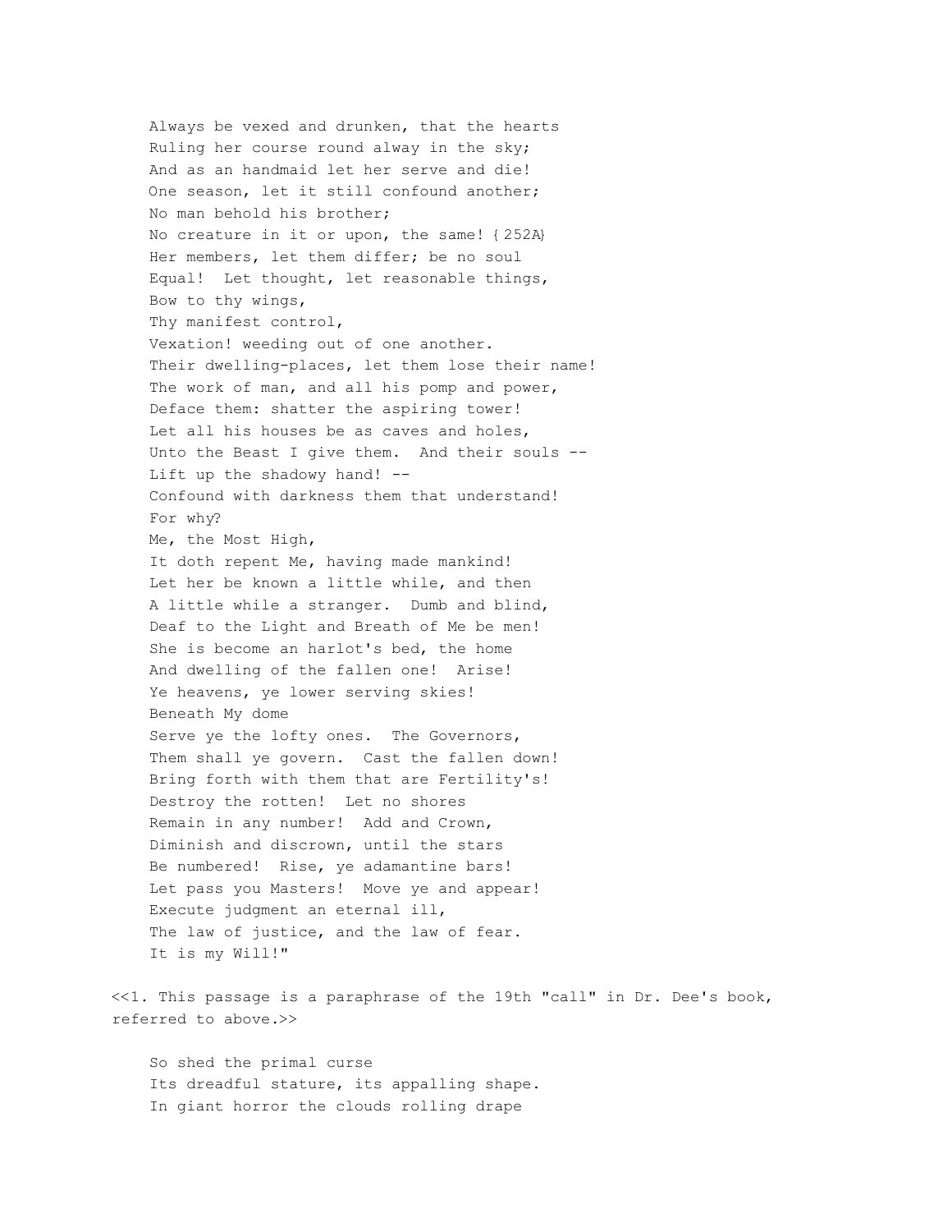Always be vexed and drunken, that the hearts
Ruling her course round alway in the sky;
And as an handmaid let her serve and die!
One season, let it still confound another;
No man behold his brother;
No creature in it or upon, the same! {252A}
Her members, let them differ; be no soul
Equal! Let thought, let reasonable things,
Bow to thy wings,
Thy manifest control,
Vexation! weeding out of one another.
Their dwelling-places, let them lose their name!
The work of man, and all his pomp and power,
Deface them: shatter the aspiring tower!
Let all his houses be as caves and holes,
Unto the Beast I give them. And their souls --
Lift up the shadowy hand! --
Confound with darkness them that understand!
For why?
Me, the Most High,
It doth repent Me, having made mankind!
Let her be known a little while, and then
A little while a stranger. Dumb and blind,
Deaf to the Light and Breath of Me be men!
She is become an harlot's bed, the home
And dwelling of the fallen one! Arise!
Ye heavens, ye lower serving skies!
Beneath My dome
Serve ye the lofty ones. The Governors,
Them shall ye govern. Cast the fallen down!
Bring forth with them that are Fertility's!
Destroy the rotten! Let no shores
Remain in any number! Add and Crown,
Diminish and discrown, until the stars
Be numbered! Rise, ye adamantine bars!
Let pass you Masters! Move ye and appear!
Execute judgment an eternal ill,
The law of justice, and the law of fear.
It is my Will!"

<<1. This passage is a paraphrase of the 19th "call" in Dr. Dee's book, referred to above.>>

So shed the primal curse
Its dreadful stature, its appalling shape.
In giant horror the clouds rolling drape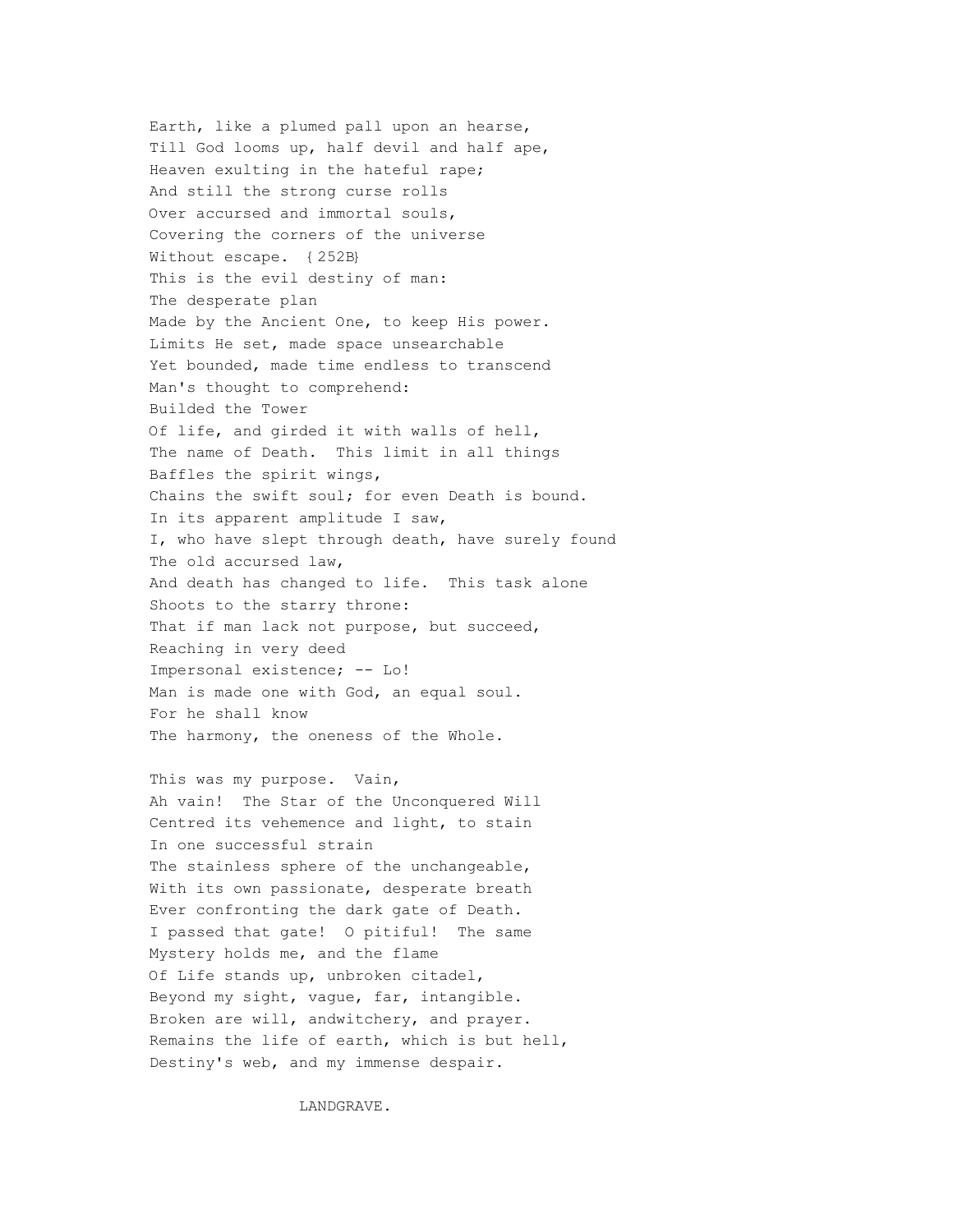Earth, like a plumed pall upon an hearse,  
Till God looms up, half devil and half ape,  
Heaven exulting in the hateful rape;  
And still the strong curse rolls  
Over accursed and immortal souls,  
Covering the corners of the universe  
Without escape. {252B}  
This is the evil destiny of man:  
The desperate plan  
Made by the Ancient One, to keep His power.  
Limits He set, made space unsearchable  
Yet bounded, made time endless to transcend  
Man's thought to comprehend:  
Builded the Tower  
Of life, and girded it with walls of hell,  
The name of Death. This limit in all things  
Baffles the spirit wings,  
Chains the swift soul; for even Death is bound.  
In its apparent amplitude I saw,  
I, who have slept through death, have surely found  
The old accursed law,  
And death has changed to life. This task alone  
Shoots to the starry throne:  
That if man lack not purpose, but succeed,  
Reaching in very deed  
Impersonal existence; -- Lo!  
Man is made one with God, an equal soul.  
For he shall know  
The harmony, the oneness of the Whole.

This was my purpose. Vain,  
Ah vain! The Star of the Unconquered Will  
Centred its vehemence and light, to stain  
In one successful strain  
The stainless sphere of the unchangeable,  
With its own passionate, desperate breath  
Ever confronting the dark gate of Death.  
I passed that gate! O pitiful! The same  
Mystery holds me, and the flame  
Of Life stands up, unbroken citadel,  
Beyond my sight, vague, far, intangible.  
Broken are will, andwitchery, and prayer.  
Remains the life of earth, which is but hell,  
Destiny's web, and my immense despair.

LANDGRAVE.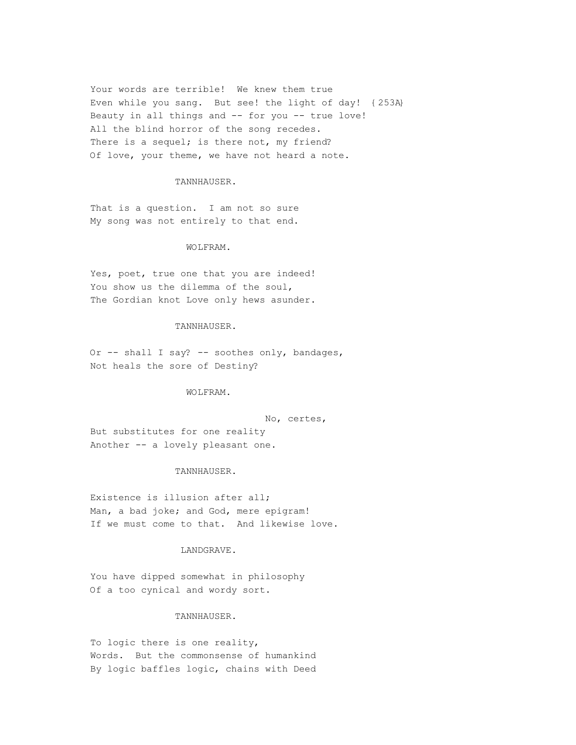Your words are terrible! We knew them true
Even while you sang. But see! the light of day! {253A}
Beauty in all things and -- for you -- true love!
All the blind horror of the song recedes.
There is a sequel; is there not, my friend?
Of love, your theme, we have not heard a note.

TANNHAUSER.

That is a question. I am not so sure
My song was not entirely to that end.

WOLFRAM.

Yes, poet, true one that you are indeed!
You show us the dilemma of the soul,
The Gordian knot Love only hews asunder.

TANNHAUSER.

Or -- shall I say? -- soothes only, bandages,
Not heals the sore of Destiny?

WOLFRAM.

No, certes,
But substitutes for one reality
Another -- a lovely pleasant one.

TANNHAUSER.

Existence is illusion after all;
Man, a bad joke; and God, mere epigram!
If we must come to that. And likewise love.

LANDGRAVE.

You have dipped somewhat in philosophy
Of a too cynical and wordy sort.

TANNHAUSER.

To logic there is one reality,
Words. But the commonsense of humankind
By logic baffles logic, chains with Deed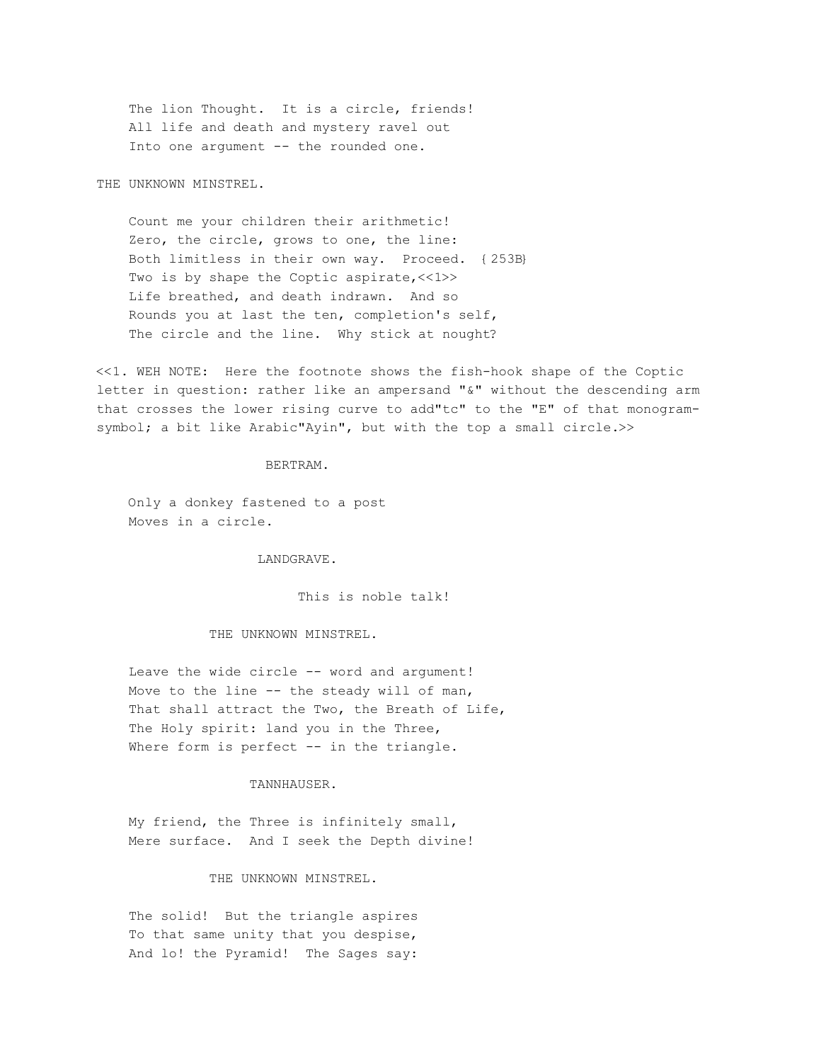The lion Thought. It is a circle, friends!
All life and death and mystery ravel out
Into one argument -- the rounded one.

THE UNKNOWN MINSTREL.

Count me your children their arithmetic!
Zero, the circle, grows to one, the line:
Both limitless in their own way. Proceed. {253B}
Two is by shape the Coptic aspirate,<<1>>
Life breathed, and death indrawn. And so
Rounds you at last the ten, completion's self,
The circle and the line. Why stick at nought?

<<1. WEH NOTE: Here the footnote shows the fish-hook shape of the Coptic letter in question: rather like an ampersand "&" without the descending arm that crosses the lower rising curve to add"tc" to the "E" of that monogram-symbol; a bit like Arabic"Ayin", but with the top a small circle.>>

BERTRAM.

Only a donkey fastened to a post
Moves in a circle.

LANDGRAVE.

This is noble talk!

THE UNKNOWN MINSTREL.

Leave the wide circle -- word and argument!
Move to the line -- the steady will of man,
That shall attract the Two, the Breath of Life,
The Holy spirit: land you in the Three,
Where form is perfect -- in the triangle.

TANNHAUSER.

My friend, the Three is infinitely small,
Mere surface. And I seek the Depth divine!

THE UNKNOWN MINSTREL.

The solid! But the triangle aspires
To that same unity that you despise,
And lo! the Pyramid! The Sages say: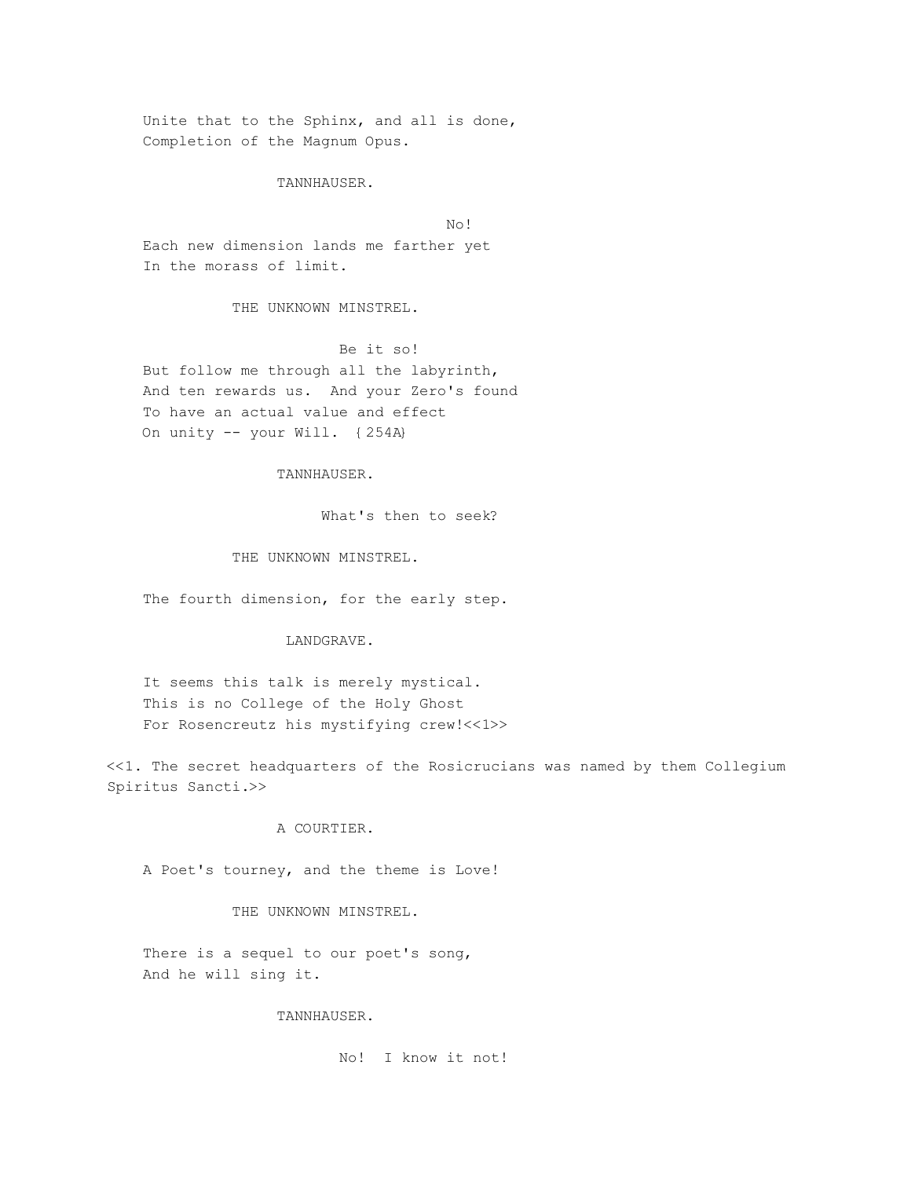Unite that to the Sphinx, and all is done,
Completion of the Magnum Opus.

TANNHAUSER.

No!
Each new dimension lands me farther yet
In the morass of limit.

THE UNKNOWN MINSTREL.

Be it so!
But follow me through all the labyrinth,
And ten rewards us. And your Zero's found
To have an actual value and effect
On unity -- your Will. {254A}

TANNHAUSER.

What's then to seek?

THE UNKNOWN MINSTREL.

The fourth dimension, for the early step.

LANDGRAVE.

It seems this talk is merely mystical.
This is no College of the Holy Ghost
For Rosencreutz his mystifying crew!<<1>>

<<1. The secret headquarters of the Rosicrucians was named by them Collegium Spiritus Sancti.>>

A COURTIER.

A Poet's tourney, and the theme is Love!

THE UNKNOWN MINSTREL.

There is a sequel to our poet's song,
And he will sing it.

TANNHAUSER.

No! I know it not!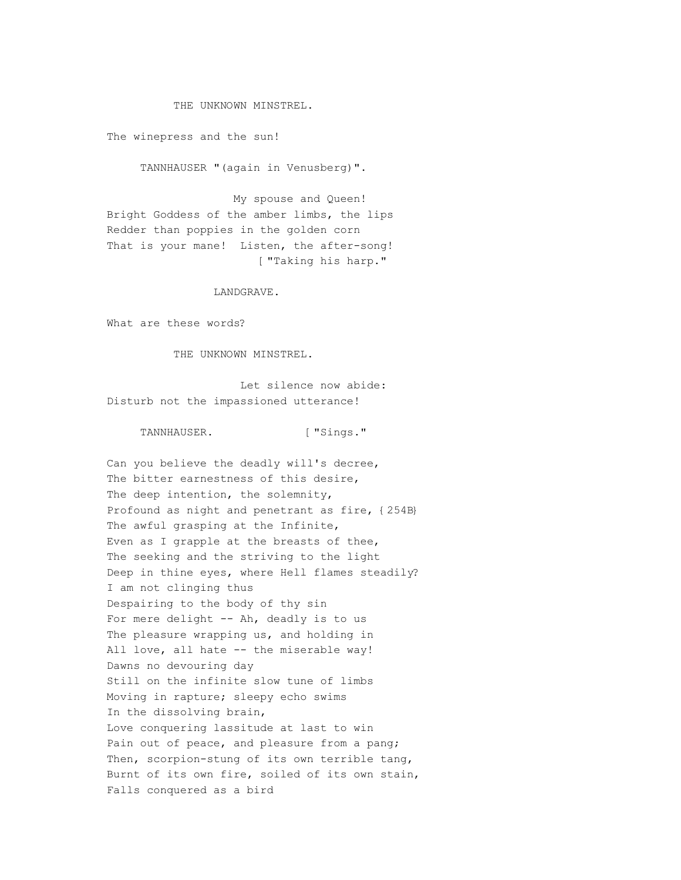THE UNKNOWN MINSTREL.

The winepress and the sun!

TANNHAUSER "(again in Venusberg)".

My spouse and Queen!
Bright Goddess of the amber limbs, the lips
Redder than poppies in the golden corn
That is your mane! Listen, the after-song!
["Taking his harp."

LANDGRAVE.

What are these words?

THE UNKNOWN MINSTREL.

Let silence now abide:
Disturb not the impassioned utterance!

TANNHAUSER. ["Sings."

Can you believe the deadly will's decree,
The bitter earnestness of this desire,
The deep intention, the solemnity,
Profound as night and penetrant as fire, {254B}
The awful grasping at the Infinite,
Even as I grapple at the breasts of thee,
The seeking and the striving to the light
Deep in thine eyes, where Hell flames steadily?
I am not clinging thus
Despairing to the body of thy sin
For mere delight -- Ah, deadly is to us
The pleasure wrapping us, and holding in
All love, all hate -- the miserable way!
Dawns no devouring day
Still on the infinite slow tune of limbs
Moving in rapture; sleepy echo swims
In the dissolving brain,
Love conquering lassitude at last to win
Pain out of peace, and pleasure from a pang;
Then, scorpion-stung of its own terrible tang,
Burnt of its own fire, soiled of its own stain,
Falls conquered as a bird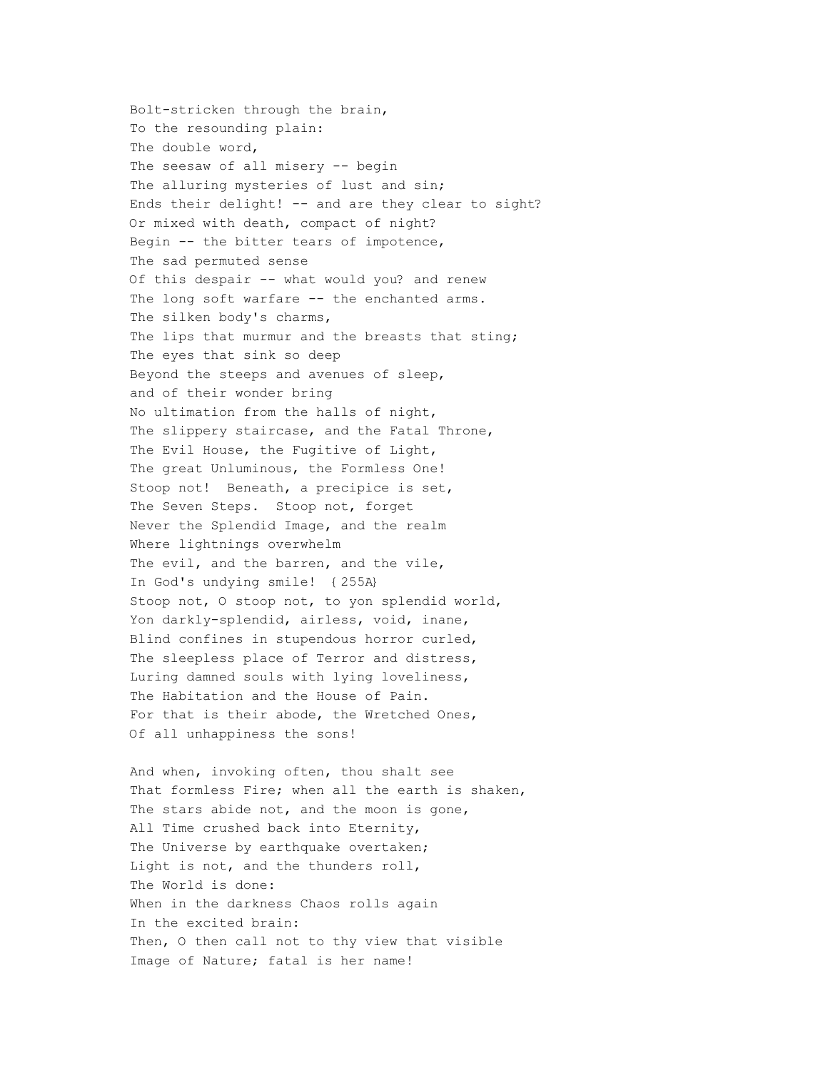Bolt-stricken through the brain,  
To the resounding plain:  
The double word,  
The seesaw of all misery -- begin  
The alluring mysteries of lust and sin;  
Ends their delight! -- and are they clear to sight?  
Or mixed with death, compact of night?  
Begin -- the bitter tears of impotence,  
The sad permuted sense  
Of this despair -- what would you? and renew  
The long soft warfare -- the enchanted arms.  
The silken body's charms,  
The lips that murmur and the breasts that sting;  
The eyes that sink so deep  
Beyond the steeps and avenues of sleep,  
and of their wonder bring  
No ultimation from the halls of night,  
The slippery staircase, and the Fatal Throne,  
The Evil House, the Fugitive of Light,  
The great Unluminous, the Formless One!  
Stoop not!  Beneath, a precipice is set,  
The Seven Steps.  Stoop not, forget  
Never the Splendid Image, and the realm  
Where lightnings overwhelm  
The evil, and the barren, and the vile,  
In God's undying smile! {255A}  
Stoop not, O stoop not, to yon splendid world,  
Yon darkly-splendid, airless, void, inane,  
Blind confines in stupendous horror curled,  
The sleepless place of Terror and distress,  
Luring damned souls with lying loveliness,  
The Habitation and the House of Pain.  
For that is their abode, the Wretched Ones,  
Of all unhappiness the sons!

And when, invoking often, thou shalt see  
That formless Fire; when all the earth is shaken,  
The stars abide not, and the moon is gone,  
All Time crushed back into Eternity,  
The Universe by earthquake overtaken;  
Light is not, and the thunders roll,  
The World is done:  
When in the darkness Chaos rolls again  
In the excited brain:  
Then, O then call not to thy view that visible  
Image of Nature; fatal is her name!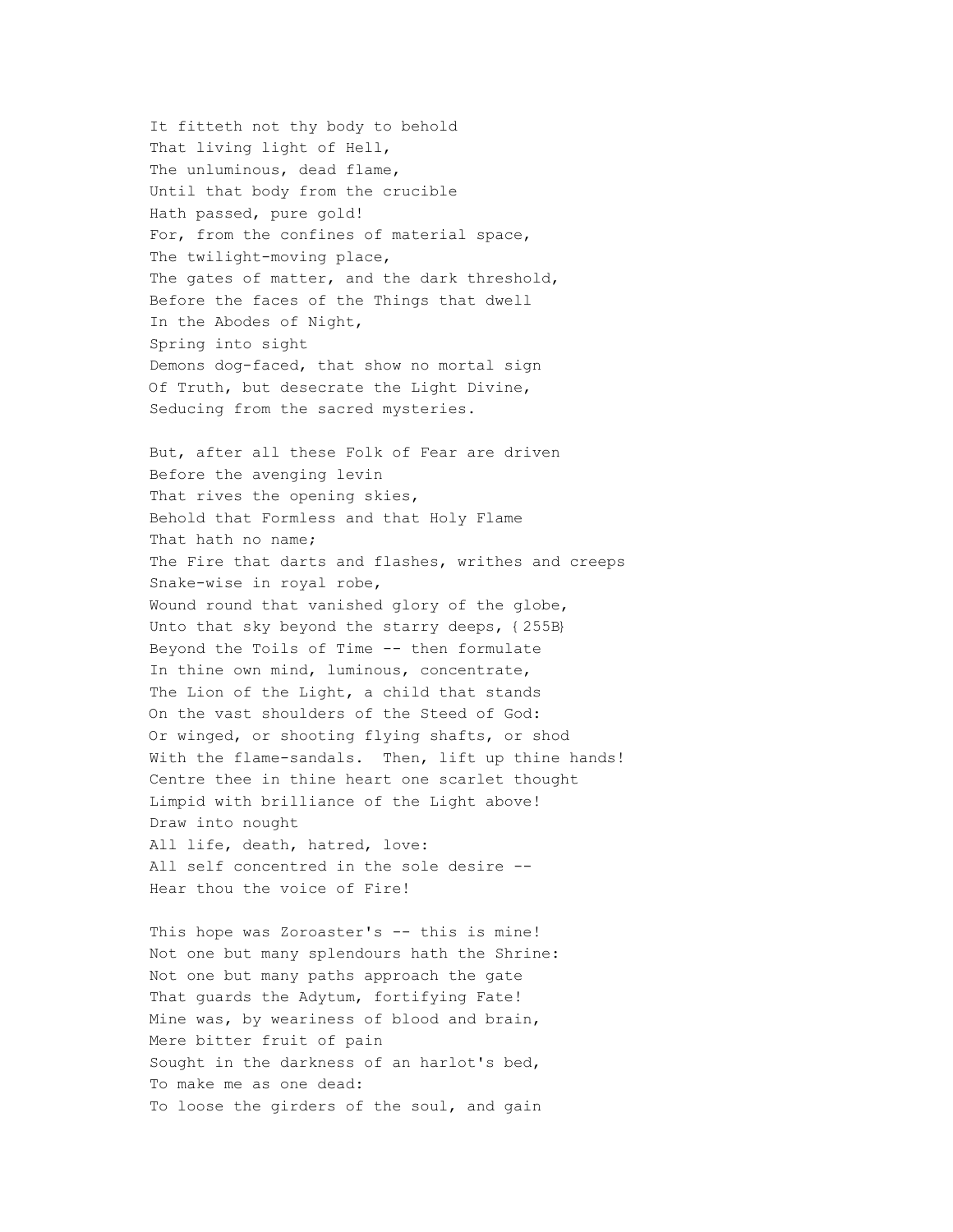It fitteth not thy body to behold
That living light of Hell,
The unluminous, dead flame,
Until that body from the crucible
Hath passed, pure gold!
For, from the confines of material space,
The twilight-moving place,
The gates of matter, and the dark threshold,
Before the faces of the Things that dwell
In the Abodes of Night,
Spring into sight
Demons dog-faced, that show no mortal sign
Of Truth, but desecrate the Light Divine,
Seducing from the sacred mysteries.

But, after all these Folk of Fear are driven
Before the avenging levin
That rives the opening skies,
Behold that Formless and that Holy Flame
That hath no name;
The Fire that darts and flashes, writhes and creeps
Snake-wise in royal robe,
Wound round that vanished glory of the globe,
Unto that sky beyond the starry deeps, {255B}
Beyond the Toils of Time -- then formulate
In thine own mind, luminous, concentrate,
The Lion of the Light, a child that stands
On the vast shoulders of the Steed of God:
Or winged, or shooting flying shafts, or shod
With the flame-sandals. Then, lift up thine hands!
Centre thee in thine heart one scarlet thought
Limpid with brilliance of the Light above!
Draw into nought
All life, death, hatred, love:
All self concentred in the sole desire --
Hear thou the voice of Fire!

This hope was Zoroaster's -- this is mine!
Not one but many splendours hath the Shrine:
Not one but many paths approach the gate
That guards the Adytum, fortifying Fate!
Mine was, by weariness of blood and brain,
Mere bitter fruit of pain
Sought in the darkness of an harlot's bed,
To make me as one dead:
To loose the girders of the soul, and gain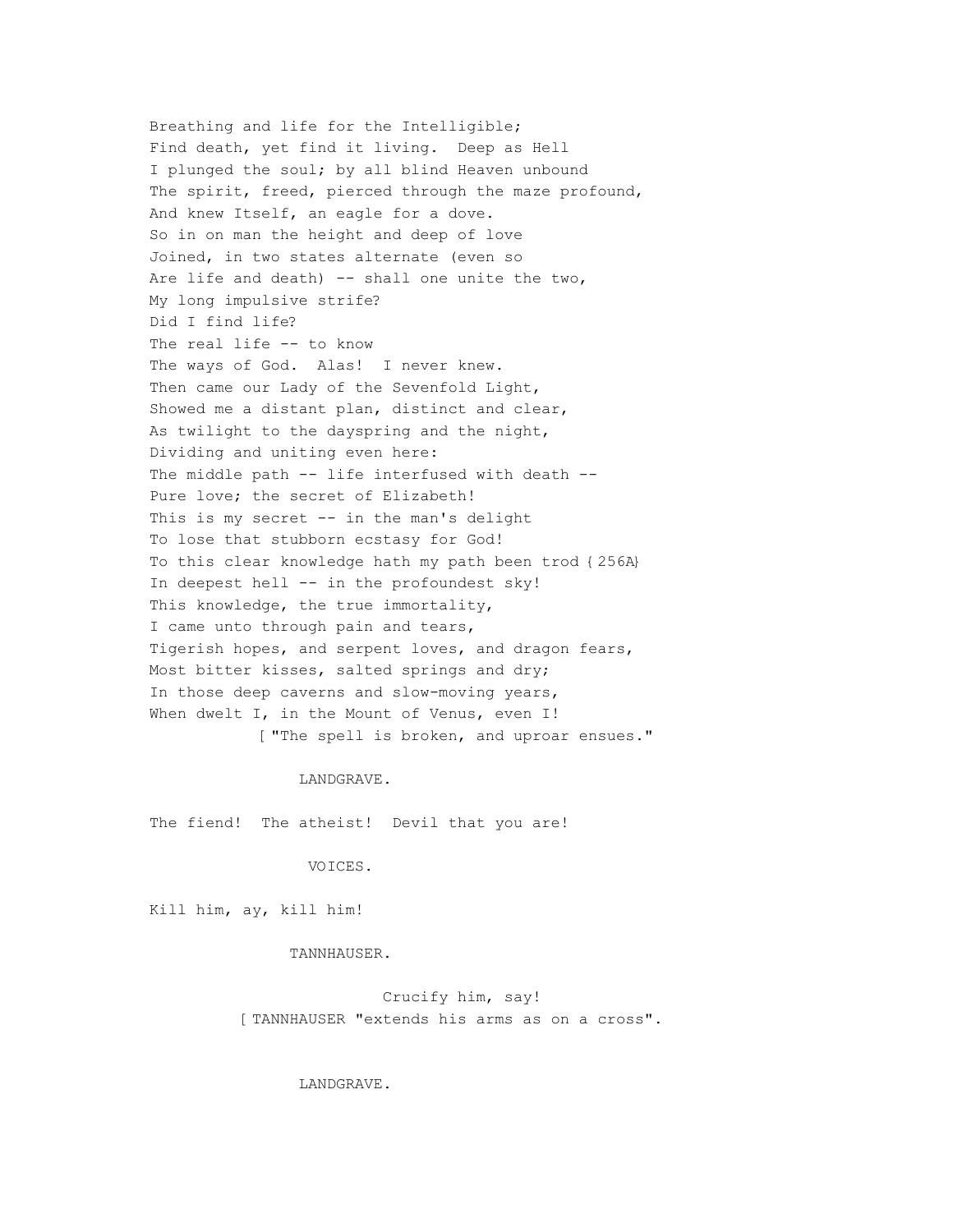Breathing and life for the Intelligible;  
Find death, yet find it living.  Deep as Hell  
I plunged the soul; by all blind Heaven unbound  
The spirit, freed, pierced through the maze profound,  
And knew Itself, an eagle for a dove.  
So in on man the height and deep of love  
Joined, in two states alternate (even so  
Are life and death) -- shall one unite the two,  
My long impulsive strife?  
Did I find life?  
The real life -- to know  
The ways of God.  Alas!  I never knew.  
Then came our Lady of the Sevenfold Light,  
Showed me a distant plan, distinct and clear,  
As twilight to the dayspring and the night,  
Dividing and uniting even here:  
The middle path -- life interfused with death --  
Pure love; the secret of Elizabeth!  
This is my secret -- in the man's delight  
To lose that stubborn ecstasy for God!  
To this clear knowledge hath my path been trod {256A}  
In deepest hell -- in the profoundest sky!  
This knowledge, the true immortality,  
I came unto through pain and tears,  
Tigerish hopes, and serpent loves, and dragon fears,  
Most bitter kisses, salted springs and dry;  
In those deep caverns and slow-moving years,  
When dwelt I, in the Mount of Venus, even I!  
[ "The spell is broken, and uproar ensues."

LANDGRAVE.

The fiend!  The atheist!  Devil that you are!

VOICES.

Kill him, ay, kill him!

TANNHAUSER.

Crucify him, say!  
[ TANNHAUSER "extends his arms as on a cross".

LANDGRAVE.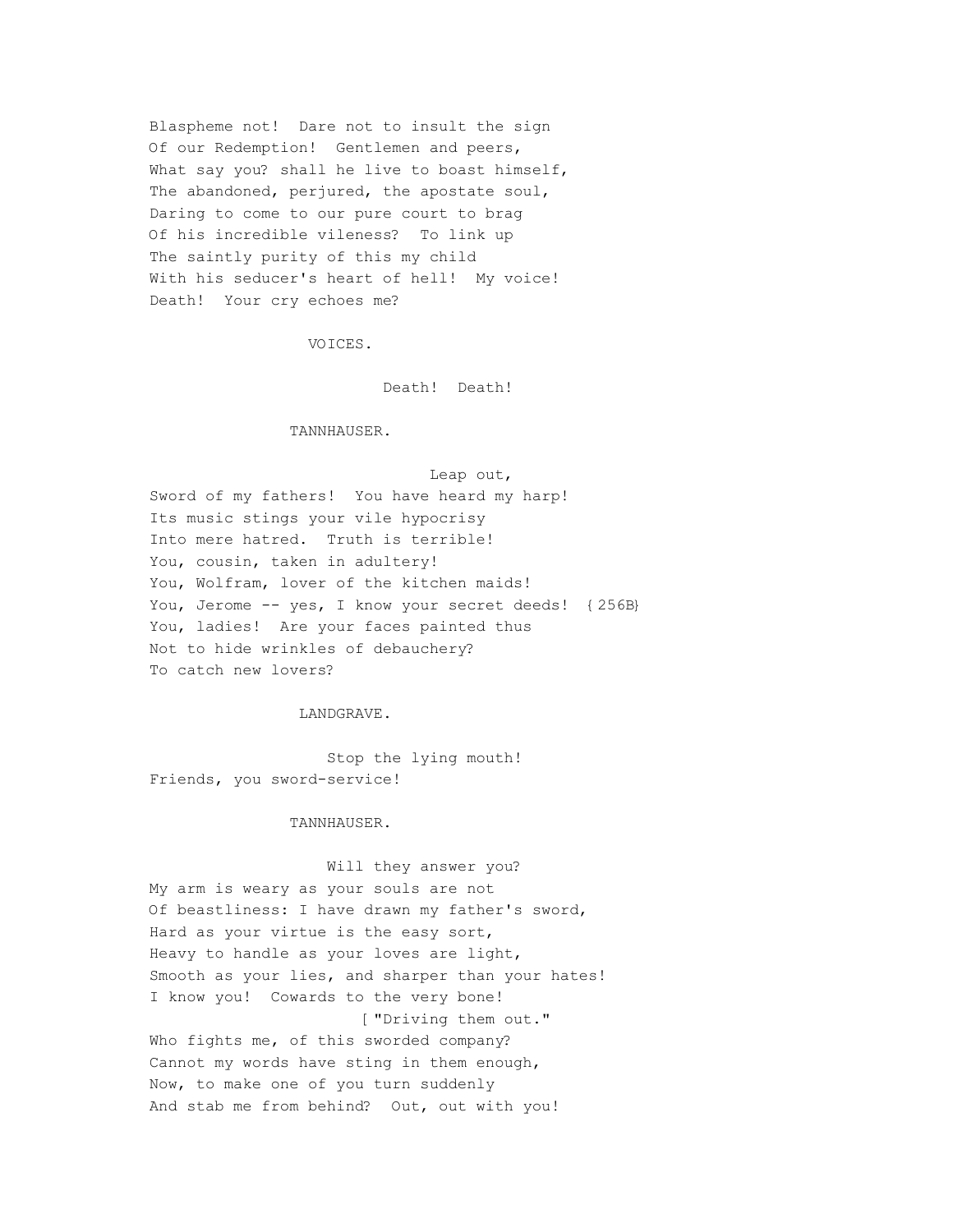Blaspheme not! Dare not to insult the sign
Of our Redemption! Gentlemen and peers,
What say you? shall he live to boast himself,
The abandoned, perjured, the apostate soul,
Daring to come to our pure court to brag
Of his incredible vileness? To link up
The saintly purity of this my child
With his seducer's heart of hell! My voice!
Death! Your cry echoes me?

VOICES.

Death! Death!

TANNHAUSER.

Leap out,
Sword of my fathers! You have heard my harp!
Its music stings your vile hypocrisy
Into mere hatred. Truth is terrible!
You, cousin, taken in adultery!
You, Wolfram, lover of the kitchen maids!
You, Jerome -- yes, I know your secret deeds! {256B}
You, ladies! Are your faces painted thus
Not to hide wrinkles of debauchery?
To catch new lovers?

LANDGRAVE.

Stop the lying mouth!
Friends, you sword-service!

TANNHAUSER.

Will they answer you?
My arm is weary as your souls are not
Of beastliness: I have drawn my father's sword,
Hard as your virtue is the easy sort,
Heavy to handle as your loves are light,
Smooth as your lies, and sharper than your hates!
I know you! Cowards to the very bone!
[ "Driving them out."
Who fights me, of this sworded company?
Cannot my words have sting in them enough,
Now, to make one of you turn suddenly
And stab me from behind? Out, out with you!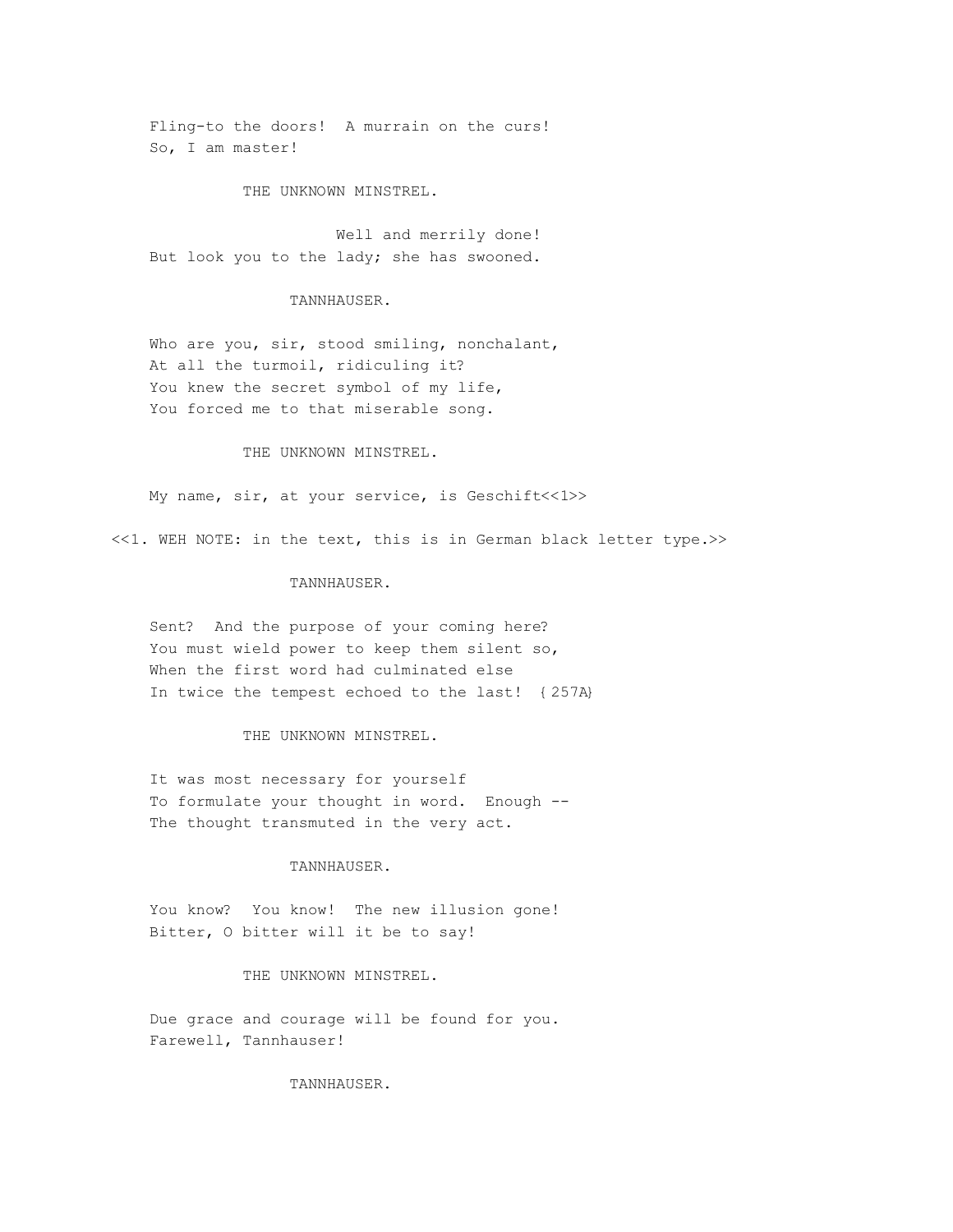Fling-to the doors! A murrain on the curs!
So, I am master!

THE UNKNOWN MINSTREL.

Well and merrily done!
But look you to the lady; she has swooned.

TANNHAUSER.

Who are you, sir, stood smiling, nonchalant,
At all the turmoil, ridiculing it?
You knew the secret symbol of my life,
You forced me to that miserable song.

THE UNKNOWN MINSTREL.

My name, sir, at your service, is Geschift<<1>>

<<1. WEH NOTE: in the text, this is in German black letter type.>>

TANNHAUSER.

Sent? And the purpose of your coming here?
You must wield power to keep them silent so,
When the first word had culminated else
In twice the tempest echoed to the last! {257A}

THE UNKNOWN MINSTREL.

It was most necessary for yourself
To formulate your thought in word. Enough --
The thought transmuted in the very act.

TANNHAUSER.

You know? You know! The new illusion gone!
Bitter, O bitter will it be to say!

THE UNKNOWN MINSTREL.

Due grace and courage will be found for you.
Farewell, Tannhauser!

TANNHAUSER.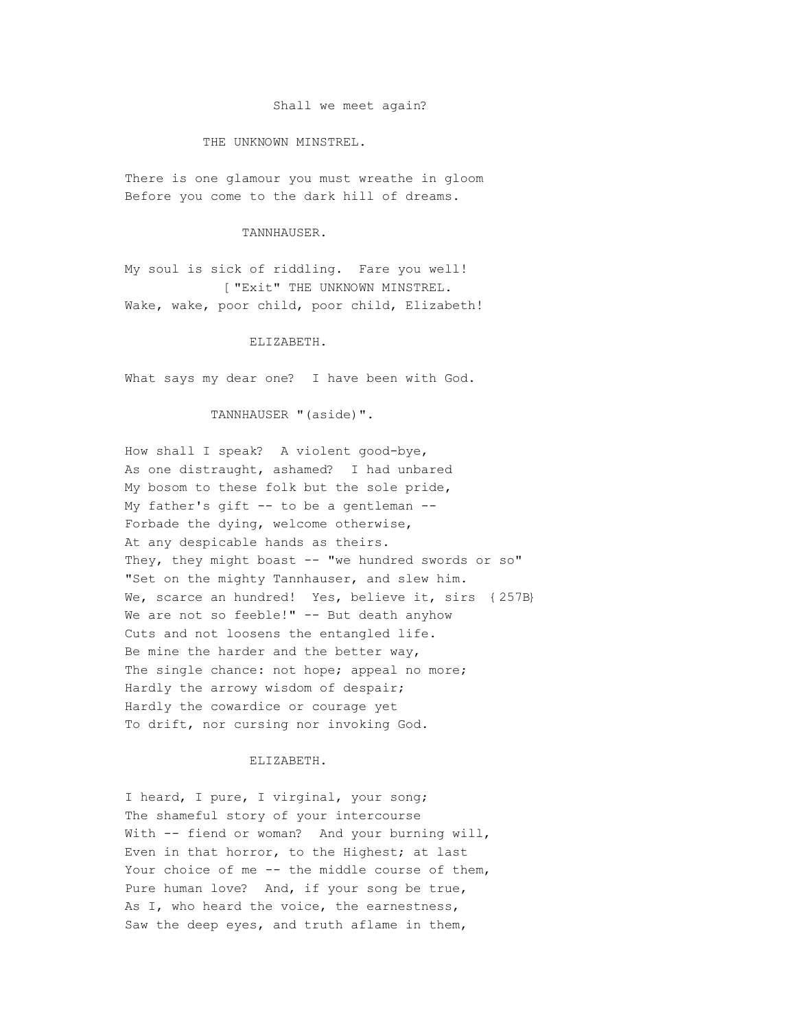Shall we meet again?

THE UNKNOWN MINSTREL.

There is one glamour you must wreathe in gloom  
Before you come to the dark hill of dreams.

TANNHAUSER.

My soul is sick of riddling. Fare you well!  
["Exit" THE UNKNOWN MINSTREL.  
Wake, wake, poor child, poor child, Elizabeth!

ELIZABETH.

What says my dear one? I have been with God.

TANNHAUSER "(aside)".

How shall I speak? A violent good-bye,  
As one distraught, ashamed? I had unbared  
My bosom to these folk but the sole pride,  
My father's gift -- to be a gentleman --  
Forbade the dying, welcome otherwise,  
At any despicable hands as theirs.  
They, they might boast -- "we hundred swords or so"  
"Set on the mighty Tannhauser, and slew him.  
We, scarce an hundred! Yes, believe it, sirs {257B}  
We are not so feeble!" -- But death anyhow  
Cuts and not loosens the entangled life.  
Be mine the harder and the better way,  
The single chance: not hope; appeal no more;  
Hardly the arrowy wisdom of despair;  
Hardly the cowardice or courage yet  
To drift, nor cursing nor invoking God.

ELIZABETH.

I heard, I pure, I virginal, your song;  
The shameful story of your intercourse  
With -- fiend or woman? And your burning will,  
Even in that horror, to the Highest; at last  
Your choice of me -- the middle course of them,  
Pure human love? And, if your song be true,  
As I, who heard the voice, the earnestness,  
Saw the deep eyes, and truth aflame in them,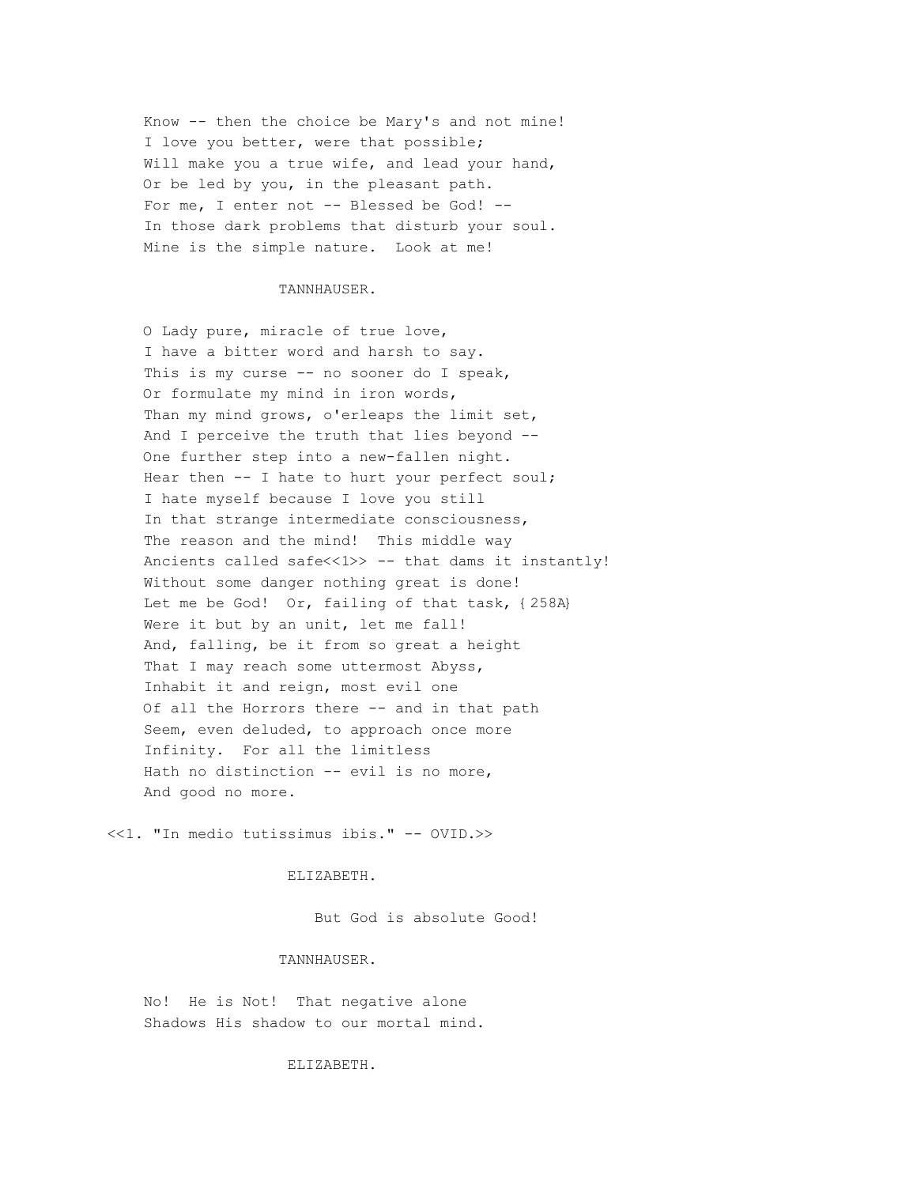Know -- then the choice be Mary's and not mine!
I love you better, were that possible;
Will make you a true wife, and lead your hand,
Or be led by you, in the pleasant path.
For me, I enter not -- Blessed be God! --
In those dark problems that disturb your soul.
Mine is the simple nature.  Look at me!

TANNHAUSER.

O Lady pure, miracle of true love,
I have a bitter word and harsh to say.
This is my curse -- no sooner do I speak,
Or formulate my mind in iron words,
Than my mind grows, o'erleaps the limit set,
And I perceive the truth that lies beyond --
One further step into a new-fallen night.
Hear then -- I hate to hurt your perfect soul;
I hate myself because I love you still
In that strange intermediate consciousness,
The reason and the mind!  This middle way
Ancients called safe<<1>> -- that dams it instantly!
Without some danger nothing great is done!
Let me be God!  Or, failing of that task, {258A}
Were it but by an unit, let me fall!
And, falling, be it from so great a height
That I may reach some uttermost Abyss,
Inhabit it and reign, most evil one
Of all the Horrors there -- and in that path
Seem, even deluded, to approach once more
Infinity.  For all the limitless
Hath no distinction -- evil is no more,
And good no more.

<<1. "In medio tutissimus ibis." -- OVID.>>

ELIZABETH.

But God is absolute Good!

TANNHAUSER.

No!  He is Not!  That negative alone
Shadows His shadow to our mortal mind.

ELIZABETH.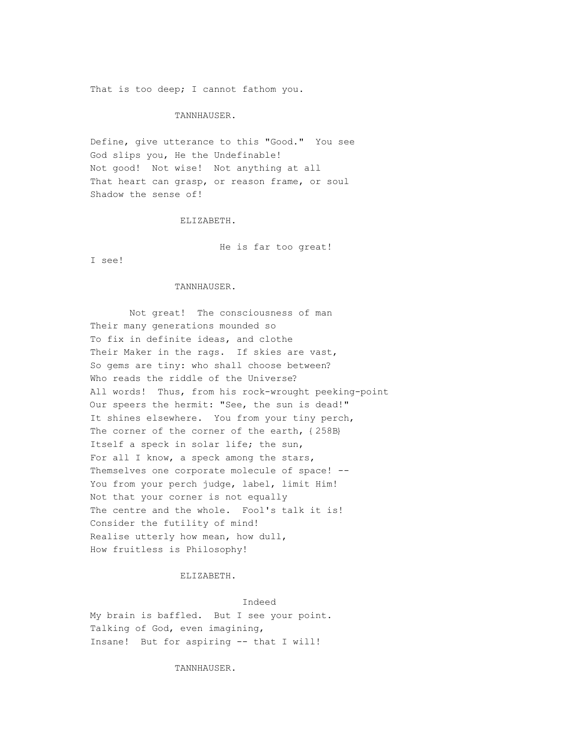That is too deep; I cannot fathom you.

TANNHAUSER.

Define, give utterance to this "Good." You see
God slips you, He the Undefinable!
Not good! Not wise! Not anything at all
That heart can grasp, or reason frame, or soul
Shadow the sense of!

ELIZABETH.

He is far too great!
I see!

TANNHAUSER.

Not great! The consciousness of man
Their many generations mounded so
To fix in definite ideas, and clothe
Their Maker in the rags. If skies are vast,
So gems are tiny: who shall choose between?
Who reads the riddle of the Universe?
All words! Thus, from his rock-wrought peeking-point
Our speers the hermit: "See, the sun is dead!"
It shines elsewhere. You from your tiny perch,
The corner of the corner of the earth, {258B}
Itself a speck in solar life; the sun,
For all I know, a speck among the stars,
Themselves one corporate molecule of space! --
You from your perch judge, label, limit Him!
Not that your corner is not equally
The centre and the whole. Fool's talk it is!
Consider the futility of mind!
Realise utterly how mean, how dull,
How fruitless is Philosophy!

ELIZABETH.

Indeed
My brain is baffled. But I see your point.
Talking of God, even imagining,
Insane! But for aspiring -- that I will!

TANNHAUSER.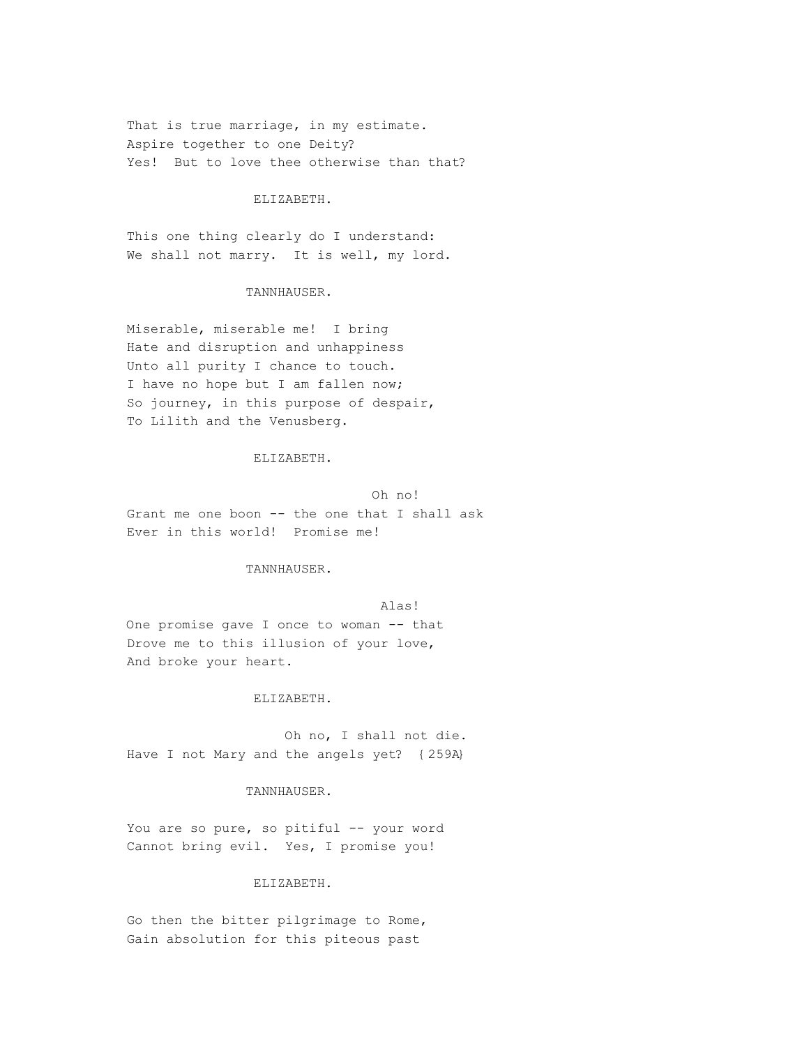That is true marriage, in my estimate.
Aspire together to one Deity?
Yes! But to love thee otherwise than that?

ELIZABETH.

This one thing clearly do I understand:
We shall not marry. It is well, my lord.

TANNHAUSER.

Miserable, miserable me! I bring
Hate and disruption and unhappiness
Unto all purity I chance to touch.
I have no hope but I am fallen now;
So journey, in this purpose of despair,
To Lilith and the Venusberg.

ELIZABETH.

Oh no!
Grant me one boon -- the one that I shall ask
Ever in this world! Promise me!

TANNHAUSER.

Alas!
One promise gave I once to woman -- that
Drove me to this illusion of your love,
And broke your heart.

ELIZABETH.

Oh no, I shall not die.
Have I not Mary and the angels yet? {259A}

TANNHAUSER.

You are so pure, so pitiful -- your word
Cannot bring evil. Yes, I promise you!

ELIZABETH.

Go then the bitter pilgrimage to Rome,
Gain absolution for this piteous past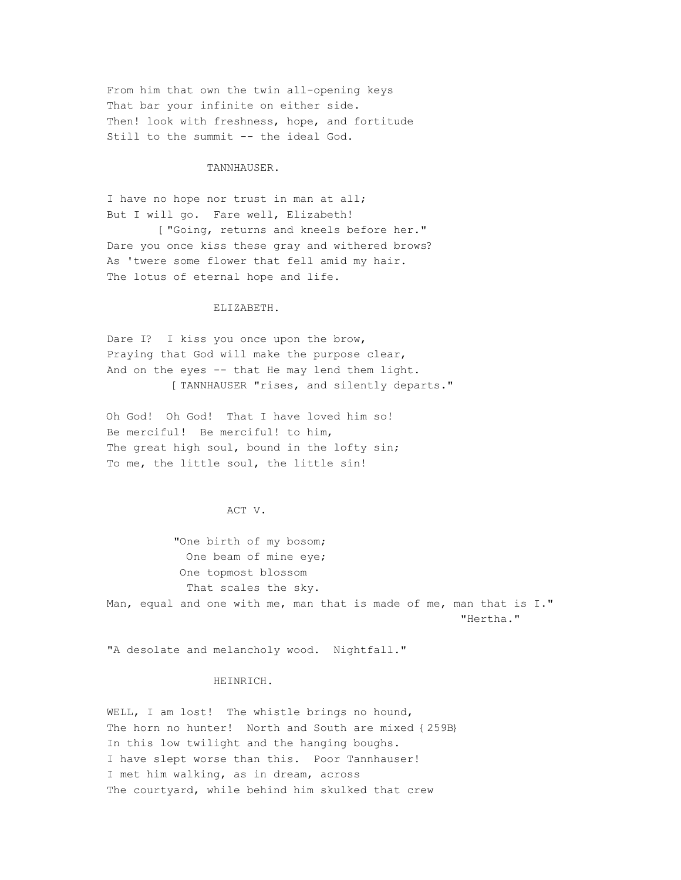From him that own the twin all-opening keys
That bar your infinite on either side.
Then! look with freshness, hope, and fortitude
Still to the summit -- the ideal God.

TANNHAUSER.

I have no hope nor trust in man at all;
But I will go. Fare well, Elizabeth!
[ "Going, returns and kneels before her."
Dare you once kiss these gray and withered brows?
As 'twere some flower that fell amid my hair.
The lotus of eternal hope and life.

ELIZABETH.

Dare I? I kiss you once upon the brow,
Praying that God will make the purpose clear,
And on the eyes -- that He may lend them light.
[ TANNHAUSER "rises, and silently departs."

Oh God! Oh God! That I have loved him so!
Be merciful! Be merciful! to him,
The great high soul, bound in the lofty sin;
To me, the little soul, the little sin!

## ACT V.

"One birth of my bosom;
One beam of mine eye;
One topmost blossom
That scales the sky.
Man, equal and one with me, man that is made of me, man that is I."
"Hertha."

"A desolate and melancholy wood. Nightfall."

HEINRICH.

WELL, I am lost! The whistle brings no hound,
The horn no hunter! North and South are mixed {259B}
In this low twilight and the hanging boughs.
I have slept worse than this. Poor Tannhauser!
I met him walking, as in dream, across
The courtyard, while behind him skulked that crew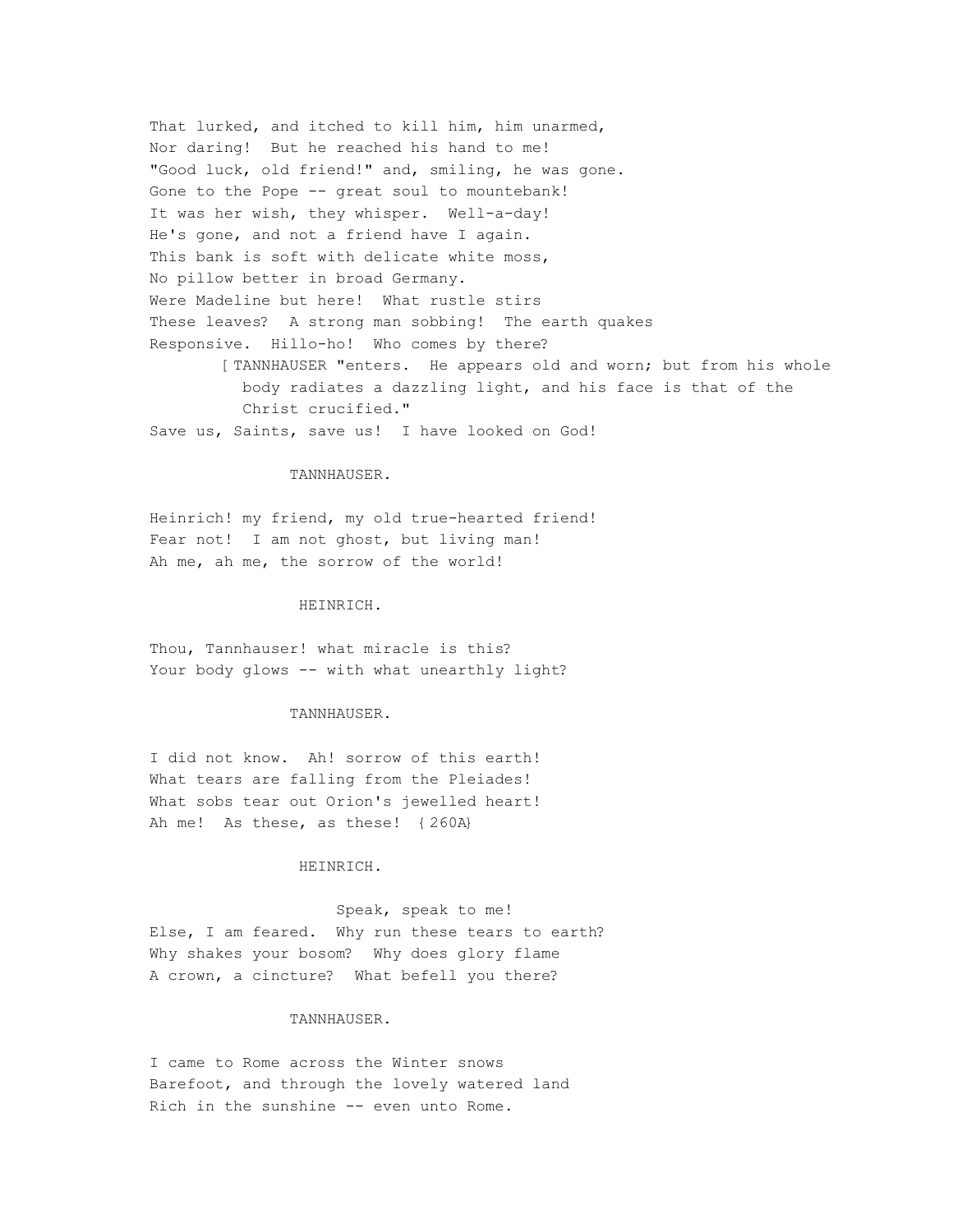That lurked, and itched to kill him, him unarmed,
Nor daring! But he reached his hand to me!
"Good luck, old friend!" and, smiling, he was gone.
Gone to the Pope -- great soul to mountebank!
It was her wish, they whisper. Well-a-day!
He's gone, and not a friend have I again.
This bank is soft with delicate white moss,
No pillow better in broad Germany.
Were Madeline but here! What rustle stirs
These leaves? A strong man sobbing! The earth quakes
Responsive. Hillo-ho! Who comes by there?

[ TANNHAUSER "enters. He appears old and worn; but from his whole body radiates a dazzling light, and his face is that of the Christ crucified."

Save us, Saints, save us! I have looked on God!

TANNHAUSER.

Heinrich! my friend, my old true-hearted friend!
Fear not! I am not ghost, but living man!
Ah me, ah me, the sorrow of the world!

HEINRICH.

Thou, Tannhauser! what miracle is this?
Your body glows -- with what unearthly light?

TANNHAUSER.

I did not know. Ah! sorrow of this earth!
What tears are falling from the Pleiades!
What sobs tear out Orion's jewelled heart!
Ah me! As these, as these! {260A}

HEINRICH.

Speak, speak to me!
Else, I am feared. Why run these tears to earth?
Why shakes your bosom? Why does glory flame
A crown, a cincture? What befell you there?

TANNHAUSER.

I came to Rome across the Winter snows
Barefoot, and through the lovely watered land
Rich in the sunshine -- even unto Rome.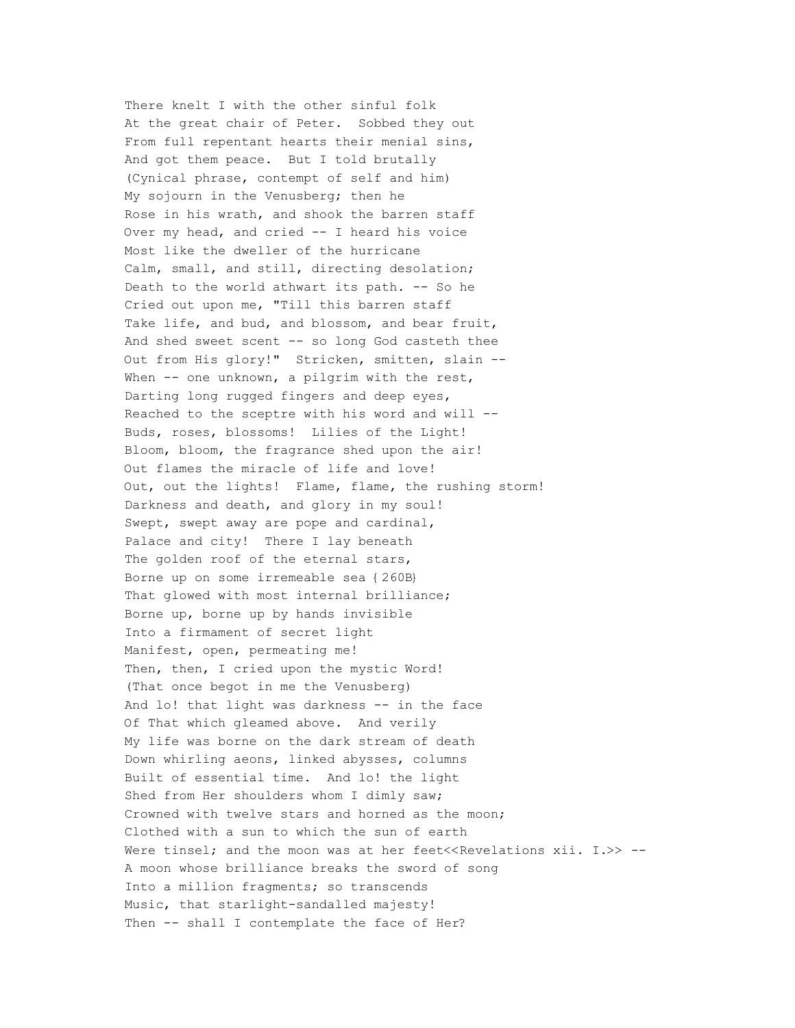There knelt I with the other sinful folk
At the great chair of Peter. Sobbed they out
From full repentant hearts their menial sins,
And got them peace. But I told brutally
(Cynical phrase, contempt of self and him)
My sojourn in the Venusberg; then he
Rose in his wrath, and shook the barren staff
Over my head, and cried -- I heard his voice
Most like the dweller of the hurricane
Calm, small, and still, directing desolation;
Death to the world athwart its path. -- So he
Cried out upon me, "Till this barren staff
Take life, and bud, and blossom, and bear fruit,
And shed sweet scent -- so long God casteth thee
Out from His glory!" Stricken, smitten, slain --
When -- one unknown, a pilgrim with the rest,
Darting long rugged fingers and deep eyes,
Reached to the sceptre with his word and will --
Buds, roses, blossoms! Lilies of the Light!
Bloom, bloom, the fragrance shed upon the air!
Out flames the miracle of life and love!
Out, out the lights! Flame, flame, the rushing storm!
Darkness and death, and glory in my soul!
Swept, swept away are pope and cardinal,
Palace and city! There I lay beneath
The golden roof of the eternal stars,
Borne up on some irremeable sea {260B}
That glowed with most internal brilliance;
Borne up, borne up by hands invisible
Into a firmament of secret light
Manifest, open, permeating me!
Then, then, I cried upon the mystic Word!
(That once begot in me the Venusberg)
And lo! that light was darkness -- in the face
Of That which gleamed above. And verily
My life was borne on the dark stream of death
Down whirling aeons, linked abysses, columns
Built of essential time. And lo! the light
Shed from Her shoulders whom I dimly saw;
Crowned with twelve stars and horned as the moon;
Clothed with a sun to which the sun of earth
Were tinsel; and the moon was at her feet<<Revelations xii. I.>> --
A moon whose brilliance breaks the sword of song
Into a million fragments; so transcends
Music, that starlight-sandalled majesty!
Then -- shall I contemplate the face of Her?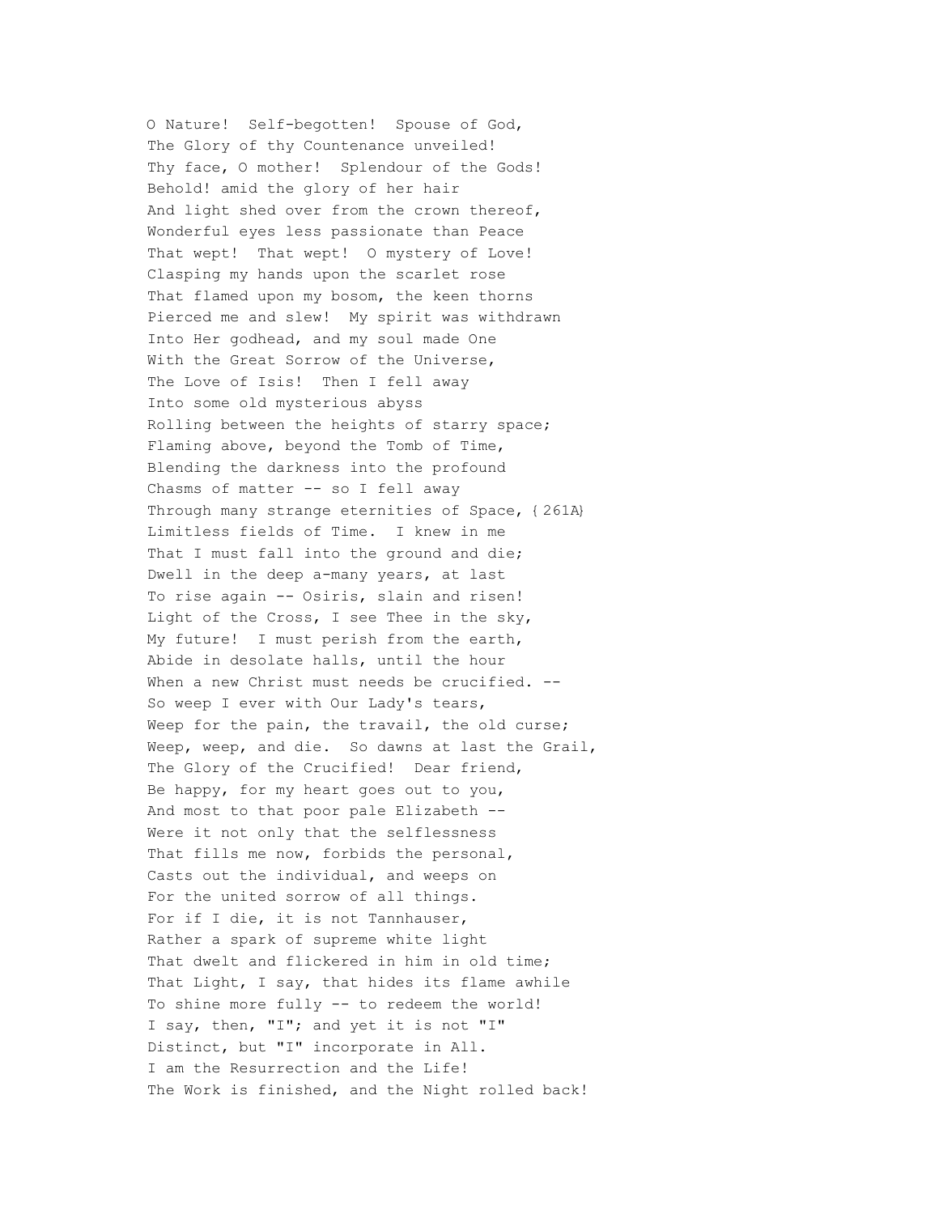O Nature! Self-begotten! Spouse of God,
The Glory of thy Countenance unveiled!
Thy face, O mother! Splendour of the Gods!
Behold! amid the glory of her hair
And light shed over from the crown thereof,
Wonderful eyes less passionate than Peace
That wept! That wept! O mystery of Love!
Clasping my hands upon the scarlet rose
That flamed upon my bosom, the keen thorns
Pierced me and slew! My spirit was withdrawn
Into Her godhead, and my soul made One
With the Great Sorrow of the Universe,
The Love of Isis! Then I fell away
Into some old mysterious abyss
Rolling between the heights of starry space;
Flaming above, beyond the Tomb of Time,
Blending the darkness into the profound
Chasms of matter -- so I fell away
Through many strange eternities of Space, {261A}
Limitless fields of Time. I knew in me
That I must fall into the ground and die;
Dwell in the deep a-many years, at last
To rise again -- Osiris, slain and risen!
Light of the Cross, I see Thee in the sky,
My future! I must perish from the earth,
Abide in desolate halls, until the hour
When a new Christ must needs be crucified. --
So weep I ever with Our Lady's tears,
Weep for the pain, the travail, the old curse;
Weep, weep, and die. So dawns at last the Grail,
The Glory of the Crucified! Dear friend,
Be happy, for my heart goes out to you,
And most to that poor pale Elizabeth --
Were it not only that the selflessness
That fills me now, forbids the personal,
Casts out the individual, and weeps on
For the united sorrow of all things.
For if I die, it is not Tannhauser,
Rather a spark of supreme white light
That dwelt and flickered in him in old time;
That Light, I say, that hides its flame awhile
To shine more fully -- to redeem the world!
I say, then, "I"; and yet it is not "I"
Distinct, but "I" incorporate in All.
I am the Resurrection and the Life!
The Work is finished, and the Night rolled back!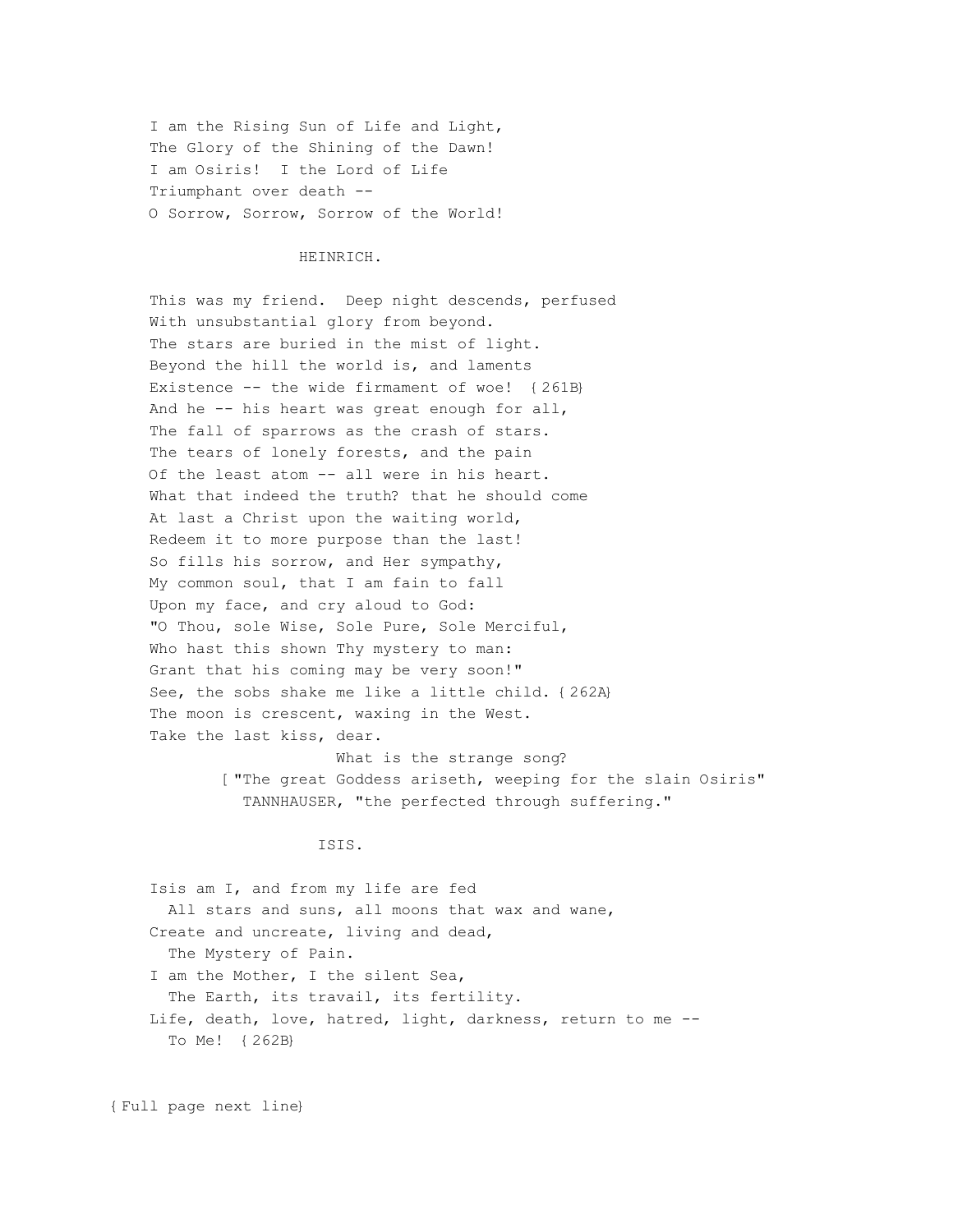I am the Rising Sun of Life and Light,  
The Glory of the Shining of the Dawn!  
I am Osiris! I the Lord of Life  
Triumphant over death --  
O Sorrow, Sorrow, Sorrow of the World!

HEINRICH.

This was my friend. Deep night descends, perfused  
With unsubstantial glory from beyond.  
The stars are buried in the mist of light.  
Beyond the hill the world is, and laments  
Existence -- the wide firmament of woe! {261B}  
And he -- his heart was great enough for all,  
The fall of sparrows as the crash of stars.  
The tears of lonely forests, and the pain  
Of the least atom -- all were in his heart.  
What that indeed the truth? that he should come  
At last a Christ upon the waiting world,  
Redeem it to more purpose than the last!  
So fills his sorrow, and Her sympathy,  
My common soul, that I am fain to fall  
Upon my face, and cry aloud to God:  
"O Thou, sole Wise, Sole Pure, Sole Merciful,  
Who hast this shown Thy mystery to man:  
Grant that his coming may be very soon!"  
See, the sobs shake me like a little child. {262A}  
The moon is crescent, waxing in the West.  
Take the last kiss, dear.  
What is the strange song?  
[ "The great Goddess ariseth, weeping for the slain Osiris"  
TANNHAUSER, "the perfected through suffering."

ISIS.

Isis am I, and from my life are fed  
All stars and suns, all moons that wax and wane,  
Create and uncreate, living and dead,  
The Mystery of Pain.  
I am the Mother, I the silent Sea,  
The Earth, its travail, its fertility.  
Life, death, love, hatred, light, darkness, return to me --  
To Me! {262B}

{Full page next line}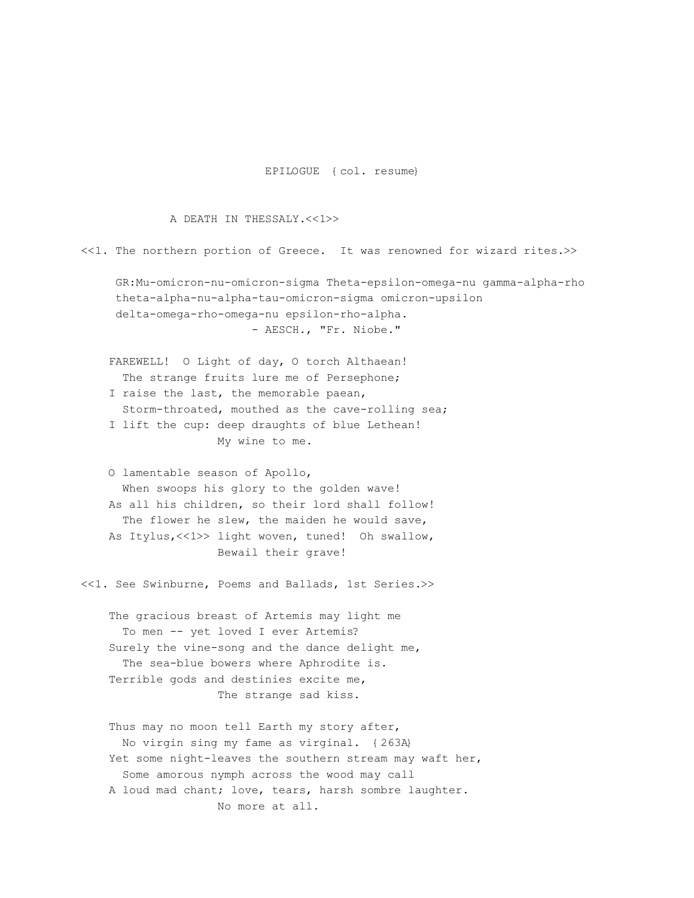EPILOGUE {col. resume}

## A DEATH IN THESSALY.<<1>>

<<1. The northern portion of Greece. It was renowned for wizard rites.>>

> GR:Mu-omicron-nu-omicron-sigma Theta-epsilon-omega-nu gamma-alpha-rho theta-alpha-nu-alpha-tau-omicron-sigma omicron-upsilon delta-omega-rho-omega-nu epsilon-rho-alpha.
>
> \- AESCH., "Fr. Niobe."

FAREWELL! O Light of day, O torch Althaean!  
  The strange fruits lure me of Persephone;  
I raise the last, the memorable paean,  
  Storm-throated, mouthed as the cave-rolling sea;  
I lift the cup: deep draughts of blue Lethean!  
      My wine to me.

O lamentable season of Apollo,  
  When swoops his glory to the golden wave!  
As all his children, so their lord shall follow!  
  The flower he slew, the maiden he would save,  
As Itylus,<<1>> light woven, tuned! Oh swallow,  
      Bewail their grave!

<<1. See Swinburne, Poems and Ballads, 1st Series.>>

The gracious breast of Artemis may light me  
  To men -- yet loved I ever Artemis?  
Surely the vine-song and the dance delight me,  
  The sea-blue bowers where Aphrodite is.  
Terrible gods and destinies excite me,  
      The strange sad kiss.

Thus may no moon tell Earth my story after,  
  No virgin sing my fame as virginal. {263A}  
Yet some night-leaves the southern stream may waft her,  
  Some amorous nymph across the wood may call  
A loud mad chant; love, tears, harsh sombre laughter.  
      No more at all.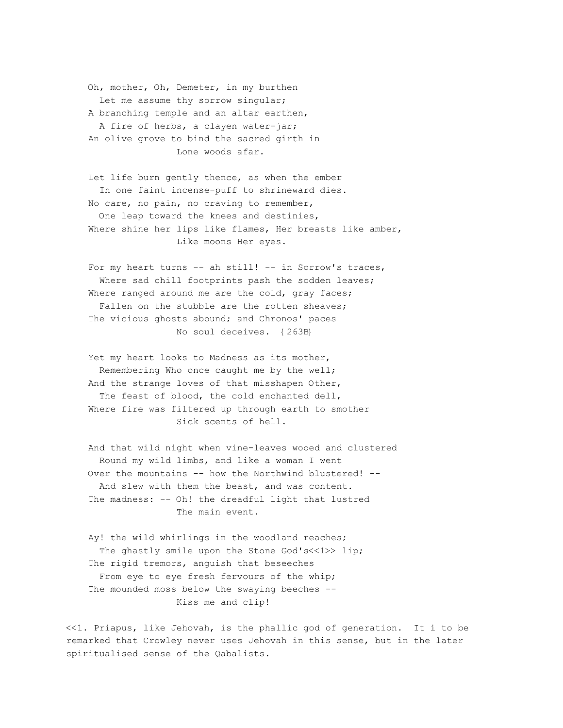Oh, mother, Oh, Demeter, in my burthen  
  Let me assume thy sorrow singular;  
A branching temple and an altar earthen,  
  A fire of herbs, a clayen water-jar;  
An olive grove to bind the sacred girth in  
        Lone woods afar.

Let life burn gently thence, as when the ember  
  In one faint incense-puff to shrineward dies.  
No care, no pain, no craving to remember,  
  One leap toward the knees and destinies,  
Where shine her lips like flames, Her breasts like amber,  
        Like moons Her eyes.

For my heart turns -- ah still! -- in Sorrow's traces,  
  Where sad chill footprints pash the sodden leaves;  
Where ranged around me are the cold, gray faces;  
  Fallen on the stubble are the rotten sheaves;  
The vicious ghosts abound; and Chronos' paces  
        No soul deceives. {263B}

Yet my heart looks to Madness as its mother,  
  Remembering Who once caught me by the well;  
And the strange loves of that misshapen Other,  
  The feast of blood, the cold enchanted dell,  
Where fire was filtered up through earth to smother  
        Sick scents of hell.

And that wild night when vine-leaves wooed and clustered  
  Round my wild limbs, and like a woman I went  
Over the mountains -- how the Northwind blustered! --  
  And slew with them the beast, and was content.  
The madness: -- Oh! the dreadful light that lustred  
        The main event.

Ay! the wild whirlings in the woodland reaches;  
  The ghastly smile upon the Stone God's<<1>> lip;  
The rigid tremors, anguish that beseeches  
  From eye to eye fresh fervours of the whip;  
The mounded moss below the swaying beeches --  
        Kiss me and clip!

<<1. Priapus, like Jehovah, is the phallic god of generation. It i to be remarked that Crowley never uses Jehovah in this sense, but in the later spiritualised sense of the Qabalists.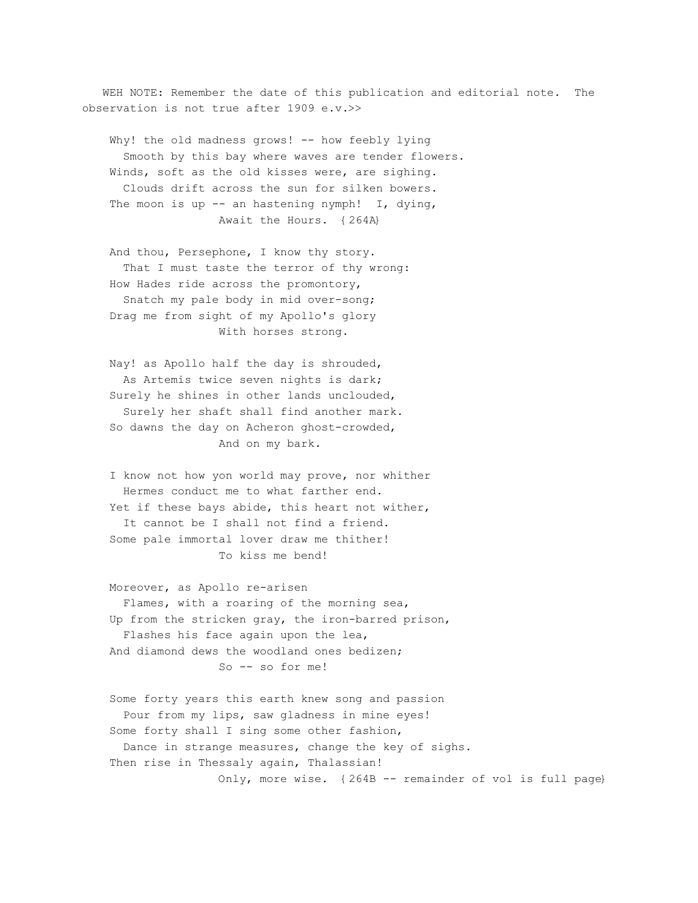WEH NOTE: Remember the date of this publication and editorial note. The observation is not true after 1909 e.v.>>

Why! the old madness grows! -- how feebly lying
  Smooth by this bay where waves are tender flowers.
Winds, soft as the old kisses were, are sighing.
  Clouds drift across the sun for silken bowers.
The moon is up -- an hastening nymph! I, dying,
          Await the Hours. {264A}

And thou, Persephone, I know thy story.
  That I must taste the terror of thy wrong:
How Hades ride across the promontory,
  Snatch my pale body in mid over-song;
Drag me from sight of my Apollo's glory
          With horses strong.

Nay! as Apollo half the day is shrouded,
  As Artemis twice seven nights is dark;
Surely he shines in other lands unclouded,
  Surely her shaft shall find another mark.
So dawns the day on Acheron ghost-crowded,
          And on my bark.

I know not how yon world may prove, nor whither
  Hermes conduct me to what farther end.
Yet if these bays abide, this heart not wither,
  It cannot be I shall not find a friend.
Some pale immortal lover draw me thither!
          To kiss me bend!

Moreover, as Apollo re-arisen
  Flames, with a roaring of the morning sea,
Up from the stricken gray, the iron-barred prison,
  Flashes his face again upon the lea,
And diamond dews the woodland ones bedizen;
          So -- so for me!

Some forty years this earth knew song and passion
  Pour from my lips, saw gladness in mine eyes!
Some forty shall I sing some other fashion,
  Dance in strange measures, change the key of sighs.
Then rise in Thessaly again, Thalassian!
          Only, more wise. {264B -- remainder of vol is full page}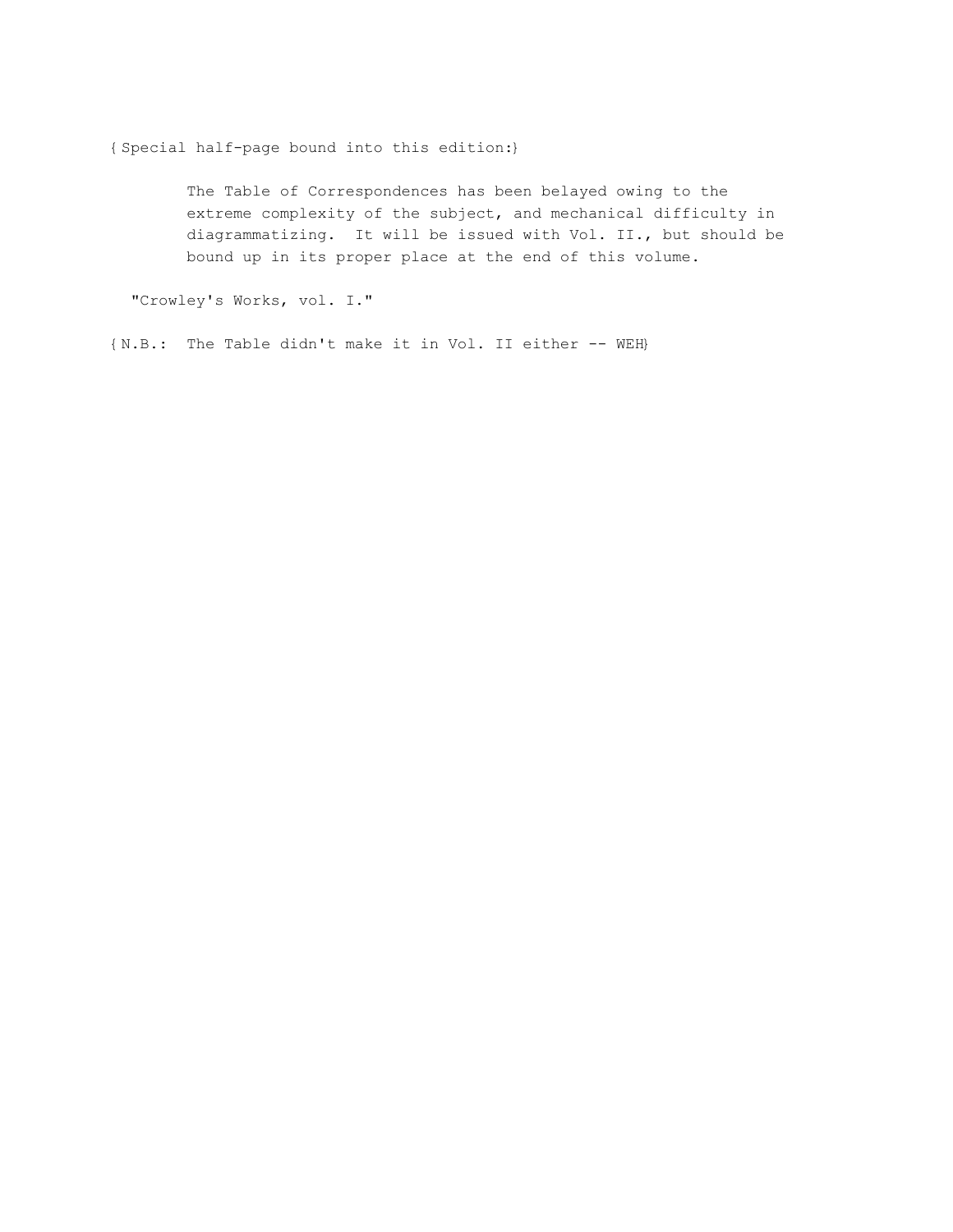{Special half-page bound into this edition:}

> The Table of Correspondences has been belayed owing to the extreme complexity of the subject, and mechanical difficulty in diagrammatizing. It will be issued with Vol. II., but should be bound up in its proper place at the end of this volume.

"Crowley's Works, vol. I."

{N.B.: The Table didn't make it in Vol. II either -- WEH}